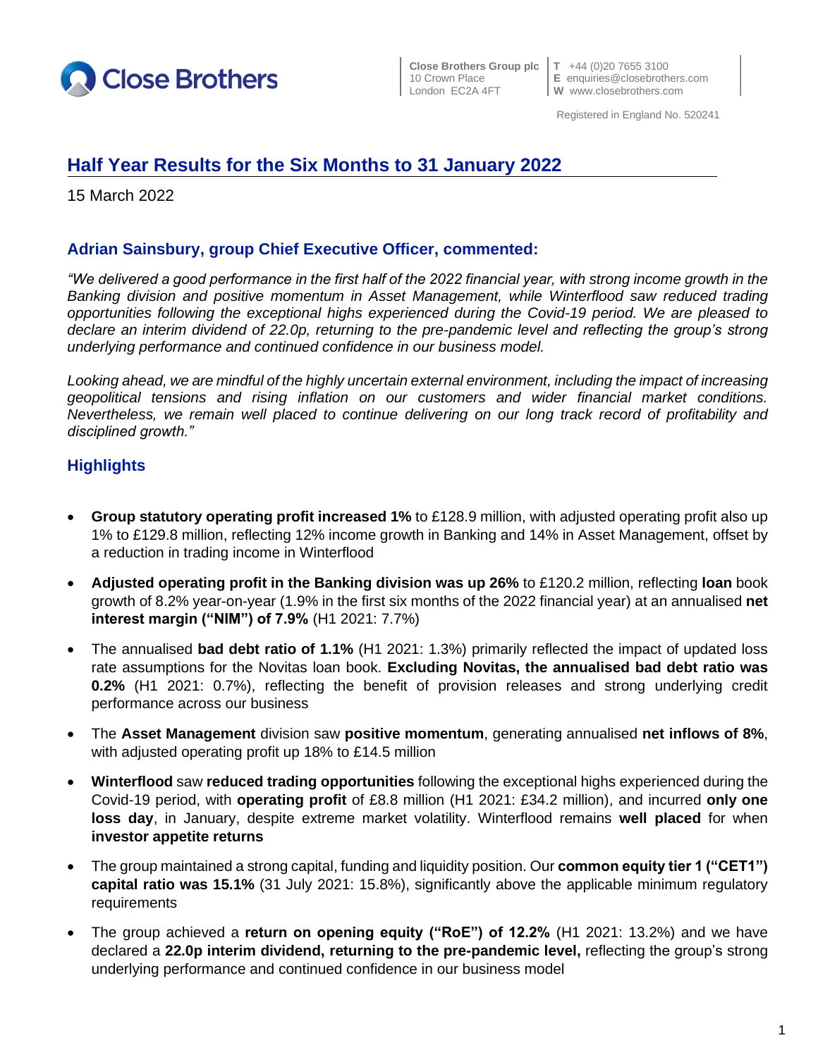Close Brothers

Close Brothers Group plc
10 Crown Place
London EC2A 4FT

T +44 (0)20 7655 3100
E enquiries@closebrothers.com
W www.closebrothers.com

Registered in England No. 520241

# Half Year Results for the Six Months to 31 January 2022

15 March 2022

## Adrian Sainsbury, group Chief Executive Officer, commented:

*"We delivered a good performance in the first half of the 2022 financial year, with strong income growth in the Banking division and positive momentum in Asset Management, while Winterflood saw reduced trading opportunities following the exceptional highs experienced during the Covid-19 period. We are pleased to declare an interim dividend of 22.0p, returning to the pre-pandemic level and reflecting the group's strong underlying performance and continued confidence in our business model.*

*Looking ahead, we are mindful of the highly uncertain external environment, including the impact of increasing geopolitical tensions and rising inflation on our customers and wider financial market conditions. Nevertheless, we remain well placed to continue delivering on our long track record of profitability and disciplined growth."*

## Highlights

- **Group statutory operating profit increased 1%** to £128.9 million, with adjusted operating profit also up 1% to £129.8 million, reflecting 12% income growth in Banking and 14% in Asset Management, offset by a reduction in trading income in Winterflood
- **Adjusted operating profit in the Banking division was up 26%** to £120.2 million, reflecting **loan** book growth of 8.2% year-on-year (1.9% in the first six months of the 2022 financial year) at an annualised **net interest margin ("NIM") of 7.9%** (H1 2021: 7.7%)
- The annualised **bad debt ratio of 1.1%** (H1 2021: 1.3%) primarily reflected the impact of updated loss rate assumptions for the Novitas loan book. **Excluding Novitas, the annualised bad debt ratio was 0.2%** (H1 2021: 0.7%), reflecting the benefit of provision releases and strong underlying credit performance across our business
- The **Asset Management** division saw **positive momentum**, generating annualised **net inflows of 8%**, with adjusted operating profit up 18% to £14.5 million
- **Winterflood** saw **reduced trading opportunities** following the exceptional highs experienced during the Covid-19 period, with **operating profit** of £8.8 million (H1 2021: £34.2 million), and incurred **only one loss day**, in January, despite extreme market volatility. Winterflood remains **well placed** for when **investor appetite returns**
- The group maintained a strong capital, funding and liquidity position. Our **common equity tier 1 ("CET1") capital ratio was 15.1%** (31 July 2021: 15.8%), significantly above the applicable minimum regulatory requirements
- The group achieved a **return on opening equity ("RoE") of 12.2%** (H1 2021: 13.2%) and we have declared a **22.0p interim dividend, returning to the pre-pandemic level,** reflecting the group's strong underlying performance and continued confidence in our business model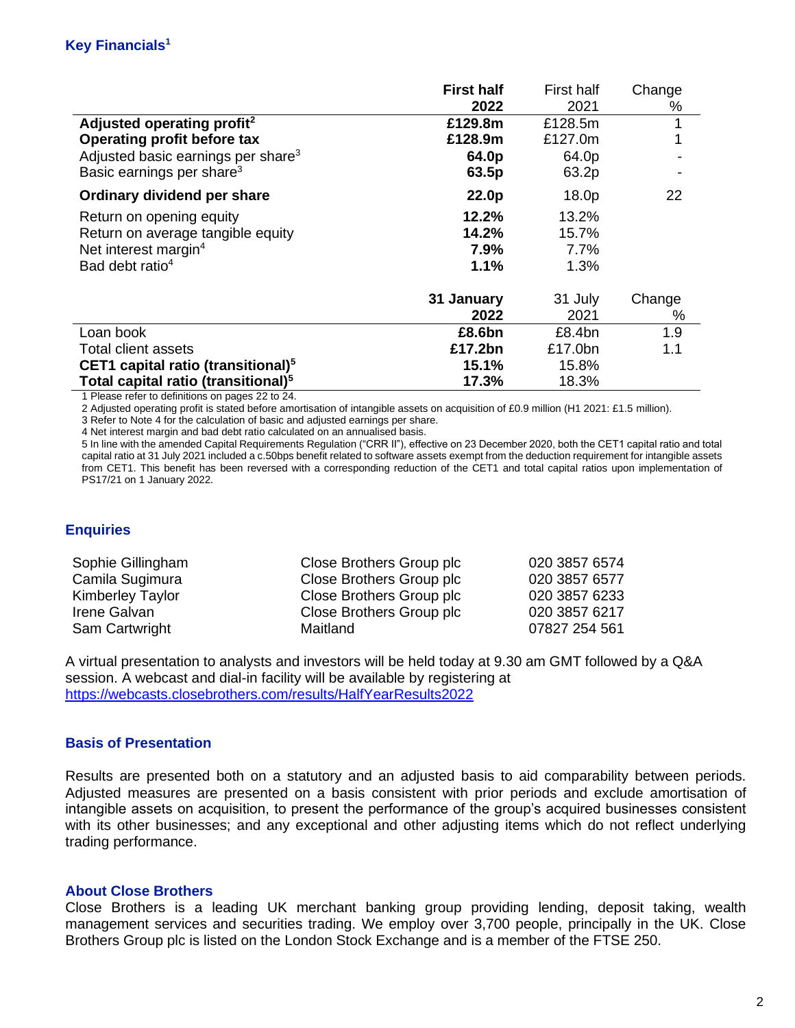## Key Financials[1]

| | First half 2022 | First half 2021 | Change % |
|---|---|---|---|
| **Adjusted operating profit[2]** | **£129.8m** | £128.5m | 1 |
| **Operating profit before tax** | **£128.9m** | £127.0m | 1 |
| Adjusted basic earnings per share[3] | **64.0p** | 64.0p | - |
| Basic earnings per share[3] | **63.5p** | 63.2p | - |
| **Ordinary dividend per share** | **22.0p** | 18.0p | 22 |
| Return on opening equity | **12.2%** | 13.2% | |
| Return on average tangible equity | **14.2%** | 15.7% | |
| Net interest margin[4] | **7.9%** | 7.7% | |
| Bad debt ratio[4] | **1.1%** | 1.3% | |

| | 31 January 2022 | 31 July 2021 | Change % |
|---|---|---|---|
| Loan book | **£8.6bn** | £8.4bn | 1.9 |
| Total client assets | **£17.2bn** | £17.0bn | 1.1 |
| **CET1 capital ratio (transitional)[5]** | **15.1%** | 15.8% | |
| **Total capital ratio (transitional)[5]** | **17.3%** | 18.3% | |

1 Please refer to definitions on pages 22 to 24.
2 Adjusted operating profit is stated before amortisation of intangible assets on acquisition of £0.9 million (H1 2021: £1.5 million).
3 Refer to Note 4 for the calculation of basic and adjusted earnings per share.
4 Net interest margin and bad debt ratio calculated on an annualised basis.
5 In line with the amended Capital Requirements Regulation ("CRR II"), effective on 23 December 2020, both the CET1 capital ratio and total capital ratio at 31 July 2021 included a c.50bps benefit related to software assets exempt from the deduction requirement for intangible assets from CET1. This benefit has been reversed with a corresponding reduction of the CET1 and total capital ratios upon implementation of PS17/21 on 1 January 2022.

## Enquiries

| | | |
|---|---|---|
| Sophie Gillingham | Close Brothers Group plc | 020 3857 6574 |
| Camila Sugimura | Close Brothers Group plc | 020 3857 6577 |
| Kimberley Taylor | Close Brothers Group plc | 020 3857 6233 |
| Irene Galvan | Close Brothers Group plc | 020 3857 6217 |
| Sam Cartwright | Maitland | 07827 254 561 |

A virtual presentation to analysts and investors will be held today at 9.30 am GMT followed by a Q&A session. A webcast and dial-in facility will be available by registering at https://webcasts.closebrothers.com/results/HalfYearResults2022

## Basis of Presentation

Results are presented both on a statutory and an adjusted basis to aid comparability between periods. Adjusted measures are presented on a basis consistent with prior periods and exclude amortisation of intangible assets on acquisition, to present the performance of the group's acquired businesses consistent with its other businesses; and any exceptional and other adjusting items which do not reflect underlying trading performance.

## About Close Brothers

Close Brothers is a leading UK merchant banking group providing lending, deposit taking, wealth management services and securities trading. We employ over 3,700 people, principally in the UK. Close Brothers Group plc is listed on the London Stock Exchange and is a member of the FTSE 250.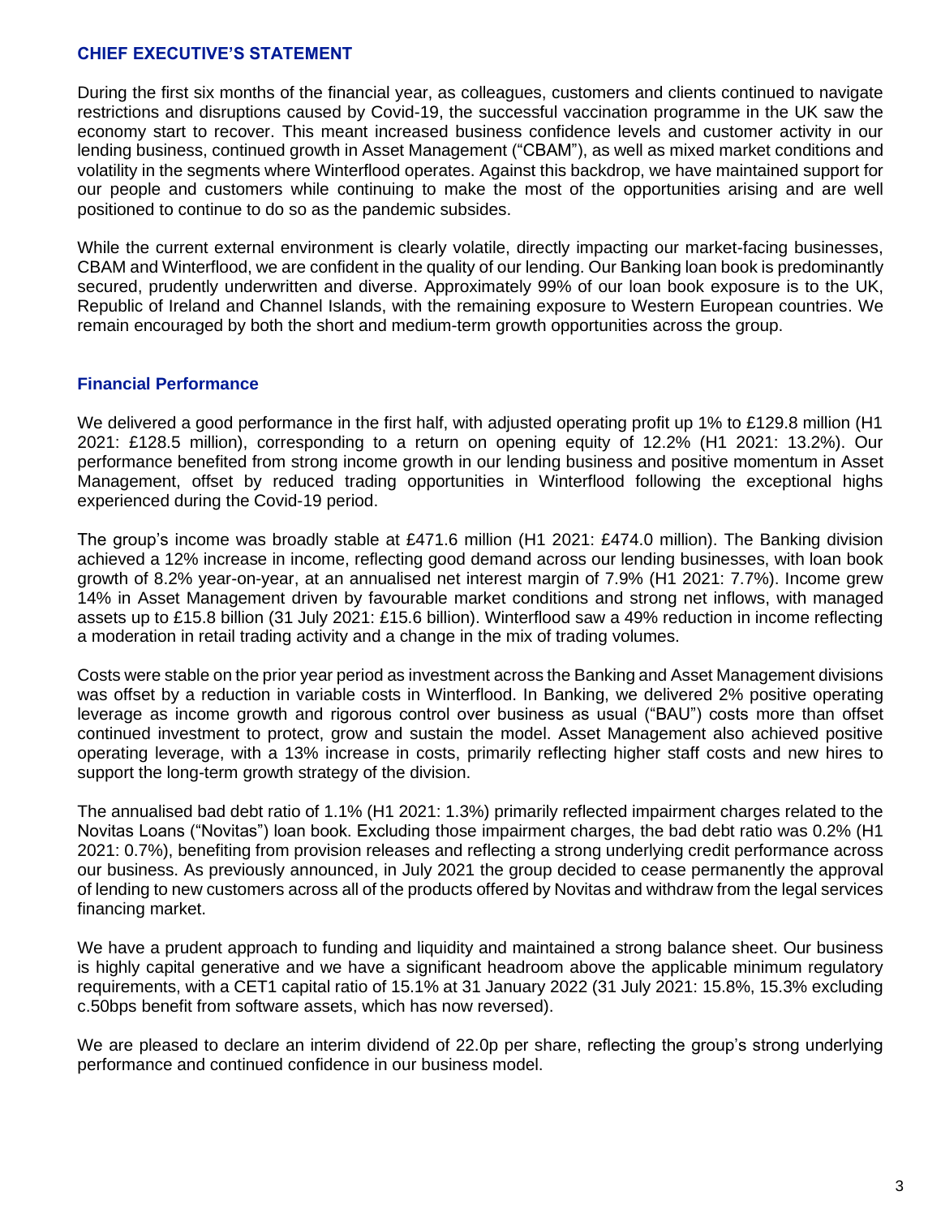## CHIEF EXECUTIVE'S STATEMENT

During the first six months of the financial year, as colleagues, customers and clients continued to navigate restrictions and disruptions caused by Covid-19, the successful vaccination programme in the UK saw the economy start to recover. This meant increased business confidence levels and customer activity in our lending business, continued growth in Asset Management ("CBAM"), as well as mixed market conditions and volatility in the segments where Winterflood operates. Against this backdrop, we have maintained support for our people and customers while continuing to make the most of the opportunities arising and are well positioned to continue to do so as the pandemic subsides.

While the current external environment is clearly volatile, directly impacting our market-facing businesses, CBAM and Winterflood, we are confident in the quality of our lending. Our Banking loan book is predominantly secured, prudently underwritten and diverse. Approximately 99% of our loan book exposure is to the UK, Republic of Ireland and Channel Islands, with the remaining exposure to Western European countries. We remain encouraged by both the short and medium-term growth opportunities across the group.

### Financial Performance

We delivered a good performance in the first half, with adjusted operating profit up 1% to £129.8 million (H1 2021: £128.5 million), corresponding to a return on opening equity of 12.2% (H1 2021: 13.2%). Our performance benefited from strong income growth in our lending business and positive momentum in Asset Management, offset by reduced trading opportunities in Winterflood following the exceptional highs experienced during the Covid-19 period.

The group's income was broadly stable at £471.6 million (H1 2021: £474.0 million). The Banking division achieved a 12% increase in income, reflecting good demand across our lending businesses, with loan book growth of 8.2% year-on-year, at an annualised net interest margin of 7.9% (H1 2021: 7.7%). Income grew 14% in Asset Management driven by favourable market conditions and strong net inflows, with managed assets up to £15.8 billion (31 July 2021: £15.6 billion). Winterflood saw a 49% reduction in income reflecting a moderation in retail trading activity and a change in the mix of trading volumes.

Costs were stable on the prior year period as investment across the Banking and Asset Management divisions was offset by a reduction in variable costs in Winterflood. In Banking, we delivered 2% positive operating leverage as income growth and rigorous control over business as usual ("BAU") costs more than offset continued investment to protect, grow and sustain the model. Asset Management also achieved positive operating leverage, with a 13% increase in costs, primarily reflecting higher staff costs and new hires to support the long-term growth strategy of the division.

The annualised bad debt ratio of 1.1% (H1 2021: 1.3%) primarily reflected impairment charges related to the Novitas Loans ("Novitas") loan book. Excluding those impairment charges, the bad debt ratio was 0.2% (H1 2021: 0.7%), benefiting from provision releases and reflecting a strong underlying credit performance across our business. As previously announced, in July 2021 the group decided to cease permanently the approval of lending to new customers across all of the products offered by Novitas and withdraw from the legal services financing market.

We have a prudent approach to funding and liquidity and maintained a strong balance sheet. Our business is highly capital generative and we have a significant headroom above the applicable minimum regulatory requirements, with a CET1 capital ratio of 15.1% at 31 January 2022 (31 July 2021: 15.8%, 15.3% excluding c.50bps benefit from software assets, which has now reversed).

We are pleased to declare an interim dividend of 22.0p per share, reflecting the group's strong underlying performance and continued confidence in our business model.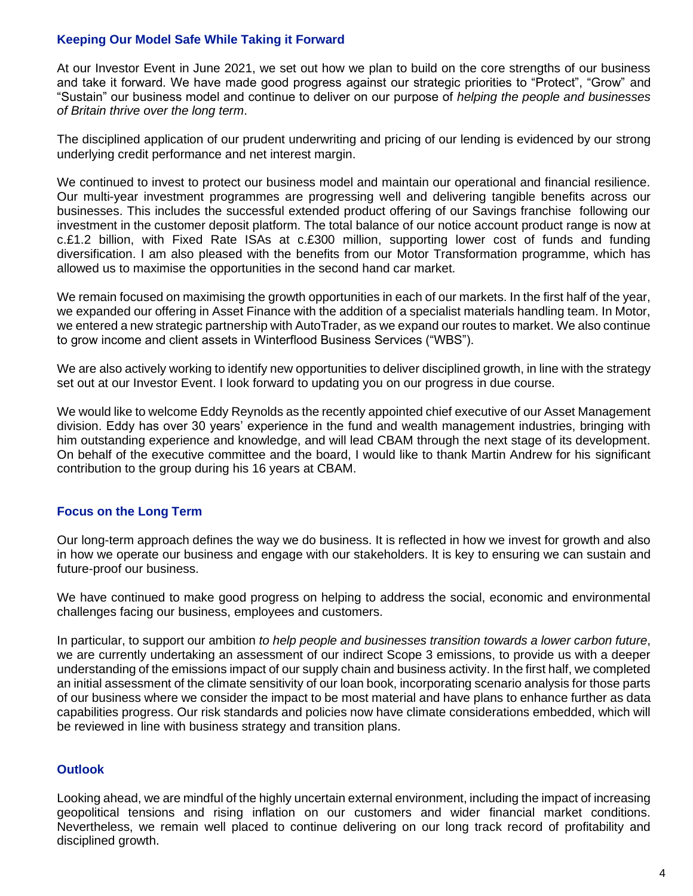## Keeping Our Model Safe While Taking it Forward

At our Investor Event in June 2021, we set out how we plan to build on the core strengths of our business and take it forward. We have made good progress against our strategic priorities to "Protect", "Grow" and "Sustain" our business model and continue to deliver on our purpose of *helping the people and businesses of Britain thrive over the long term*.

The disciplined application of our prudent underwriting and pricing of our lending is evidenced by our strong underlying credit performance and net interest margin.

We continued to invest to protect our business model and maintain our operational and financial resilience. Our multi-year investment programmes are progressing well and delivering tangible benefits across our businesses. This includes the successful extended product offering of our Savings franchise following our investment in the customer deposit platform. The total balance of our notice account product range is now at c.£1.2 billion, with Fixed Rate ISAs at c.£300 million, supporting lower cost of funds and funding diversification. I am also pleased with the benefits from our Motor Transformation programme, which has allowed us to maximise the opportunities in the second hand car market.

We remain focused on maximising the growth opportunities in each of our markets. In the first half of the year, we expanded our offering in Asset Finance with the addition of a specialist materials handling team. In Motor, we entered a new strategic partnership with AutoTrader, as we expand our routes to market. We also continue to grow income and client assets in Winterflood Business Services ("WBS").

We are also actively working to identify new opportunities to deliver disciplined growth, in line with the strategy set out at our Investor Event. I look forward to updating you on our progress in due course.

We would like to welcome Eddy Reynolds as the recently appointed chief executive of our Asset Management division. Eddy has over 30 years' experience in the fund and wealth management industries, bringing with him outstanding experience and knowledge, and will lead CBAM through the next stage of its development. On behalf of the executive committee and the board, I would like to thank Martin Andrew for his significant contribution to the group during his 16 years at CBAM.

## Focus on the Long Term

Our long-term approach defines the way we do business. It is reflected in how we invest for growth and also in how we operate our business and engage with our stakeholders. It is key to ensuring we can sustain and future-proof our business.

We have continued to make good progress on helping to address the social, economic and environmental challenges facing our business, employees and customers.

In particular, to support our ambition *to help people and businesses transition towards a lower carbon future*, we are currently undertaking an assessment of our indirect Scope 3 emissions, to provide us with a deeper understanding of the emissions impact of our supply chain and business activity. In the first half, we completed an initial assessment of the climate sensitivity of our loan book, incorporating scenario analysis for those parts of our business where we consider the impact to be most material and have plans to enhance further as data capabilities progress. Our risk standards and policies now have climate considerations embedded, which will be reviewed in line with business strategy and transition plans.

## Outlook

Looking ahead, we are mindful of the highly uncertain external environment, including the impact of increasing geopolitical tensions and rising inflation on our customers and wider financial market conditions. Nevertheless, we remain well placed to continue delivering on our long track record of profitability and disciplined growth.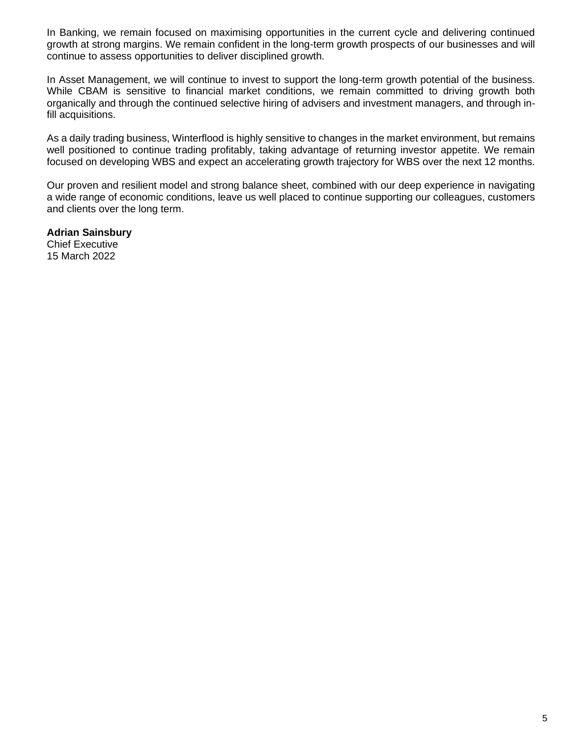In Banking, we remain focused on maximising opportunities in the current cycle and delivering continued growth at strong margins. We remain confident in the long-term growth prospects of our businesses and will continue to assess opportunities to deliver disciplined growth.

In Asset Management, we will continue to invest to support the long-term growth potential of the business. While CBAM is sensitive to financial market conditions, we remain committed to driving growth both organically and through the continued selective hiring of advisers and investment managers, and through in-fill acquisitions.

As a daily trading business, Winterflood is highly sensitive to changes in the market environment, but remains well positioned to continue trading profitably, taking advantage of returning investor appetite. We remain focused on developing WBS and expect an accelerating growth trajectory for WBS over the next 12 months.

Our proven and resilient model and strong balance sheet, combined with our deep experience in navigating a wide range of economic conditions, leave us well placed to continue supporting our colleagues, customers and clients over the long term.

**Adrian Sainsbury**
Chief Executive
15 March 2022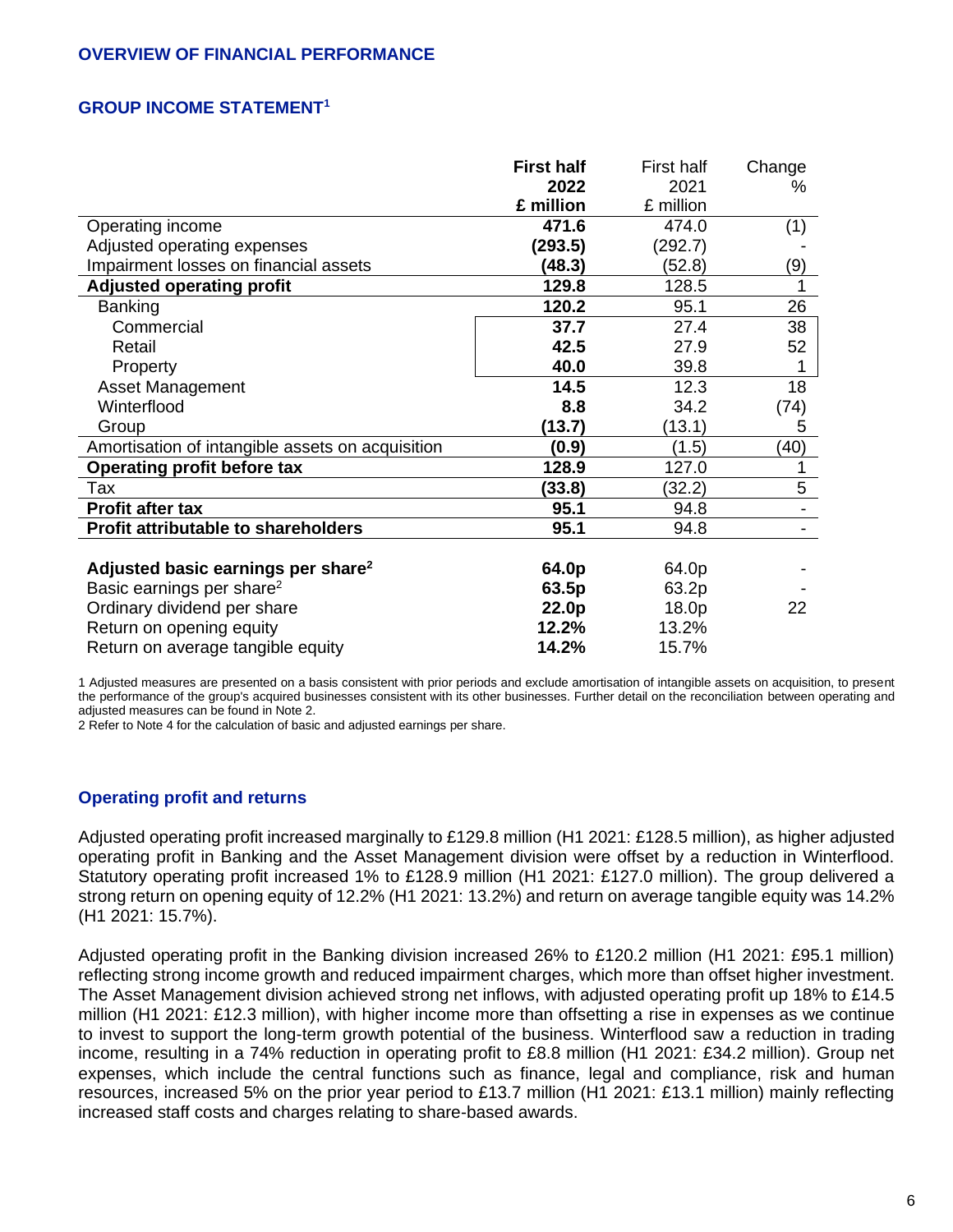## OVERVIEW OF FINANCIAL PERFORMANCE

### GROUP INCOME STATEMENT[1]

| | **First half 2022 £ million** | First half 2021 £ million | Change % |
|---|---|---|---|
| Operating income | **471.6** | 474.0 | (1) |
| Adjusted operating expenses | **(293.5)** | (292.7) | - |
| Impairment losses on financial assets | **(48.3)** | (52.8) | (9) |
| **Adjusted operating profit** | **129.8** | 128.5 | 1 |
| Banking | **120.2** | 95.1 | 26 |
| Commercial | **37.7** | 27.4 | 38 |
| Retail | **42.5** | 27.9 | 52 |
| Property | **40.0** | 39.8 | 1 |
| Asset Management | **14.5** | 12.3 | 18 |
| Winterflood | **8.8** | 34.2 | (74) |
| Group | **(13.7)** | (13.1) | 5 |
| Amortisation of intangible assets on acquisition | **(0.9)** | (1.5) | (40) |
| **Operating profit before tax** | **128.9** | 127.0 | 1 |
| Tax | **(33.8)** | (32.2) | 5 |
| **Profit after tax** | **95.1** | 94.8 | - |
| **Profit attributable to shareholders** | **95.1** | 94.8 | - |
| | | | |
| **Adjusted basic earnings per share[2]** | **64.0p** | 64.0p | - |
| Basic earnings per share[2] | **63.5p** | 63.2p | - |
| Ordinary dividend per share | **22.0p** | 18.0p | 22 |
| Return on opening equity | **12.2%** | 13.2% | |
| Return on average tangible equity | **14.2%** | 15.7% | |

1 Adjusted measures are presented on a basis consistent with prior periods and exclude amortisation of intangible assets on acquisition, to present the performance of the group's acquired businesses consistent with its other businesses. Further detail on the reconciliation between operating and adjusted measures can be found in Note 2.
2 Refer to Note 4 for the calculation of basic and adjusted earnings per share.

### Operating profit and returns

Adjusted operating profit increased marginally to £129.8 million (H1 2021: £128.5 million), as higher adjusted operating profit in Banking and the Asset Management division were offset by a reduction in Winterflood. Statutory operating profit increased 1% to £128.9 million (H1 2021: £127.0 million). The group delivered a strong return on opening equity of 12.2% (H1 2021: 13.2%) and return on average tangible equity was 14.2% (H1 2021: 15.7%).

Adjusted operating profit in the Banking division increased 26% to £120.2 million (H1 2021: £95.1 million) reflecting strong income growth and reduced impairment charges, which more than offset higher investment. The Asset Management division achieved strong net inflows, with adjusted operating profit up 18% to £14.5 million (H1 2021: £12.3 million), with higher income more than offsetting a rise in expenses as we continue to invest to support the long-term growth potential of the business. Winterflood saw a reduction in trading income, resulting in a 74% reduction in operating profit to £8.8 million (H1 2021: £34.2 million). Group net expenses, which include the central functions such as finance, legal and compliance, risk and human resources, increased 5% on the prior year period to £13.7 million (H1 2021: £13.1 million) mainly reflecting increased staff costs and charges relating to share-based awards.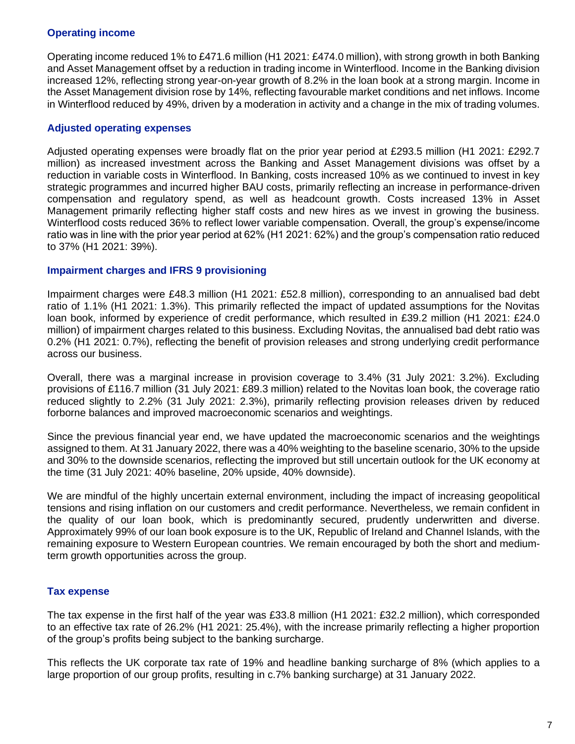### Operating income

Operating income reduced 1% to £471.6 million (H1 2021: £474.0 million), with strong growth in both Banking and Asset Management offset by a reduction in trading income in Winterflood. Income in the Banking division increased 12%, reflecting strong year-on-year growth of 8.2% in the loan book at a strong margin. Income in the Asset Management division rose by 14%, reflecting favourable market conditions and net inflows. Income in Winterflood reduced by 49%, driven by a moderation in activity and a change in the mix of trading volumes.

### Adjusted operating expenses

Adjusted operating expenses were broadly flat on the prior year period at £293.5 million (H1 2021: £292.7 million) as increased investment across the Banking and Asset Management divisions was offset by a reduction in variable costs in Winterflood. In Banking, costs increased 10% as we continued to invest in key strategic programmes and incurred higher BAU costs, primarily reflecting an increase in performance-driven compensation and regulatory spend, as well as headcount growth. Costs increased 13% in Asset Management primarily reflecting higher staff costs and new hires as we invest in growing the business. Winterflood costs reduced 36% to reflect lower variable compensation. Overall, the group's expense/income ratio was in line with the prior year period at 62% (H1 2021: 62%) and the group's compensation ratio reduced to 37% (H1 2021: 39%).

### Impairment charges and IFRS 9 provisioning

Impairment charges were £48.3 million (H1 2021: £52.8 million), corresponding to an annualised bad debt ratio of 1.1% (H1 2021: 1.3%). This primarily reflected the impact of updated assumptions for the Novitas loan book, informed by experience of credit performance, which resulted in £39.2 million (H1 2021: £24.0 million) of impairment charges related to this business. Excluding Novitas, the annualised bad debt ratio was 0.2% (H1 2021: 0.7%), reflecting the benefit of provision releases and strong underlying credit performance across our business.

Overall, there was a marginal increase in provision coverage to 3.4% (31 July 2021: 3.2%). Excluding provisions of £116.7 million (31 July 2021: £89.3 million) related to the Novitas loan book, the coverage ratio reduced slightly to 2.2% (31 July 2021: 2.3%), primarily reflecting provision releases driven by reduced forborne balances and improved macroeconomic scenarios and weightings.

Since the previous financial year end, we have updated the macroeconomic scenarios and the weightings assigned to them. At 31 January 2022, there was a 40% weighting to the baseline scenario, 30% to the upside and 30% to the downside scenarios, reflecting the improved but still uncertain outlook for the UK economy at the time (31 July 2021: 40% baseline, 20% upside, 40% downside).

We are mindful of the highly uncertain external environment, including the impact of increasing geopolitical tensions and rising inflation on our customers and credit performance. Nevertheless, we remain confident in the quality of our loan book, which is predominantly secured, prudently underwritten and diverse. Approximately 99% of our loan book exposure is to the UK, Republic of Ireland and Channel Islands, with the remaining exposure to Western European countries. We remain encouraged by both the short and medium-term growth opportunities across the group.

### Tax expense

The tax expense in the first half of the year was £33.8 million (H1 2021: £32.2 million), which corresponded to an effective tax rate of 26.2% (H1 2021: 25.4%), with the increase primarily reflecting a higher proportion of the group's profits being subject to the banking surcharge.

This reflects the UK corporate tax rate of 19% and headline banking surcharge of 8% (which applies to a large proportion of our group profits, resulting in c.7% banking surcharge) at 31 January 2022.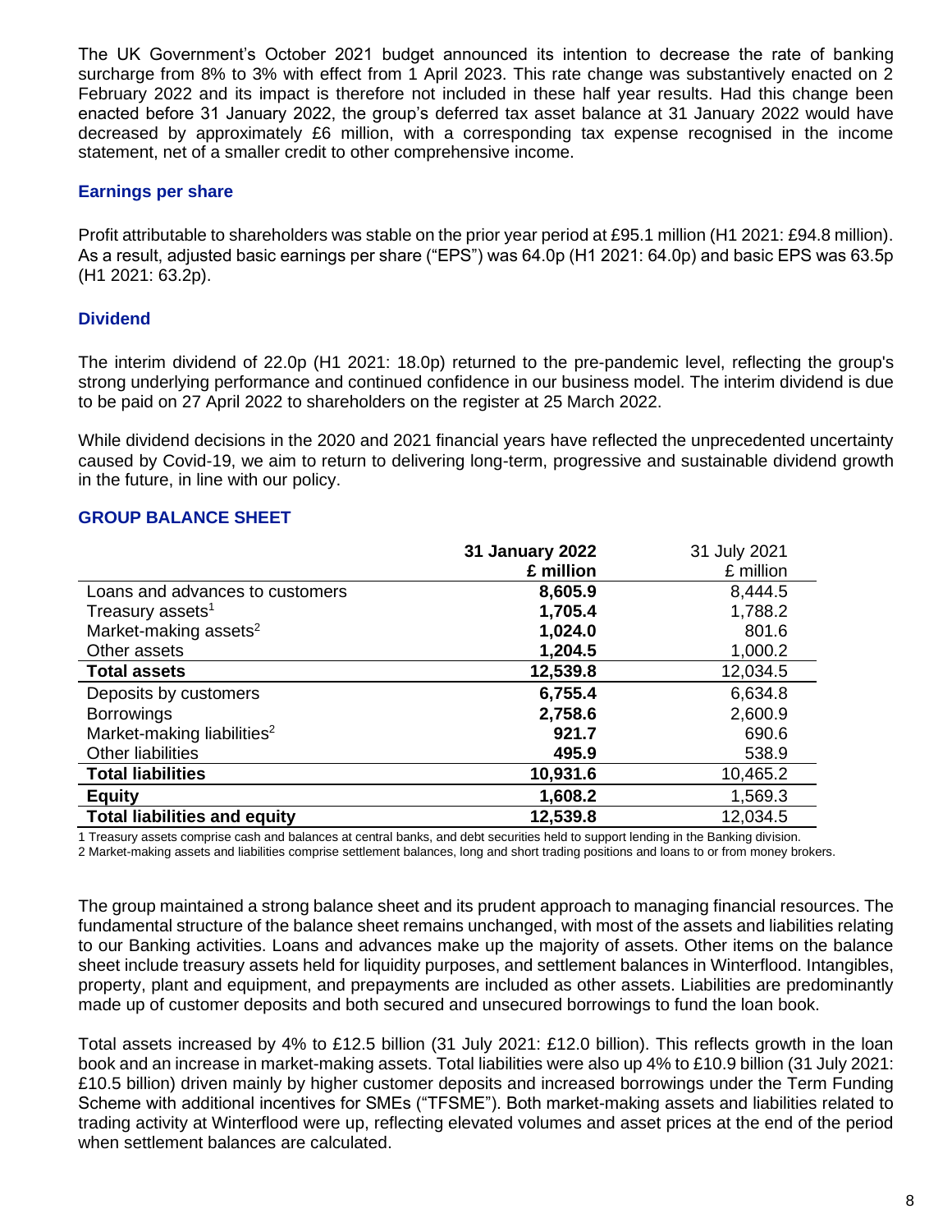The UK Government's October 2021 budget announced its intention to decrease the rate of banking surcharge from 8% to 3% with effect from 1 April 2023. This rate change was substantively enacted on 2 February 2022 and its impact is therefore not included in these half year results. Had this change been enacted before 31 January 2022, the group's deferred tax asset balance at 31 January 2022 would have decreased by approximately £6 million, with a corresponding tax expense recognised in the income statement, net of a smaller credit to other comprehensive income.

### Earnings per share

Profit attributable to shareholders was stable on the prior year period at £95.1 million (H1 2021: £94.8 million). As a result, adjusted basic earnings per share ("EPS") was 64.0p (H1 2021: 64.0p) and basic EPS was 63.5p (H1 2021: 63.2p).

### Dividend

The interim dividend of 22.0p (H1 2021: 18.0p) returned to the pre-pandemic level, reflecting the group's strong underlying performance and continued confidence in our business model. The interim dividend is due to be paid on 27 April 2022 to shareholders on the register at 25 March 2022.

While dividend decisions in the 2020 and 2021 financial years have reflected the unprecedented uncertainty caused by Covid-19, we aim to return to delivering long-term, progressive and sustainable dividend growth in the future, in line with our policy.

## GROUP BALANCE SHEET

| | **31 January 2022 £ million** | 31 July 2021 £ million |
|---|---|---|
| Loans and advances to customers | **8,605.9** | 8,444.5 |
| Treasury assets[1] | **1,705.4** | 1,788.2 |
| Market-making assets[2] | **1,024.0** | 801.6 |
| Other assets | **1,204.5** | 1,000.2 |
| **Total assets** | **12,539.8** | 12,034.5 |
| Deposits by customers | **6,755.4** | 6,634.8 |
| Borrowings | **2,758.6** | 2,600.9 |
| Market-making liabilities[2] | **921.7** | 690.6 |
| Other liabilities | **495.9** | 538.9 |
| **Total liabilities** | **10,931.6** | 10,465.2 |
| **Equity** | **1,608.2** | 1,569.3 |
| **Total liabilities and equity** | **12,539.8** | 12,034.5 |

1 Treasury assets comprise cash and balances at central banks, and debt securities held to support lending in the Banking division.
2 Market-making assets and liabilities comprise settlement balances, long and short trading positions and loans to or from money brokers.

The group maintained a strong balance sheet and its prudent approach to managing financial resources. The fundamental structure of the balance sheet remains unchanged, with most of the assets and liabilities relating to our Banking activities. Loans and advances make up the majority of assets. Other items on the balance sheet include treasury assets held for liquidity purposes, and settlement balances in Winterflood. Intangibles, property, plant and equipment, and prepayments are included as other assets. Liabilities are predominantly made up of customer deposits and both secured and unsecured borrowings to fund the loan book.

Total assets increased by 4% to £12.5 billion (31 July 2021: £12.0 billion). This reflects growth in the loan book and an increase in market-making assets. Total liabilities were also up 4% to £10.9 billion (31 July 2021: £10.5 billion) driven mainly by higher customer deposits and increased borrowings under the Term Funding Scheme with additional incentives for SMEs ("TFSME"). Both market-making assets and liabilities related to trading activity at Winterflood were up, reflecting elevated volumes and asset prices at the end of the period when settlement balances are calculated.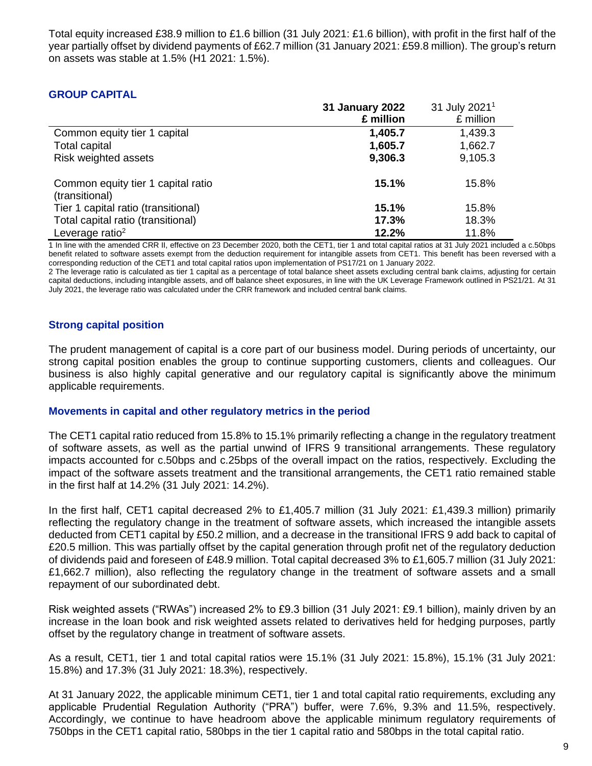Total equity increased £38.9 million to £1.6 billion (31 July 2021: £1.6 billion), with profit in the first half of the year partially offset by dividend payments of £62.7 million (31 January 2021: £59.8 million). The group's return on assets was stable at 1.5% (H1 2021: 1.5%).

## GROUP CAPITAL

| | **31 January 2022 £ million** | 31 July 2021[1] £ million |
|---|---|---|
| Common equity tier 1 capital | **1,405.7** | 1,439.3 |
| Total capital | **1,605.7** | 1,662.7 |
| Risk weighted assets | **9,306.3** | 9,105.3 |
| Common equity tier 1 capital ratio (transitional) | **15.1%** | 15.8% |
| Tier 1 capital ratio (transitional) | **15.1%** | 15.8% |
| Total capital ratio (transitional) | **17.3%** | 18.3% |
| Leverage ratio[2] | **12.2%** | 11.8% |

1 In line with the amended CRR II, effective on 23 December 2020, both the CET1, tier 1 and total capital ratios at 31 July 2021 included a c.50bps benefit related to software assets exempt from the deduction requirement for intangible assets from CET1. This benefit has been reversed with a corresponding reduction of the CET1 and total capital ratios upon implementation of PS17/21 on 1 January 2022.

2 The leverage ratio is calculated as tier 1 capital as a percentage of total balance sheet assets excluding central bank claims, adjusting for certain capital deductions, including intangible assets, and off balance sheet exposures, in line with the UK Leverage Framework outlined in PS21/21. At 31 July 2021, the leverage ratio was calculated under the CRR framework and included central bank claims.

### Strong capital position

The prudent management of capital is a core part of our business model. During periods of uncertainty, our strong capital position enables the group to continue supporting customers, clients and colleagues. Our business is also highly capital generative and our regulatory capital is significantly above the minimum applicable requirements.

### Movements in capital and other regulatory metrics in the period

The CET1 capital ratio reduced from 15.8% to 15.1% primarily reflecting a change in the regulatory treatment of software assets, as well as the partial unwind of IFRS 9 transitional arrangements. These regulatory impacts accounted for c.50bps and c.25bps of the overall impact on the ratios, respectively. Excluding the impact of the software assets treatment and the transitional arrangements, the CET1 ratio remained stable in the first half at 14.2% (31 July 2021: 14.2%).

In the first half, CET1 capital decreased 2% to £1,405.7 million (31 July 2021: £1,439.3 million) primarily reflecting the regulatory change in the treatment of software assets, which increased the intangible assets deducted from CET1 capital by £50.2 million, and a decrease in the transitional IFRS 9 add back to capital of £20.5 million. This was partially offset by the capital generation through profit net of the regulatory deduction of dividends paid and foreseen of £48.9 million. Total capital decreased 3% to £1,605.7 million (31 July 2021: £1,662.7 million), also reflecting the regulatory change in the treatment of software assets and a small repayment of our subordinated debt.

Risk weighted assets ("RWAs") increased 2% to £9.3 billion (31 July 2021: £9.1 billion), mainly driven by an increase in the loan book and risk weighted assets related to derivatives held for hedging purposes, partly offset by the regulatory change in treatment of software assets.

As a result, CET1, tier 1 and total capital ratios were 15.1% (31 July 2021: 15.8%), 15.1% (31 July 2021: 15.8%) and 17.3% (31 July 2021: 18.3%), respectively.

At 31 January 2022, the applicable minimum CET1, tier 1 and total capital ratio requirements, excluding any applicable Prudential Regulation Authority ("PRA") buffer, were 7.6%, 9.3% and 11.5%, respectively. Accordingly, we continue to have headroom above the applicable minimum regulatory requirements of 750bps in the CET1 capital ratio, 580bps in the tier 1 capital ratio and 580bps in the total capital ratio.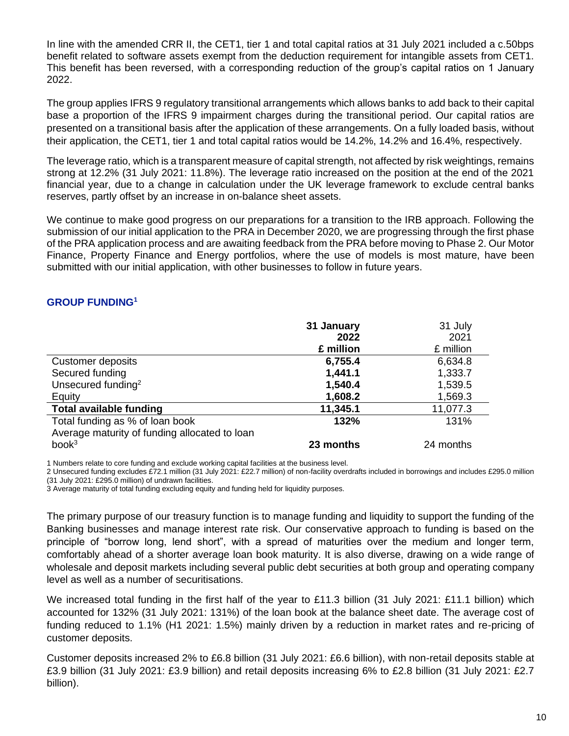In line with the amended CRR II, the CET1, tier 1 and total capital ratios at 31 July 2021 included a c.50bps benefit related to software assets exempt from the deduction requirement for intangible assets from CET1. This benefit has been reversed, with a corresponding reduction of the group's capital ratios on 1 January 2022.

The group applies IFRS 9 regulatory transitional arrangements which allows banks to add back to their capital base a proportion of the IFRS 9 impairment charges during the transitional period. Our capital ratios are presented on a transitional basis after the application of these arrangements. On a fully loaded basis, without their application, the CET1, tier 1 and total capital ratios would be 14.2%, 14.2% and 16.4%, respectively.

The leverage ratio, which is a transparent measure of capital strength, not affected by risk weightings, remains strong at 12.2% (31 July 2021: 11.8%). The leverage ratio increased on the position at the end of the 2021 financial year, due to a change in calculation under the UK leverage framework to exclude central banks reserves, partly offset by an increase in on-balance sheet assets.

We continue to make good progress on our preparations for a transition to the IRB approach. Following the submission of our initial application to the PRA in December 2020, we are progressing through the first phase of the PRA application process and are awaiting feedback from the PRA before moving to Phase 2. Our Motor Finance, Property Finance and Energy portfolios, where the use of models is most mature, have been submitted with our initial application, with other businesses to follow in future years.

## GROUP FUNDING[1]

| | **31 January 2022 £ million** | 31 July 2021 £ million |
|---|---|---|
| Customer deposits | **6,755.4** | 6,634.8 |
| Secured funding | **1,441.1** | 1,333.7 |
| Unsecured funding[2] | **1,540.4** | 1,539.5 |
| Equity | **1,608.2** | 1,569.3 |
| **Total available funding** | **11,345.1** | 11,077.3 |
| Total funding as % of loan book | **132%** | 131% |
| Average maturity of funding allocated to loan book[3] | **23 months** | 24 months |

1 Numbers relate to core funding and exclude working capital facilities at the business level.
2 Unsecured funding excludes £72.1 million (31 July 2021: £22.7 million) of non-facility overdrafts included in borrowings and includes £295.0 million (31 July 2021: £295.0 million) of undrawn facilities.
3 Average maturity of total funding excluding equity and funding held for liquidity purposes.

The primary purpose of our treasury function is to manage funding and liquidity to support the funding of the Banking businesses and manage interest rate risk. Our conservative approach to funding is based on the principle of "borrow long, lend short", with a spread of maturities over the medium and longer term, comfortably ahead of a shorter average loan book maturity. It is also diverse, drawing on a wide range of wholesale and deposit markets including several public debt securities at both group and operating company level as well as a number of securitisations.

We increased total funding in the first half of the year to £11.3 billion (31 July 2021: £11.1 billion) which accounted for 132% (31 July 2021: 131%) of the loan book at the balance sheet date. The average cost of funding reduced to 1.1% (H1 2021: 1.5%) mainly driven by a reduction in market rates and re-pricing of customer deposits.

Customer deposits increased 2% to £6.8 billion (31 July 2021: £6.6 billion), with non-retail deposits stable at £3.9 billion (31 July 2021: £3.9 billion) and retail deposits increasing 6% to £2.8 billion (31 July 2021: £2.7 billion).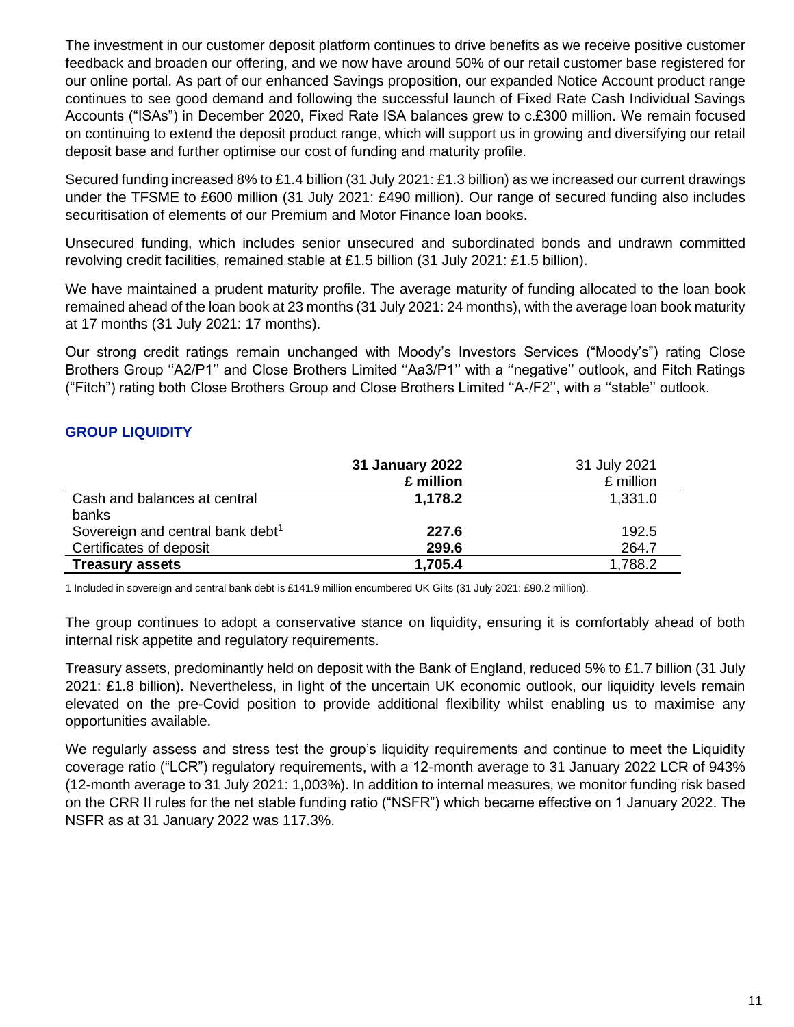The investment in our customer deposit platform continues to drive benefits as we receive positive customer feedback and broaden our offering, and we now have around 50% of our retail customer base registered for our online portal. As part of our enhanced Savings proposition, our expanded Notice Account product range continues to see good demand and following the successful launch of Fixed Rate Cash Individual Savings Accounts ("ISAs") in December 2020, Fixed Rate ISA balances grew to c.£300 million. We remain focused on continuing to extend the deposit product range, which will support us in growing and diversifying our retail deposit base and further optimise our cost of funding and maturity profile.

Secured funding increased 8% to £1.4 billion (31 July 2021: £1.3 billion) as we increased our current drawings under the TFSME to £600 million (31 July 2021: £490 million). Our range of secured funding also includes securitisation of elements of our Premium and Motor Finance loan books.

Unsecured funding, which includes senior unsecured and subordinated bonds and undrawn committed revolving credit facilities, remained stable at £1.5 billion (31 July 2021: £1.5 billion).

We have maintained a prudent maturity profile. The average maturity of funding allocated to the loan book remained ahead of the loan book at 23 months (31 July 2021: 24 months), with the average loan book maturity at 17 months (31 July 2021: 17 months).

Our strong credit ratings remain unchanged with Moody's Investors Services ("Moody's") rating Close Brothers Group ''A2/P1'' and Close Brothers Limited ''Aa3/P1'' with a ''negative'' outlook, and Fitch Ratings ("Fitch") rating both Close Brothers Group and Close Brothers Limited ''A-/F2'', with a ''stable'' outlook.

## GROUP LIQUIDITY

| | **31 January 2022 £ million** | 31 July 2021 £ million |
|---|---|---|
| Cash and balances at central banks | **1,178.2** | 1,331.0 |
| Sovereign and central bank debt[1] | **227.6** | 192.5 |
| Certificates of deposit | **299.6** | 264.7 |
| **Treasury assets** | **1,705.4** | 1,788.2 |

1 Included in sovereign and central bank debt is £141.9 million encumbered UK Gilts (31 July 2021: £90.2 million).

The group continues to adopt a conservative stance on liquidity, ensuring it is comfortably ahead of both internal risk appetite and regulatory requirements.

Treasury assets, predominantly held on deposit with the Bank of England, reduced 5% to £1.7 billion (31 July 2021: £1.8 billion). Nevertheless, in light of the uncertain UK economic outlook, our liquidity levels remain elevated on the pre-Covid position to provide additional flexibility whilst enabling us to maximise any opportunities available.

We regularly assess and stress test the group's liquidity requirements and continue to meet the Liquidity coverage ratio ("LCR") regulatory requirements, with a 12-month average to 31 January 2022 LCR of 943% (12-month average to 31 July 2021: 1,003%). In addition to internal measures, we monitor funding risk based on the CRR II rules for the net stable funding ratio ("NSFR") which became effective on 1 January 2022. The NSFR as at 31 January 2022 was 117.3%.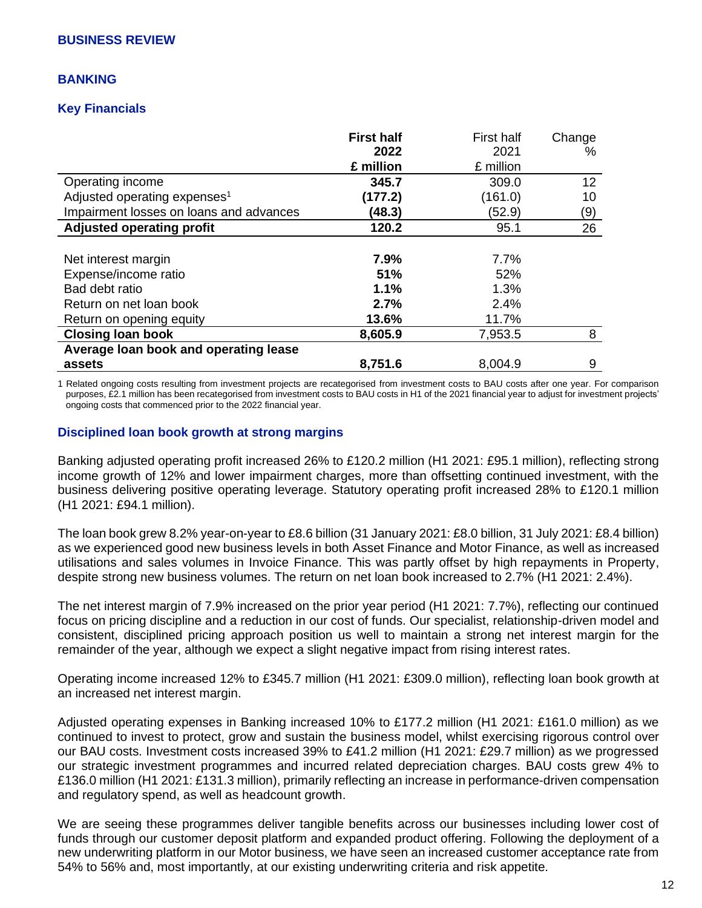## BUSINESS REVIEW

### BANKING

#### Key Financials

| | **First half 2022 £ million** | First half 2021 £ million | Change % |
|---|---|---|---|
| Operating income | **345.7** | 309.0 | 12 |
| Adjusted operating expenses[1] | **(177.2)** | (161.0) | 10 |
| Impairment losses on loans and advances | **(48.3)** | (52.9) | (9) |
| **Adjusted operating profit** | **120.2** | 95.1 | 26 |
| | | | |
| Net interest margin | **7.9%** | 7.7% | |
| Expense/income ratio | **51%** | 52% | |
| Bad debt ratio | **1.1%** | 1.3% | |
| Return on net loan book | **2.7%** | 2.4% | |
| Return on opening equity | **13.6%** | 11.7% | |
| **Closing loan book** | **8,605.9** | 7,953.5 | 8 |
| **Average loan book and operating lease assets** | **8,751.6** | 8,004.9 | 9 |

1 Related ongoing costs resulting from investment projects are recategorised from investment costs to BAU costs after one year. For comparison purposes, £2.1 million has been recategorised from investment costs to BAU costs in H1 of the 2021 financial year to adjust for investment projects' ongoing costs that commenced prior to the 2022 financial year.

#### Disciplined loan book growth at strong margins

Banking adjusted operating profit increased 26% to £120.2 million (H1 2021: £95.1 million), reflecting strong income growth of 12% and lower impairment charges, more than offsetting continued investment, with the business delivering positive operating leverage. Statutory operating profit increased 28% to £120.1 million (H1 2021: £94.1 million).

The loan book grew 8.2% year-on-year to £8.6 billion (31 January 2021: £8.0 billion, 31 July 2021: £8.4 billion) as we experienced good new business levels in both Asset Finance and Motor Finance, as well as increased utilisations and sales volumes in Invoice Finance. This was partly offset by high repayments in Property, despite strong new business volumes. The return on net loan book increased to 2.7% (H1 2021: 2.4%).

The net interest margin of 7.9% increased on the prior year period (H1 2021: 7.7%), reflecting our continued focus on pricing discipline and a reduction in our cost of funds. Our specialist, relationship-driven model and consistent, disciplined pricing approach position us well to maintain a strong net interest margin for the remainder of the year, although we expect a slight negative impact from rising interest rates.

Operating income increased 12% to £345.7 million (H1 2021: £309.0 million), reflecting loan book growth at an increased net interest margin.

Adjusted operating expenses in Banking increased 10% to £177.2 million (H1 2021: £161.0 million) as we continued to invest to protect, grow and sustain the business model, whilst exercising rigorous control over our BAU costs. Investment costs increased 39% to £41.2 million (H1 2021: £29.7 million) as we progressed our strategic investment programmes and incurred related depreciation charges. BAU costs grew 4% to £136.0 million (H1 2021: £131.3 million), primarily reflecting an increase in performance-driven compensation and regulatory spend, as well as headcount growth.

We are seeing these programmes deliver tangible benefits across our businesses including lower cost of funds through our customer deposit platform and expanded product offering. Following the deployment of a new underwriting platform in our Motor business, we have seen an increased customer acceptance rate from 54% to 56% and, most importantly, at our existing underwriting criteria and risk appetite.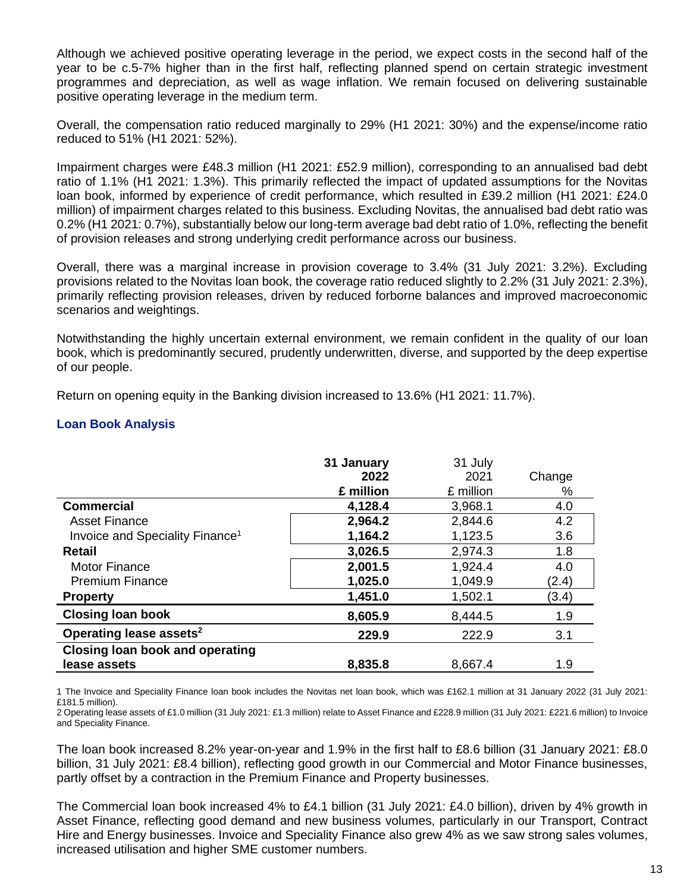Although we achieved positive operating leverage in the period, we expect costs in the second half of the year to be c.5-7% higher than in the first half, reflecting planned spend on certain strategic investment programmes and depreciation, as well as wage inflation. We remain focused on delivering sustainable positive operating leverage in the medium term.

Overall, the compensation ratio reduced marginally to 29% (H1 2021: 30%) and the expense/income ratio reduced to 51% (H1 2021: 52%).

Impairment charges were £48.3 million (H1 2021: £52.9 million), corresponding to an annualised bad debt ratio of 1.1% (H1 2021: 1.3%). This primarily reflected the impact of updated assumptions for the Novitas loan book, informed by experience of credit performance, which resulted in £39.2 million (H1 2021: £24.0 million) of impairment charges related to this business. Excluding Novitas, the annualised bad debt ratio was 0.2% (H1 2021: 0.7%), substantially below our long-term average bad debt ratio of 1.0%, reflecting the benefit of provision releases and strong underlying credit performance across our business.

Overall, there was a marginal increase in provision coverage to 3.4% (31 July 2021: 3.2%). Excluding provisions related to the Novitas loan book, the coverage ratio reduced slightly to 2.2% (31 July 2021: 2.3%), primarily reflecting provision releases, driven by reduced forborne balances and improved macroeconomic scenarios and weightings.

Notwithstanding the highly uncertain external environment, we remain confident in the quality of our loan book, which is predominantly secured, prudently underwritten, diverse, and supported by the deep expertise of our people.

Return on opening equity in the Banking division increased to 13.6% (H1 2021: 11.7%).

## Loan Book Analysis

| | 31 January 2022 £ million | 31 July 2021 £ million | Change % |
|---|---|---|---|
| **Commercial** | **4,128.4** | 3,968.1 | 4.0 |
| Asset Finance | **2,964.2** | 2,844.6 | 4.2 |
| Invoice and Speciality Finance[1] | **1,164.2** | 1,123.5 | 3.6 |
| **Retail** | **3,026.5** | 2,974.3 | 1.8 |
| Motor Finance | **2,001.5** | 1,924.4 | 4.0 |
| Premium Finance | **1,025.0** | 1,049.9 | (2.4) |
| **Property** | **1,451.0** | 1,502.1 | (3.4) |
| **Closing loan book** | **8,605.9** | 8,444.5 | 1.9 |
| **Operating lease assets[2]** | **229.9** | 222.9 | 3.1 |
| **Closing loan book and operating lease assets** | **8,835.8** | 8,667.4 | 1.9 |

1 The Invoice and Speciality Finance loan book includes the Novitas net loan book, which was £162.1 million at 31 January 2022 (31 July 2021: £181.5 million).

2 Operating lease assets of £1.0 million (31 July 2021: £1.3 million) relate to Asset Finance and £228.9 million (31 July 2021: £221.6 million) to Invoice and Speciality Finance.

The loan book increased 8.2% year-on-year and 1.9% in the first half to £8.6 billion (31 January 2021: £8.0 billion, 31 July 2021: £8.4 billion), reflecting good growth in our Commercial and Motor Finance businesses, partly offset by a contraction in the Premium Finance and Property businesses.

The Commercial loan book increased 4% to £4.1 billion (31 July 2021: £4.0 billion), driven by 4% growth in Asset Finance, reflecting good demand and new business volumes, particularly in our Transport, Contract Hire and Energy businesses. Invoice and Speciality Finance also grew 4% as we saw strong sales volumes, increased utilisation and higher SME customer numbers.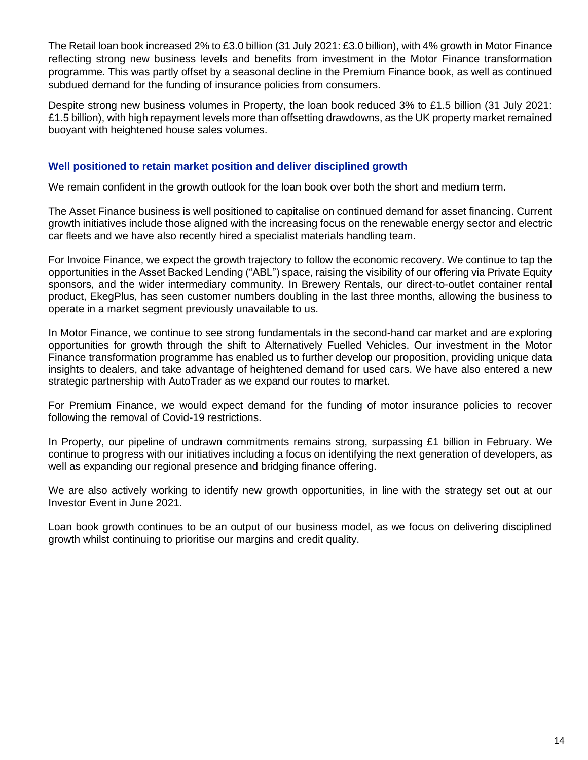The Retail loan book increased 2% to £3.0 billion (31 July 2021: £3.0 billion), with 4% growth in Motor Finance reflecting strong new business levels and benefits from investment in the Motor Finance transformation programme. This was partly offset by a seasonal decline in the Premium Finance book, as well as continued subdued demand for the funding of insurance policies from consumers.

Despite strong new business volumes in Property, the loan book reduced 3% to £1.5 billion (31 July 2021: £1.5 billion), with high repayment levels more than offsetting drawdowns, as the UK property market remained buoyant with heightened house sales volumes.

## Well positioned to retain market position and deliver disciplined growth

We remain confident in the growth outlook for the loan book over both the short and medium term.

The Asset Finance business is well positioned to capitalise on continued demand for asset financing. Current growth initiatives include those aligned with the increasing focus on the renewable energy sector and electric car fleets and we have also recently hired a specialist materials handling team.

For Invoice Finance, we expect the growth trajectory to follow the economic recovery. We continue to tap the opportunities in the Asset Backed Lending ("ABL") space, raising the visibility of our offering via Private Equity sponsors, and the wider intermediary community. In Brewery Rentals, our direct-to-outlet container rental product, EkegPlus, has seen customer numbers doubling in the last three months, allowing the business to operate in a market segment previously unavailable to us.

In Motor Finance, we continue to see strong fundamentals in the second-hand car market and are exploring opportunities for growth through the shift to Alternatively Fuelled Vehicles. Our investment in the Motor Finance transformation programme has enabled us to further develop our proposition, providing unique data insights to dealers, and take advantage of heightened demand for used cars. We have also entered a new strategic partnership with AutoTrader as we expand our routes to market.

For Premium Finance, we would expect demand for the funding of motor insurance policies to recover following the removal of Covid-19 restrictions.

In Property, our pipeline of undrawn commitments remains strong, surpassing £1 billion in February. We continue to progress with our initiatives including a focus on identifying the next generation of developers, as well as expanding our regional presence and bridging finance offering.

We are also actively working to identify new growth opportunities, in line with the strategy set out at our Investor Event in June 2021.

Loan book growth continues to be an output of our business model, as we focus on delivering disciplined growth whilst continuing to prioritise our margins and credit quality.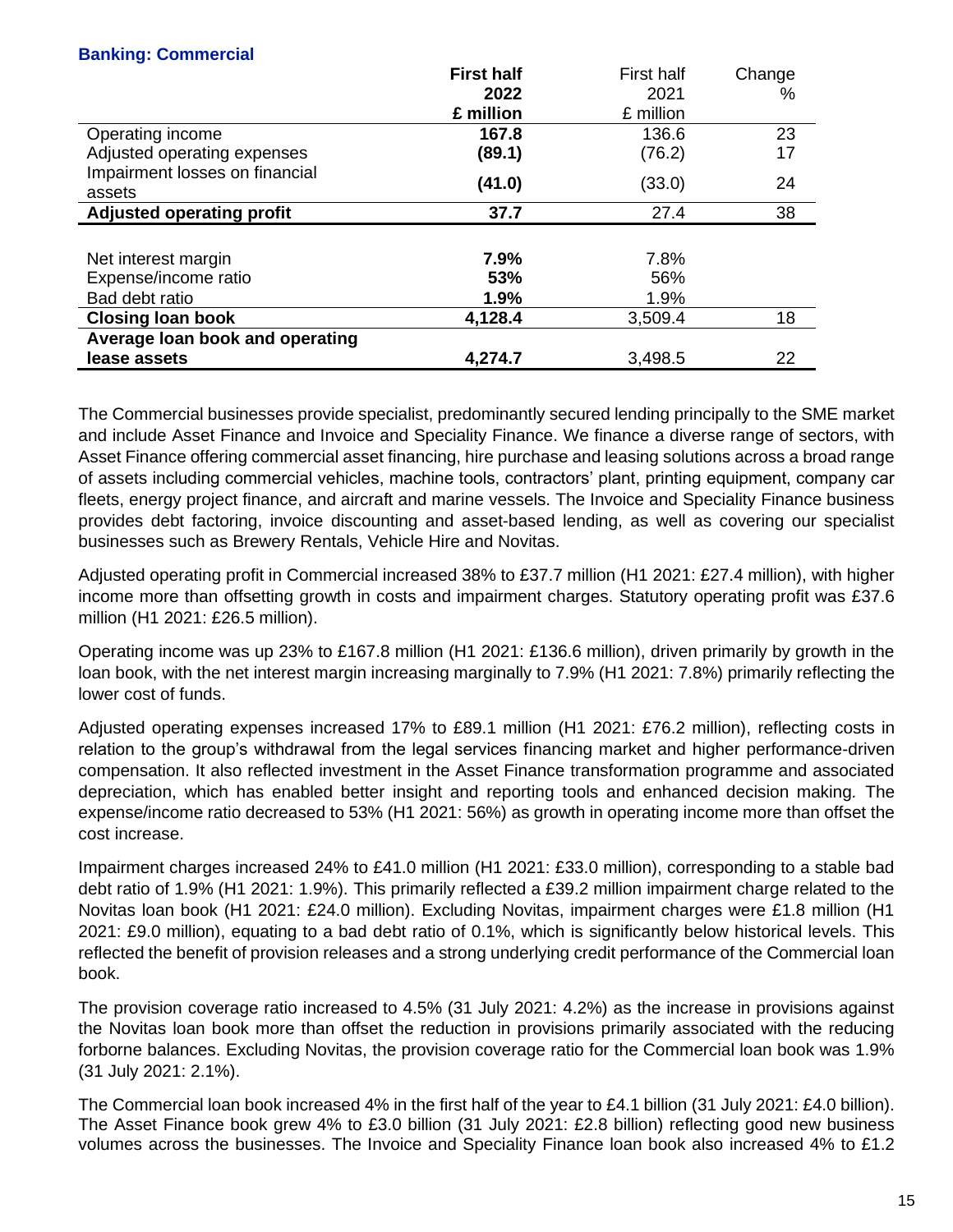### Banking: Commercial

| | **First half 2022 £ million** | First half 2021 £ million | Change % |
|---|---|---|---|
| Operating income | **167.8** | 136.6 | 23 |
| Adjusted operating expenses | **(89.1)** | (76.2) | 17 |
| Impairment losses on financial assets | **(41.0)** | (33.0) | 24 |
| **Adjusted operating profit** | **37.7** | 27.4 | 38 |
| | | | |
| Net interest margin | **7.9%** | 7.8% | |
| Expense/income ratio | **53%** | 56% | |
| Bad debt ratio | **1.9%** | 1.9% | |
| **Closing loan book** | **4,128.4** | 3,509.4 | 18 |
| **Average loan book and operating lease assets** | **4,274.7** | 3,498.5 | 22 |

The Commercial businesses provide specialist, predominantly secured lending principally to the SME market and include Asset Finance and Invoice and Speciality Finance. We finance a diverse range of sectors, with Asset Finance offering commercial asset financing, hire purchase and leasing solutions across a broad range of assets including commercial vehicles, machine tools, contractors' plant, printing equipment, company car fleets, energy project finance, and aircraft and marine vessels. The Invoice and Speciality Finance business provides debt factoring, invoice discounting and asset-based lending, as well as covering our specialist businesses such as Brewery Rentals, Vehicle Hire and Novitas.

Adjusted operating profit in Commercial increased 38% to £37.7 million (H1 2021: £27.4 million), with higher income more than offsetting growth in costs and impairment charges. Statutory operating profit was £37.6 million (H1 2021: £26.5 million).

Operating income was up 23% to £167.8 million (H1 2021: £136.6 million), driven primarily by growth in the loan book, with the net interest margin increasing marginally to 7.9% (H1 2021: 7.8%) primarily reflecting the lower cost of funds.

Adjusted operating expenses increased 17% to £89.1 million (H1 2021: £76.2 million), reflecting costs in relation to the group's withdrawal from the legal services financing market and higher performance-driven compensation. It also reflected investment in the Asset Finance transformation programme and associated depreciation, which has enabled better insight and reporting tools and enhanced decision making. The expense/income ratio decreased to 53% (H1 2021: 56%) as growth in operating income more than offset the cost increase.

Impairment charges increased 24% to £41.0 million (H1 2021: £33.0 million), corresponding to a stable bad debt ratio of 1.9% (H1 2021: 1.9%). This primarily reflected a £39.2 million impairment charge related to the Novitas loan book (H1 2021: £24.0 million). Excluding Novitas, impairment charges were £1.8 million (H1 2021: £9.0 million), equating to a bad debt ratio of 0.1%, which is significantly below historical levels. This reflected the benefit of provision releases and a strong underlying credit performance of the Commercial loan book.

The provision coverage ratio increased to 4.5% (31 July 2021: 4.2%) as the increase in provisions against the Novitas loan book more than offset the reduction in provisions primarily associated with the reducing forborne balances. Excluding Novitas, the provision coverage ratio for the Commercial loan book was 1.9% (31 July 2021: 2.1%).

The Commercial loan book increased 4% in the first half of the year to £4.1 billion (31 July 2021: £4.0 billion). The Asset Finance book grew 4% to £3.0 billion (31 July 2021: £2.8 billion) reflecting good new business volumes across the businesses. The Invoice and Speciality Finance loan book also increased 4% to £1.2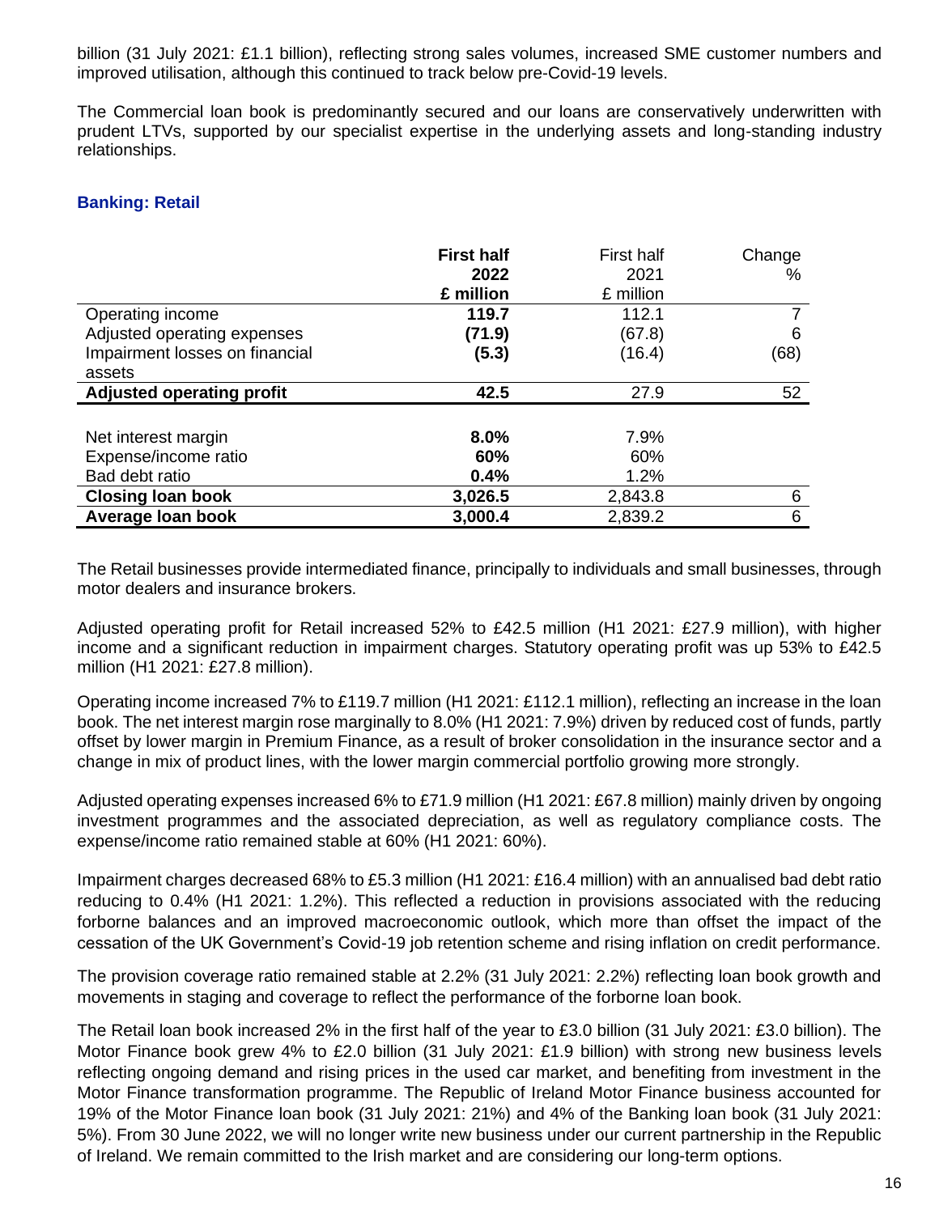billion (31 July 2021: £1.1 billion), reflecting strong sales volumes, increased SME customer numbers and improved utilisation, although this continued to track below pre-Covid-19 levels.

The Commercial loan book is predominantly secured and our loans are conservatively underwritten with prudent LTVs, supported by our specialist expertise in the underlying assets and long-standing industry relationships.

## Banking: Retail

| | **First half 2022 £ million** | First half 2021 £ million | Change % |
|---|---|---|---|
| Operating income | **119.7** | 112.1 | 7 |
| Adjusted operating expenses | **(71.9)** | (67.8) | 6 |
| Impairment losses on financial assets | **(5.3)** | (16.4) | (68) |
| **Adjusted operating profit** | **42.5** | 27.9 | 52 |
| | | | |
| Net interest margin | **8.0%** | 7.9% | |
| Expense/income ratio | **60%** | 60% | |
| Bad debt ratio | **0.4%** | 1.2% | |
| **Closing loan book** | **3,026.5** | 2,843.8 | 6 |
| **Average loan book** | **3,000.4** | 2,839.2 | 6 |

The Retail businesses provide intermediated finance, principally to individuals and small businesses, through motor dealers and insurance brokers.

Adjusted operating profit for Retail increased 52% to £42.5 million (H1 2021: £27.9 million), with higher income and a significant reduction in impairment charges. Statutory operating profit was up 53% to £42.5 million (H1 2021: £27.8 million).

Operating income increased 7% to £119.7 million (H1 2021: £112.1 million), reflecting an increase in the loan book. The net interest margin rose marginally to 8.0% (H1 2021: 7.9%) driven by reduced cost of funds, partly offset by lower margin in Premium Finance, as a result of broker consolidation in the insurance sector and a change in mix of product lines, with the lower margin commercial portfolio growing more strongly.

Adjusted operating expenses increased 6% to £71.9 million (H1 2021: £67.8 million) mainly driven by ongoing investment programmes and the associated depreciation, as well as regulatory compliance costs. The expense/income ratio remained stable at 60% (H1 2021: 60%).

Impairment charges decreased 68% to £5.3 million (H1 2021: £16.4 million) with an annualised bad debt ratio reducing to 0.4% (H1 2021: 1.2%). This reflected a reduction in provisions associated with the reducing forborne balances and an improved macroeconomic outlook, which more than offset the impact of the cessation of the UK Government's Covid-19 job retention scheme and rising inflation on credit performance.

The provision coverage ratio remained stable at 2.2% (31 July 2021: 2.2%) reflecting loan book growth and movements in staging and coverage to reflect the performance of the forborne loan book.

The Retail loan book increased 2% in the first half of the year to £3.0 billion (31 July 2021: £3.0 billion). The Motor Finance book grew 4% to £2.0 billion (31 July 2021: £1.9 billion) with strong new business levels reflecting ongoing demand and rising prices in the used car market, and benefiting from investment in the Motor Finance transformation programme. The Republic of Ireland Motor Finance business accounted for 19% of the Motor Finance loan book (31 July 2021: 21%) and 4% of the Banking loan book (31 July 2021: 5%). From 30 June 2022, we will no longer write new business under our current partnership in the Republic of Ireland. We remain committed to the Irish market and are considering our long-term options.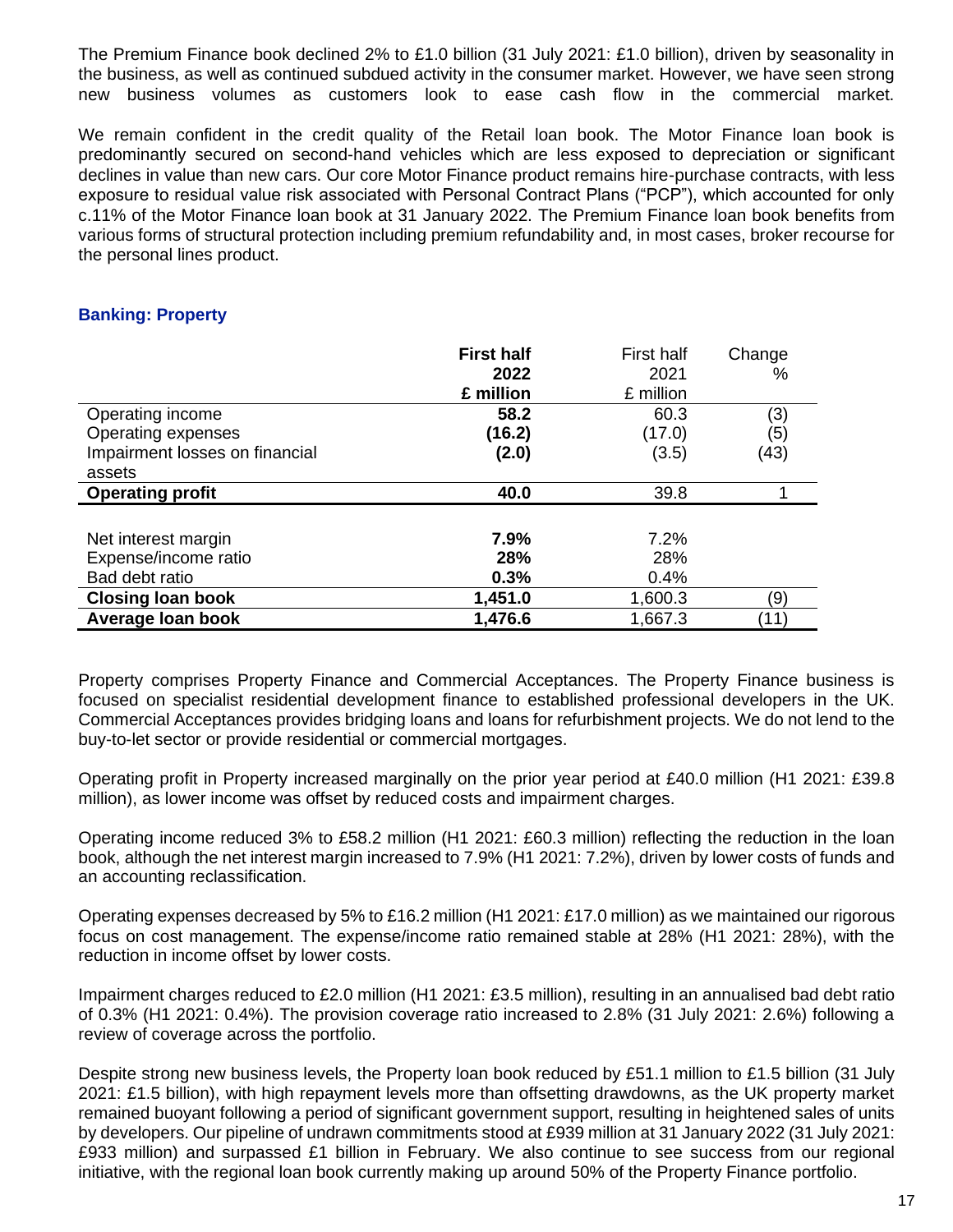The Premium Finance book declined 2% to £1.0 billion (31 July 2021: £1.0 billion), driven by seasonality in the business, as well as continued subdued activity in the consumer market. However, we have seen strong new business volumes as customers look to ease cash flow in the commercial market.

We remain confident in the credit quality of the Retail loan book. The Motor Finance loan book is predominantly secured on second-hand vehicles which are less exposed to depreciation or significant declines in value than new cars. Our core Motor Finance product remains hire-purchase contracts, with less exposure to residual value risk associated with Personal Contract Plans ("PCP"), which accounted for only c.11% of the Motor Finance loan book at 31 January 2022. The Premium Finance loan book benefits from various forms of structural protection including premium refundability and, in most cases, broker recourse for the personal lines product.

### Banking: Property

| | **First half 2022 £ million** | First half 2021 £ million | Change % |
|---|---|---|---|
| Operating income | **58.2** | 60.3 | (3) |
| Operating expenses | **(16.2)** | (17.0) | (5) |
| Impairment losses on financial assets | **(2.0)** | (3.5) | (43) |
| **Operating profit** | **40.0** | 39.8 | 1 |
| | | | |
| Net interest margin | **7.9%** | 7.2% | |
| Expense/income ratio | **28%** | 28% | |
| Bad debt ratio | **0.3%** | 0.4% | |
| **Closing loan book** | **1,451.0** | 1,600.3 | (9) |
| **Average loan book** | **1,476.6** | 1,667.3 | (11) |

Property comprises Property Finance and Commercial Acceptances. The Property Finance business is focused on specialist residential development finance to established professional developers in the UK. Commercial Acceptances provides bridging loans and loans for refurbishment projects. We do not lend to the buy-to-let sector or provide residential or commercial mortgages.

Operating profit in Property increased marginally on the prior year period at £40.0 million (H1 2021: £39.8 million), as lower income was offset by reduced costs and impairment charges.

Operating income reduced 3% to £58.2 million (H1 2021: £60.3 million) reflecting the reduction in the loan book, although the net interest margin increased to 7.9% (H1 2021: 7.2%), driven by lower costs of funds and an accounting reclassification.

Operating expenses decreased by 5% to £16.2 million (H1 2021: £17.0 million) as we maintained our rigorous focus on cost management. The expense/income ratio remained stable at 28% (H1 2021: 28%), with the reduction in income offset by lower costs.

Impairment charges reduced to £2.0 million (H1 2021: £3.5 million), resulting in an annualised bad debt ratio of 0.3% (H1 2021: 0.4%). The provision coverage ratio increased to 2.8% (31 July 2021: 2.6%) following a review of coverage across the portfolio.

Despite strong new business levels, the Property loan book reduced by £51.1 million to £1.5 billion (31 July 2021: £1.5 billion), with high repayment levels more than offsetting drawdowns, as the UK property market remained buoyant following a period of significant government support, resulting in heightened sales of units by developers. Our pipeline of undrawn commitments stood at £939 million at 31 January 2022 (31 July 2021: £933 million) and surpassed £1 billion in February. We also continue to see success from our regional initiative, with the regional loan book currently making up around 50% of the Property Finance portfolio.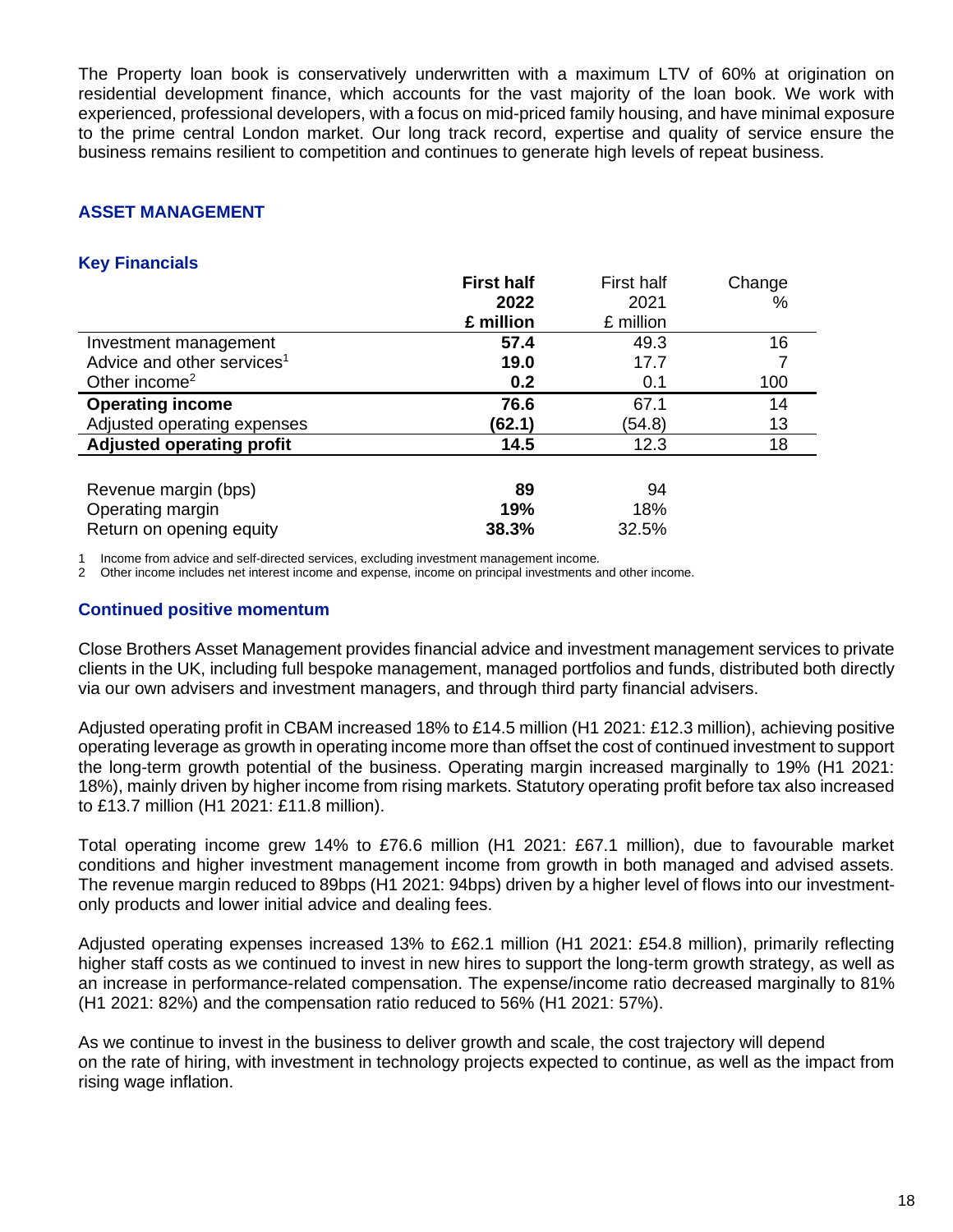The Property loan book is conservatively underwritten with a maximum LTV of 60% at origination on residential development finance, which accounts for the vast majority of the loan book. We work with experienced, professional developers, with a focus on mid-priced family housing, and have minimal exposure to the prime central London market. Our long track record, expertise and quality of service ensure the business remains resilient to competition and continues to generate high levels of repeat business.

## ASSET MANAGEMENT

### Key Financials

| | **First half 2022 £ million** | First half 2021 £ million | Change % |
|---|---|---|---|
| Investment management | **57.4** | 49.3 | 16 |
| Advice and other services[1] | **19.0** | 17.7 | 7 |
| Other income[2] | **0.2** | 0.1 | 100 |
| **Operating income** | **76.6** | 67.1 | 14 |
| Adjusted operating expenses | **(62.1)** | (54.8) | 13 |
| **Adjusted operating profit** | **14.5** | 12.3 | 18 |
| | | | |
| Revenue margin (bps) | **89** | 94 | |
| Operating margin | **19%** | 18% | |
| Return on opening equity | **38.3%** | 32.5% | |

1 Income from advice and self-directed services, excluding investment management income.
2 Other income includes net interest income and expense, income on principal investments and other income.

### Continued positive momentum

Close Brothers Asset Management provides financial advice and investment management services to private clients in the UK, including full bespoke management, managed portfolios and funds, distributed both directly via our own advisers and investment managers, and through third party financial advisers.

Adjusted operating profit in CBAM increased 18% to £14.5 million (H1 2021: £12.3 million), achieving positive operating leverage as growth in operating income more than offset the cost of continued investment to support the long-term growth potential of the business. Operating margin increased marginally to 19% (H1 2021: 18%), mainly driven by higher income from rising markets. Statutory operating profit before tax also increased to £13.7 million (H1 2021: £11.8 million).

Total operating income grew 14% to £76.6 million (H1 2021: £67.1 million), due to favourable market conditions and higher investment management income from growth in both managed and advised assets. The revenue margin reduced to 89bps (H1 2021: 94bps) driven by a higher level of flows into our investment-only products and lower initial advice and dealing fees.

Adjusted operating expenses increased 13% to £62.1 million (H1 2021: £54.8 million), primarily reflecting higher staff costs as we continued to invest in new hires to support the long-term growth strategy, as well as an increase in performance-related compensation. The expense/income ratio decreased marginally to 81% (H1 2021: 82%) and the compensation ratio reduced to 56% (H1 2021: 57%).

As we continue to invest in the business to deliver growth and scale, the cost trajectory will depend on the rate of hiring, with investment in technology projects expected to continue, as well as the impact from rising wage inflation.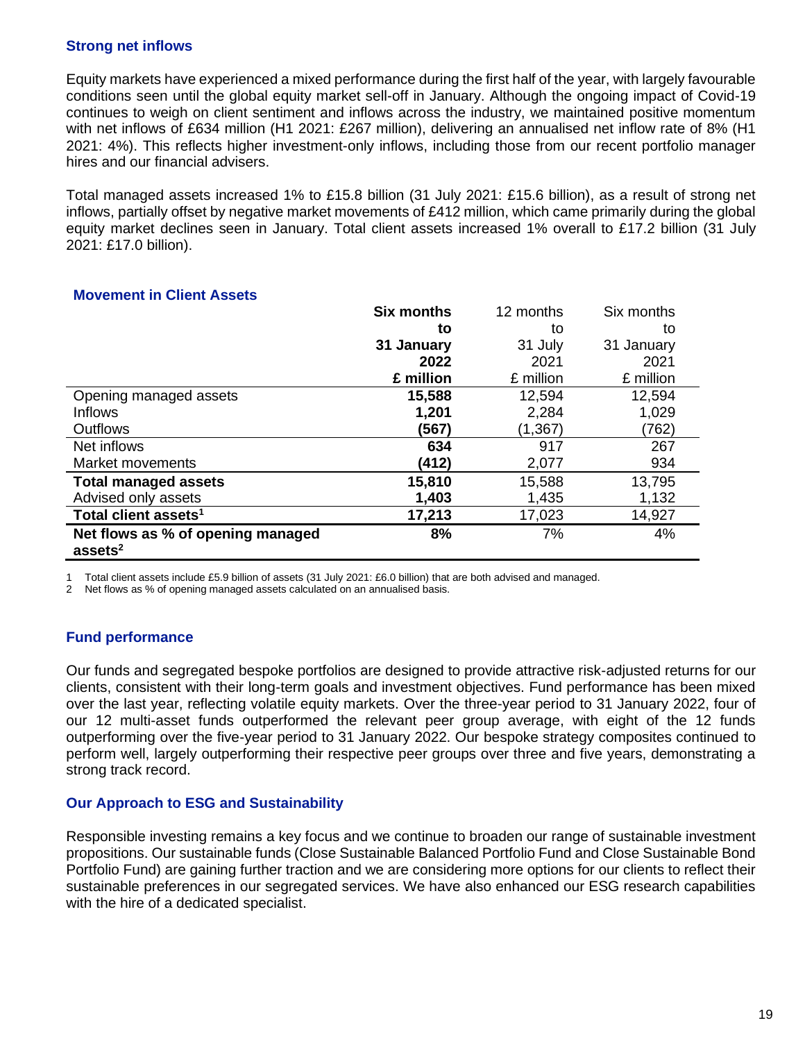### Strong net inflows

Equity markets have experienced a mixed performance during the first half of the year, with largely favourable conditions seen until the global equity market sell-off in January. Although the ongoing impact of Covid-19 continues to weigh on client sentiment and inflows across the industry, we maintained positive momentum with net inflows of £634 million (H1 2021: £267 million), delivering an annualised net inflow rate of 8% (H1 2021: 4%). This reflects higher investment-only inflows, including those from our recent portfolio manager hires and our financial advisers.

Total managed assets increased 1% to £15.8 billion (31 July 2021: £15.6 billion), as a result of strong net inflows, partially offset by negative market movements of £412 million, which came primarily during the global equity market declines seen in January. Total client assets increased 1% overall to £17.2 billion (31 July 2021: £17.0 billion).

### Movement in Client Assets

| | **Six months to 31 January 2022 £ million** | 12 months to 31 July 2021 £ million | Six months to 31 January 2021 £ million |
|---|---|---|---|
| Opening managed assets | **15,588** | 12,594 | 12,594 |
| Inflows | **1,201** | 2,284 | 1,029 |
| Outflows | **(567)** | (1,367) | (762) |
| Net inflows | **634** | 917 | 267 |
| Market movements | **(412)** | 2,077 | 934 |
| **Total managed assets** | **15,810** | 15,588 | 13,795 |
| Advised only assets | **1,403** | 1,435 | 1,132 |
| **Total client assets[1]** | **17,213** | 17,023 | 14,927 |
| **Net flows as % of opening managed assets[2]** | **8%** | 7% | 4% |

1 Total client assets include £5.9 billion of assets (31 July 2021: £6.0 billion) that are both advised and managed.
2 Net flows as % of opening managed assets calculated on an annualised basis.

### Fund performance

Our funds and segregated bespoke portfolios are designed to provide attractive risk-adjusted returns for our clients, consistent with their long-term goals and investment objectives. Fund performance has been mixed over the last year, reflecting volatile equity markets. Over the three-year period to 31 January 2022, four of our 12 multi-asset funds outperformed the relevant peer group average, with eight of the 12 funds outperforming over the five-year period to 31 January 2022. Our bespoke strategy composites continued to perform well, largely outperforming their respective peer groups over three and five years, demonstrating a strong track record.

### Our Approach to ESG and Sustainability

Responsible investing remains a key focus and we continue to broaden our range of sustainable investment propositions. Our sustainable funds (Close Sustainable Balanced Portfolio Fund and Close Sustainable Bond Portfolio Fund) are gaining further traction and we are considering more options for our clients to reflect their sustainable preferences in our segregated services. We have also enhanced our ESG research capabilities with the hire of a dedicated specialist.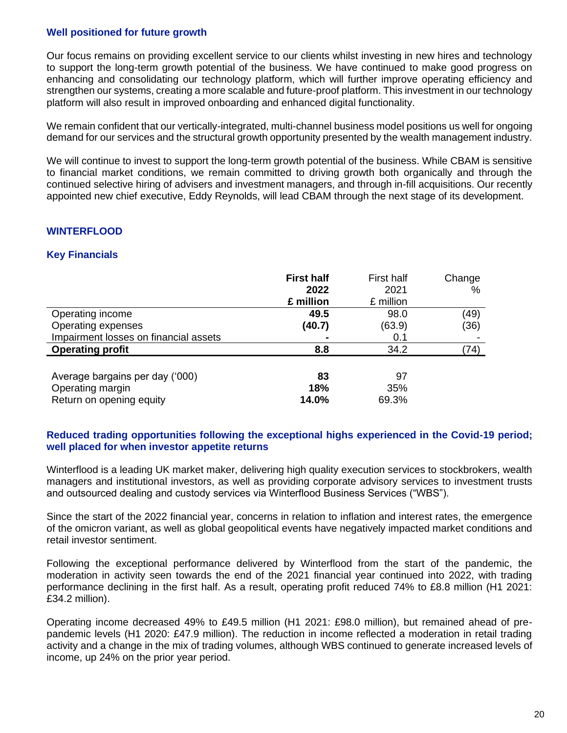### Well positioned for future growth

Our focus remains on providing excellent service to our clients whilst investing in new hires and technology to support the long-term growth potential of the business. We have continued to make good progress on enhancing and consolidating our technology platform, which will further improve operating efficiency and strengthen our systems, creating a more scalable and future-proof platform. This investment in our technology platform will also result in improved onboarding and enhanced digital functionality.

We remain confident that our vertically-integrated, multi-channel business model positions us well for ongoing demand for our services and the structural growth opportunity presented by the wealth management industry.

We will continue to invest to support the long-term growth potential of the business. While CBAM is sensitive to financial market conditions, we remain committed to driving growth both organically and through the continued selective hiring of advisers and investment managers, and through in-fill acquisitions. Our recently appointed new chief executive, Eddy Reynolds, will lead CBAM through the next stage of its development.

## WINTERFLOOD

### Key Financials

| | **First half 2022 £ million** | First half 2021 £ million | Change % |
|---|---|---|---|
| Operating income | **49.5** | 98.0 | (49) |
| Operating expenses | **(40.7)** | (63.9) | (36) |
| Impairment losses on financial assets | **-** | 0.1 | - |
| **Operating profit** | **8.8** | 34.2 | (74) |
| | | | |
| Average bargains per day ('000) | **83** | 97 | |
| Operating margin | **18%** | 35% | |
| Return on opening equity | **14.0%** | 69.3% | |

### Reduced trading opportunities following the exceptional highs experienced in the Covid-19 period; well placed for when investor appetite returns

Winterflood is a leading UK market maker, delivering high quality execution services to stockbrokers, wealth managers and institutional investors, as well as providing corporate advisory services to investment trusts and outsourced dealing and custody services via Winterflood Business Services ("WBS").

Since the start of the 2022 financial year, concerns in relation to inflation and interest rates, the emergence of the omicron variant, as well as global geopolitical events have negatively impacted market conditions and retail investor sentiment.

Following the exceptional performance delivered by Winterflood from the start of the pandemic, the moderation in activity seen towards the end of the 2021 financial year continued into 2022, with trading performance declining in the first half. As a result, operating profit reduced 74% to £8.8 million (H1 2021: £34.2 million).

Operating income decreased 49% to £49.5 million (H1 2021: £98.0 million), but remained ahead of pre-pandemic levels (H1 2020: £47.9 million). The reduction in income reflected a moderation in retail trading activity and a change in the mix of trading volumes, although WBS continued to generate increased levels of income, up 24% on the prior year period.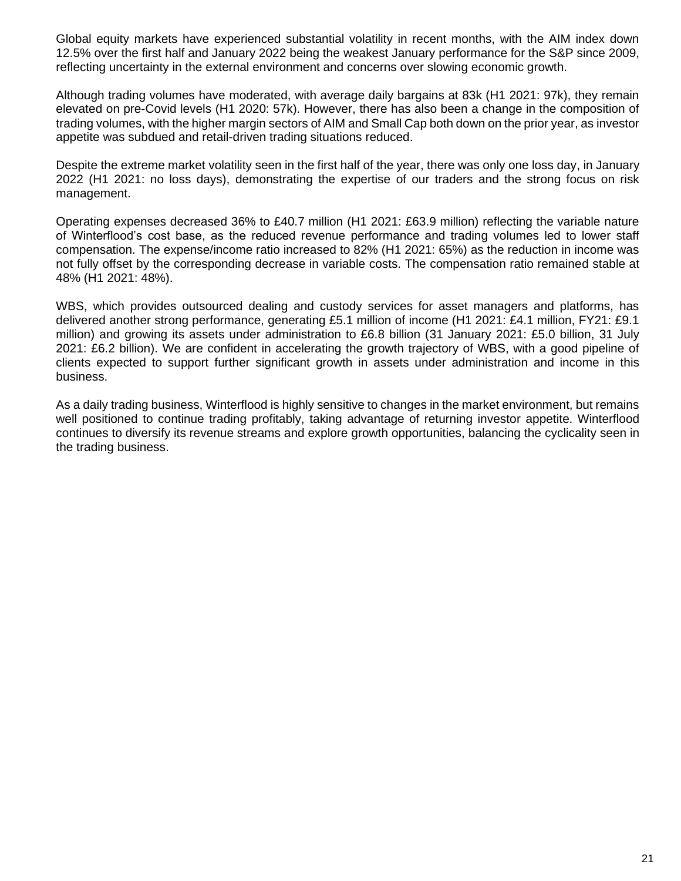Global equity markets have experienced substantial volatility in recent months, with the AIM index down 12.5% over the first half and January 2022 being the weakest January performance for the S&P since 2009, reflecting uncertainty in the external environment and concerns over slowing economic growth.

Although trading volumes have moderated, with average daily bargains at 83k (H1 2021: 97k), they remain elevated on pre-Covid levels (H1 2020: 57k). However, there has also been a change in the composition of trading volumes, with the higher margin sectors of AIM and Small Cap both down on the prior year, as investor appetite was subdued and retail-driven trading situations reduced.

Despite the extreme market volatility seen in the first half of the year, there was only one loss day, in January 2022 (H1 2021: no loss days), demonstrating the expertise of our traders and the strong focus on risk management.

Operating expenses decreased 36% to £40.7 million (H1 2021: £63.9 million) reflecting the variable nature of Winterflood's cost base, as the reduced revenue performance and trading volumes led to lower staff compensation. The expense/income ratio increased to 82% (H1 2021: 65%) as the reduction in income was not fully offset by the corresponding decrease in variable costs. The compensation ratio remained stable at 48% (H1 2021: 48%).

WBS, which provides outsourced dealing and custody services for asset managers and platforms, has delivered another strong performance, generating £5.1 million of income (H1 2021: £4.1 million, FY21: £9.1 million) and growing its assets under administration to £6.8 billion (31 January 2021: £5.0 billion, 31 July 2021: £6.2 billion). We are confident in accelerating the growth trajectory of WBS, with a good pipeline of clients expected to support further significant growth in assets under administration and income in this business.

As a daily trading business, Winterflood is highly sensitive to changes in the market environment, but remains well positioned to continue trading profitably, taking advantage of returning investor appetite. Winterflood continues to diversify its revenue streams and explore growth opportunities, balancing the cyclicality seen in the trading business.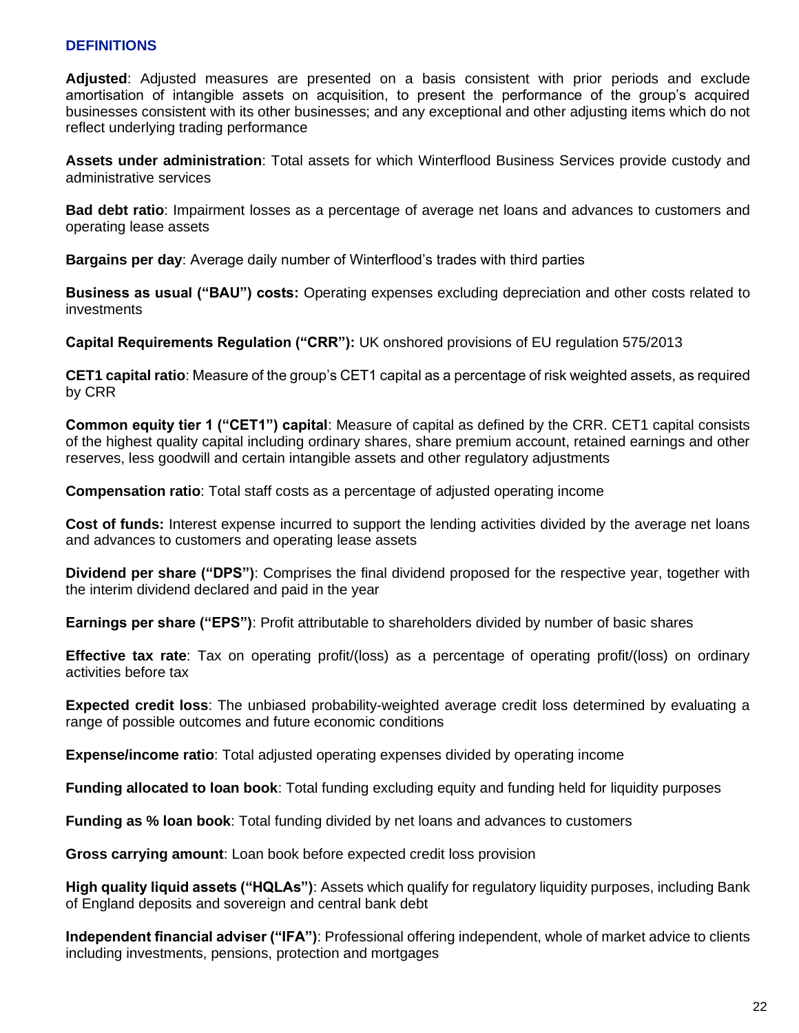## DEFINITIONS

**Adjusted**: Adjusted measures are presented on a basis consistent with prior periods and exclude amortisation of intangible assets on acquisition, to present the performance of the group's acquired businesses consistent with its other businesses; and any exceptional and other adjusting items which do not reflect underlying trading performance

**Assets under administration**: Total assets for which Winterflood Business Services provide custody and administrative services

**Bad debt ratio**: Impairment losses as a percentage of average net loans and advances to customers and operating lease assets

**Bargains per day**: Average daily number of Winterflood's trades with third parties

**Business as usual ("BAU") costs:** Operating expenses excluding depreciation and other costs related to investments

**Capital Requirements Regulation ("CRR"):** UK onshored provisions of EU regulation 575/2013

**CET1 capital ratio**: Measure of the group's CET1 capital as a percentage of risk weighted assets, as required by CRR

**Common equity tier 1 ("CET1") capital**: Measure of capital as defined by the CRR. CET1 capital consists of the highest quality capital including ordinary shares, share premium account, retained earnings and other reserves, less goodwill and certain intangible assets and other regulatory adjustments

**Compensation ratio**: Total staff costs as a percentage of adjusted operating income

**Cost of funds:** Interest expense incurred to support the lending activities divided by the average net loans and advances to customers and operating lease assets

**Dividend per share ("DPS")**: Comprises the final dividend proposed for the respective year, together with the interim dividend declared and paid in the year

**Earnings per share ("EPS")**: Profit attributable to shareholders divided by number of basic shares

**Effective tax rate**: Tax on operating profit/(loss) as a percentage of operating profit/(loss) on ordinary activities before tax

**Expected credit loss**: The unbiased probability-weighted average credit loss determined by evaluating a range of possible outcomes and future economic conditions

**Expense/income ratio**: Total adjusted operating expenses divided by operating income

**Funding allocated to loan book**: Total funding excluding equity and funding held for liquidity purposes

**Funding as % loan book**: Total funding divided by net loans and advances to customers

**Gross carrying amount**: Loan book before expected credit loss provision

**High quality liquid assets ("HQLAs")**: Assets which qualify for regulatory liquidity purposes, including Bank of England deposits and sovereign and central bank debt

**Independent financial adviser ("IFA")**: Professional offering independent, whole of market advice to clients including investments, pensions, protection and mortgages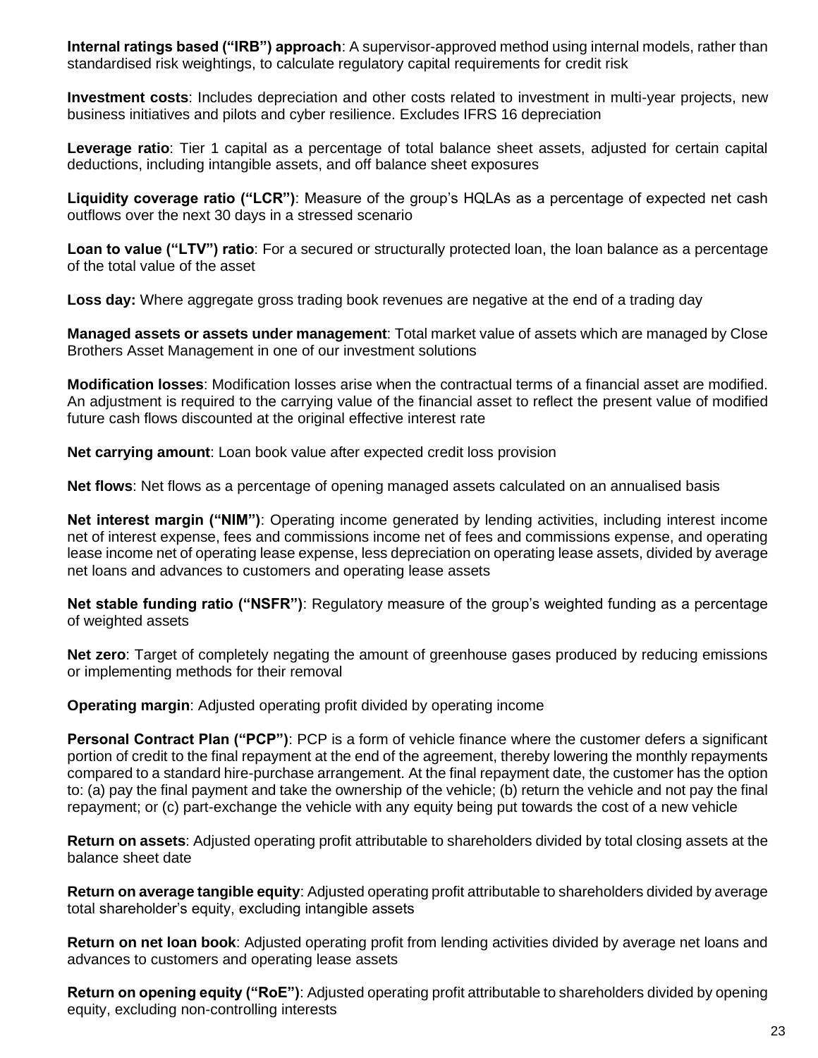**Internal ratings based ("IRB") approach**: A supervisor-approved method using internal models, rather than standardised risk weightings, to calculate regulatory capital requirements for credit risk

**Investment costs**: Includes depreciation and other costs related to investment in multi-year projects, new business initiatives and pilots and cyber resilience. Excludes IFRS 16 depreciation

**Leverage ratio**: Tier 1 capital as a percentage of total balance sheet assets, adjusted for certain capital deductions, including intangible assets, and off balance sheet exposures

**Liquidity coverage ratio ("LCR")**: Measure of the group's HQLAs as a percentage of expected net cash outflows over the next 30 days in a stressed scenario

**Loan to value ("LTV") ratio**: For a secured or structurally protected loan, the loan balance as a percentage of the total value of the asset

**Loss day:** Where aggregate gross trading book revenues are negative at the end of a trading day

**Managed assets or assets under management**: Total market value of assets which are managed by Close Brothers Asset Management in one of our investment solutions

**Modification losses**: Modification losses arise when the contractual terms of a financial asset are modified. An adjustment is required to the carrying value of the financial asset to reflect the present value of modified future cash flows discounted at the original effective interest rate

**Net carrying amount**: Loan book value after expected credit loss provision

**Net flows**: Net flows as a percentage of opening managed assets calculated on an annualised basis

**Net interest margin ("NIM")**: Operating income generated by lending activities, including interest income net of interest expense, fees and commissions income net of fees and commissions expense, and operating lease income net of operating lease expense, less depreciation on operating lease assets, divided by average net loans and advances to customers and operating lease assets

**Net stable funding ratio ("NSFR")**: Regulatory measure of the group's weighted funding as a percentage of weighted assets

**Net zero**: Target of completely negating the amount of greenhouse gases produced by reducing emissions or implementing methods for their removal

**Operating margin**: Adjusted operating profit divided by operating income

**Personal Contract Plan ("PCP")**: PCP is a form of vehicle finance where the customer defers a significant portion of credit to the final repayment at the end of the agreement, thereby lowering the monthly repayments compared to a standard hire-purchase arrangement. At the final repayment date, the customer has the option to: (a) pay the final payment and take the ownership of the vehicle; (b) return the vehicle and not pay the final repayment; or (c) part-exchange the vehicle with any equity being put towards the cost of a new vehicle

**Return on assets**: Adjusted operating profit attributable to shareholders divided by total closing assets at the balance sheet date

**Return on average tangible equity**: Adjusted operating profit attributable to shareholders divided by average total shareholder's equity, excluding intangible assets

**Return on net loan book**: Adjusted operating profit from lending activities divided by average net loans and advances to customers and operating lease assets

**Return on opening equity ("RoE")**: Adjusted operating profit attributable to shareholders divided by opening equity, excluding non-controlling interests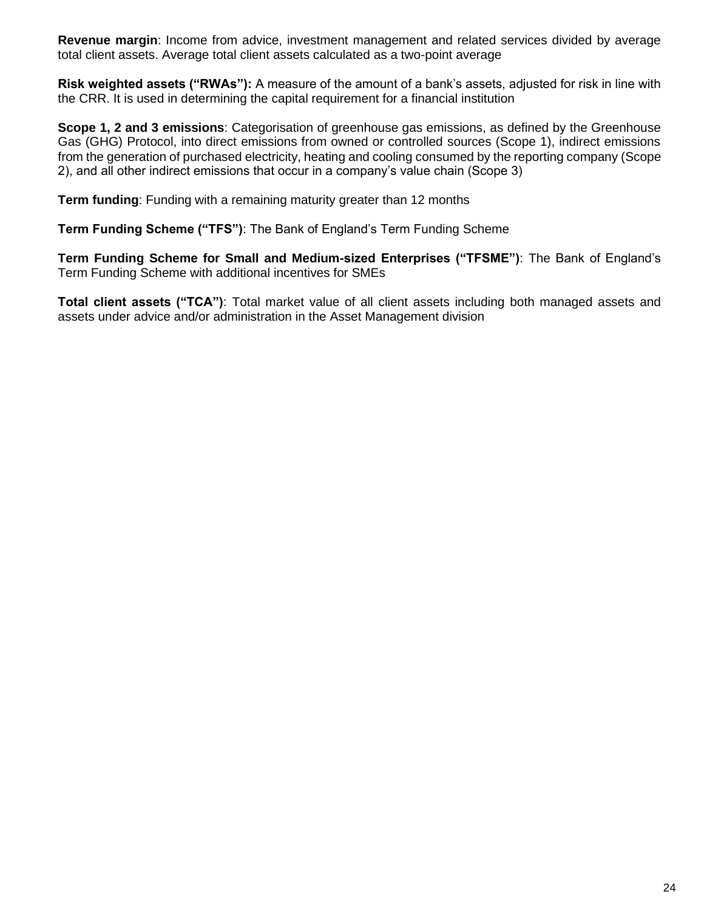**Revenue margin**: Income from advice, investment management and related services divided by average total client assets. Average total client assets calculated as a two-point average

**Risk weighted assets ("RWAs"):** A measure of the amount of a bank's assets, adjusted for risk in line with the CRR. It is used in determining the capital requirement for a financial institution

**Scope 1, 2 and 3 emissions**: Categorisation of greenhouse gas emissions, as defined by the Greenhouse Gas (GHG) Protocol, into direct emissions from owned or controlled sources (Scope 1), indirect emissions from the generation of purchased electricity, heating and cooling consumed by the reporting company (Scope 2), and all other indirect emissions that occur in a company's value chain (Scope 3)

**Term funding**: Funding with a remaining maturity greater than 12 months

**Term Funding Scheme ("TFS")**: The Bank of England's Term Funding Scheme

**Term Funding Scheme for Small and Medium-sized Enterprises ("TFSME")**: The Bank of England's Term Funding Scheme with additional incentives for SMEs

**Total client assets ("TCA")**: Total market value of all client assets including both managed assets and assets under advice and/or administration in the Asset Management division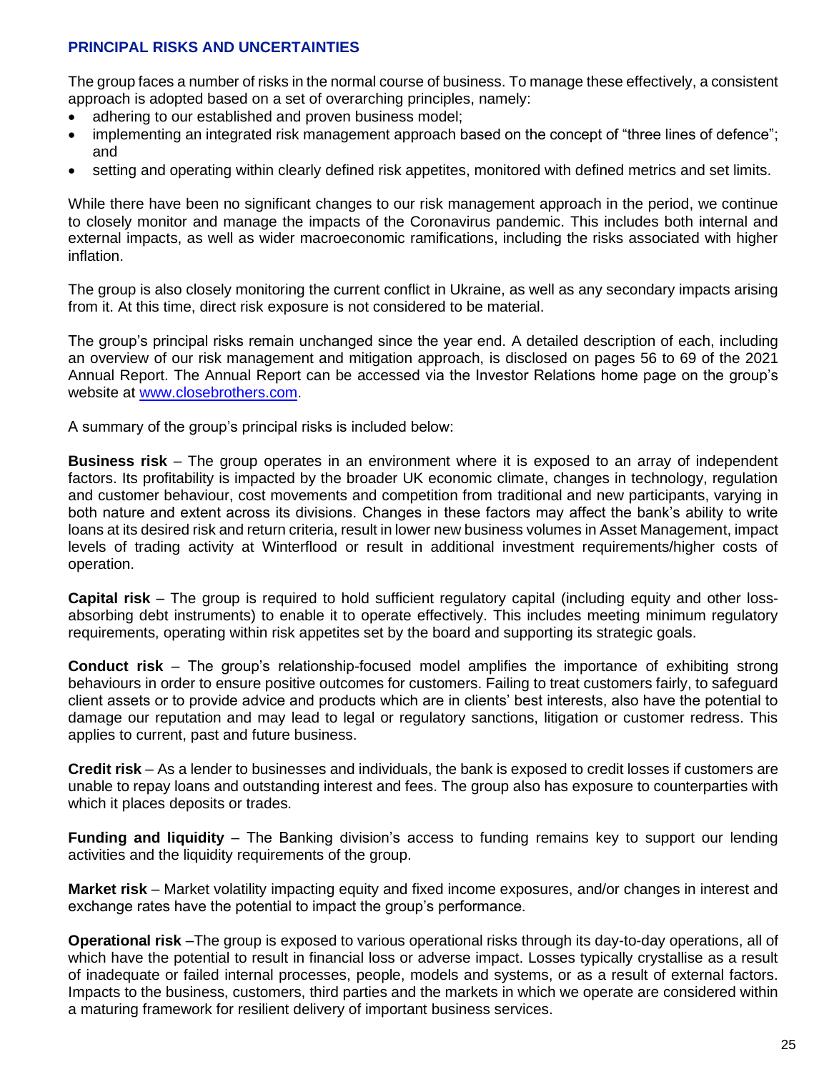## PRINCIPAL RISKS AND UNCERTAINTIES

The group faces a number of risks in the normal course of business. To manage these effectively, a consistent approach is adopted based on a set of overarching principles, namely:

- adhering to our established and proven business model;
- implementing an integrated risk management approach based on the concept of "three lines of defence"; and
- setting and operating within clearly defined risk appetites, monitored with defined metrics and set limits.

While there have been no significant changes to our risk management approach in the period, we continue to closely monitor and manage the impacts of the Coronavirus pandemic. This includes both internal and external impacts, as well as wider macroeconomic ramifications, including the risks associated with higher inflation.

The group is also closely monitoring the current conflict in Ukraine, as well as any secondary impacts arising from it. At this time, direct risk exposure is not considered to be material.

The group's principal risks remain unchanged since the year end. A detailed description of each, including an overview of our risk management and mitigation approach, is disclosed on pages 56 to 69 of the 2021 Annual Report. The Annual Report can be accessed via the Investor Relations home page on the group's website at www.closebrothers.com.

A summary of the group's principal risks is included below:

**Business risk** – The group operates in an environment where it is exposed to an array of independent factors. Its profitability is impacted by the broader UK economic climate, changes in technology, regulation and customer behaviour, cost movements and competition from traditional and new participants, varying in both nature and extent across its divisions. Changes in these factors may affect the bank's ability to write loans at its desired risk and return criteria, result in lower new business volumes in Asset Management, impact levels of trading activity at Winterflood or result in additional investment requirements/higher costs of operation.

**Capital risk** – The group is required to hold sufficient regulatory capital (including equity and other loss-absorbing debt instruments) to enable it to operate effectively. This includes meeting minimum regulatory requirements, operating within risk appetites set by the board and supporting its strategic goals.

**Conduct risk** – The group's relationship-focused model amplifies the importance of exhibiting strong behaviours in order to ensure positive outcomes for customers. Failing to treat customers fairly, to safeguard client assets or to provide advice and products which are in clients' best interests, also have the potential to damage our reputation and may lead to legal or regulatory sanctions, litigation or customer redress. This applies to current, past and future business.

**Credit risk** – As a lender to businesses and individuals, the bank is exposed to credit losses if customers are unable to repay loans and outstanding interest and fees. The group also has exposure to counterparties with which it places deposits or trades.

**Funding and liquidity** – The Banking division's access to funding remains key to support our lending activities and the liquidity requirements of the group.

**Market risk** – Market volatility impacting equity and fixed income exposures, and/or changes in interest and exchange rates have the potential to impact the group's performance.

**Operational risk** –The group is exposed to various operational risks through its day-to-day operations, all of which have the potential to result in financial loss or adverse impact. Losses typically crystallise as a result of inadequate or failed internal processes, people, models and systems, or as a result of external factors. Impacts to the business, customers, third parties and the markets in which we operate are considered within a maturing framework for resilient delivery of important business services.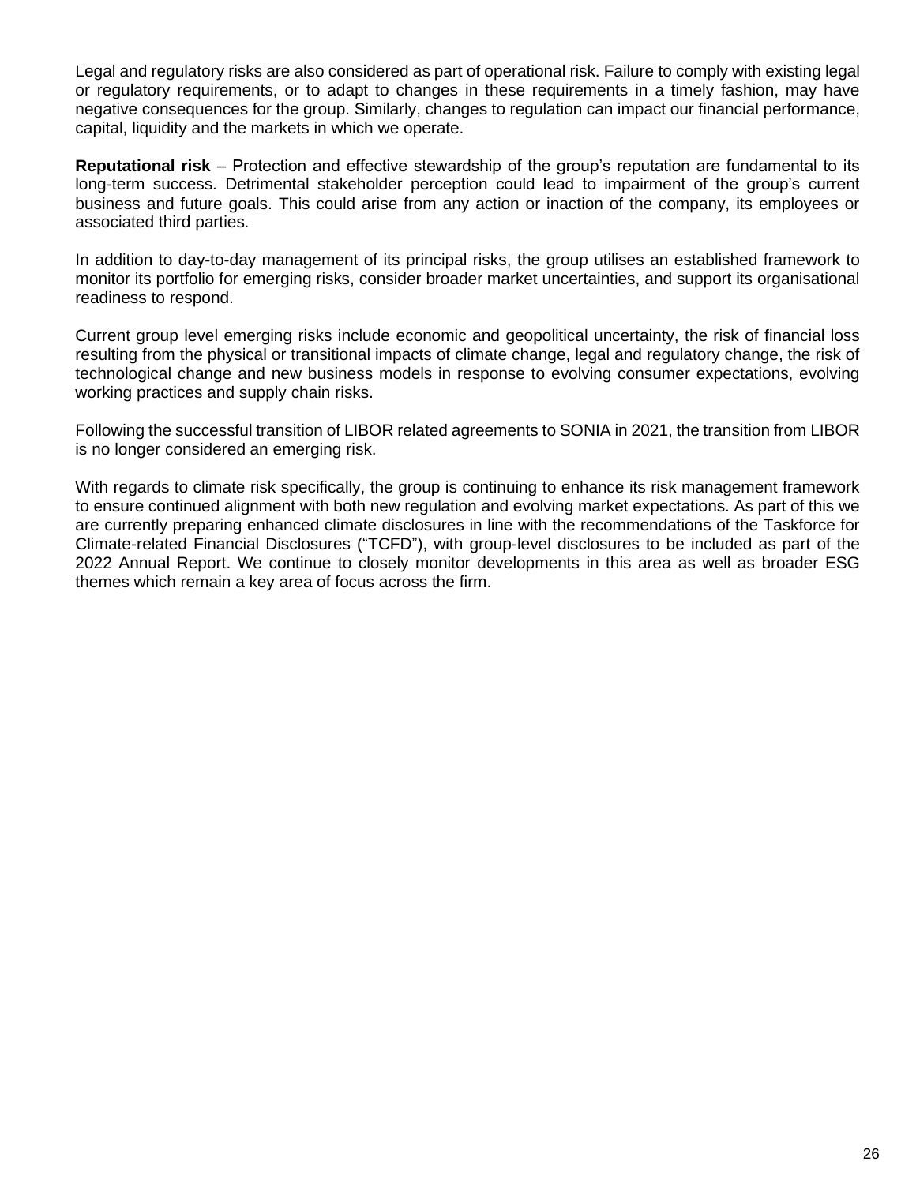Legal and regulatory risks are also considered as part of operational risk. Failure to comply with existing legal or regulatory requirements, or to adapt to changes in these requirements in a timely fashion, may have negative consequences for the group. Similarly, changes to regulation can impact our financial performance, capital, liquidity and the markets in which we operate.

**Reputational risk** – Protection and effective stewardship of the group's reputation are fundamental to its long-term success. Detrimental stakeholder perception could lead to impairment of the group's current business and future goals. This could arise from any action or inaction of the company, its employees or associated third parties.

In addition to day-to-day management of its principal risks, the group utilises an established framework to monitor its portfolio for emerging risks, consider broader market uncertainties, and support its organisational readiness to respond.

Current group level emerging risks include economic and geopolitical uncertainty, the risk of financial loss resulting from the physical or transitional impacts of climate change, legal and regulatory change, the risk of technological change and new business models in response to evolving consumer expectations, evolving working practices and supply chain risks.

Following the successful transition of LIBOR related agreements to SONIA in 2021, the transition from LIBOR is no longer considered an emerging risk.

With regards to climate risk specifically, the group is continuing to enhance its risk management framework to ensure continued alignment with both new regulation and evolving market expectations. As part of this we are currently preparing enhanced climate disclosures in line with the recommendations of the Taskforce for Climate-related Financial Disclosures ("TCFD"), with group-level disclosures to be included as part of the 2022 Annual Report. We continue to closely monitor developments in this area as well as broader ESG themes which remain a key area of focus across the firm.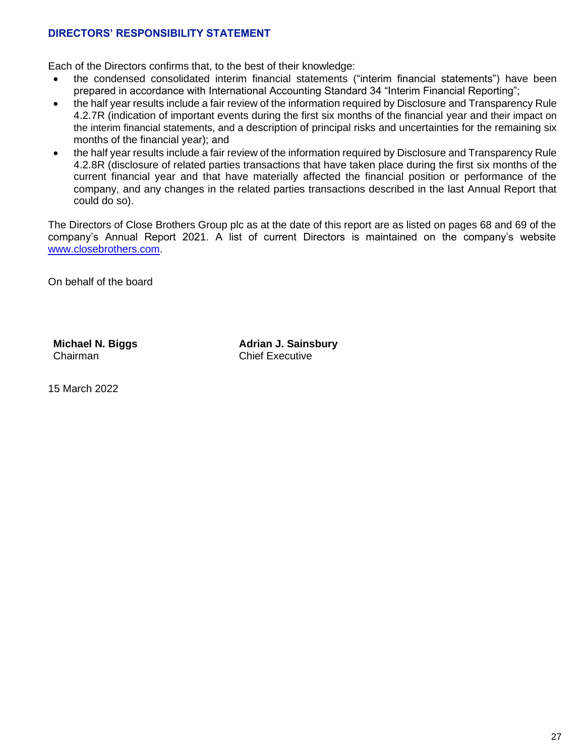## DIRECTORS' RESPONSIBILITY STATEMENT

Each of the Directors confirms that, to the best of their knowledge:

- the condensed consolidated interim financial statements ("interim financial statements") have been prepared in accordance with International Accounting Standard 34 "Interim Financial Reporting";
- the half year results include a fair review of the information required by Disclosure and Transparency Rule 4.2.7R (indication of important events during the first six months of the financial year and their impact on the interim financial statements, and a description of principal risks and uncertainties for the remaining six months of the financial year); and
- the half year results include a fair review of the information required by Disclosure and Transparency Rule 4.2.8R (disclosure of related parties transactions that have taken place during the first six months of the current financial year and that have materially affected the financial position or performance of the company, and any changes in the related parties transactions described in the last Annual Report that could do so).

The Directors of Close Brothers Group plc as at the date of this report are as listed on pages 68 and 69 of the company's Annual Report 2021. A list of current Directors is maintained on the company's website www.closebrothers.com.

On behalf of the board

**Michael N. Biggs**
Chairman

**Adrian J. Sainsbury**
Chief Executive

15 March 2022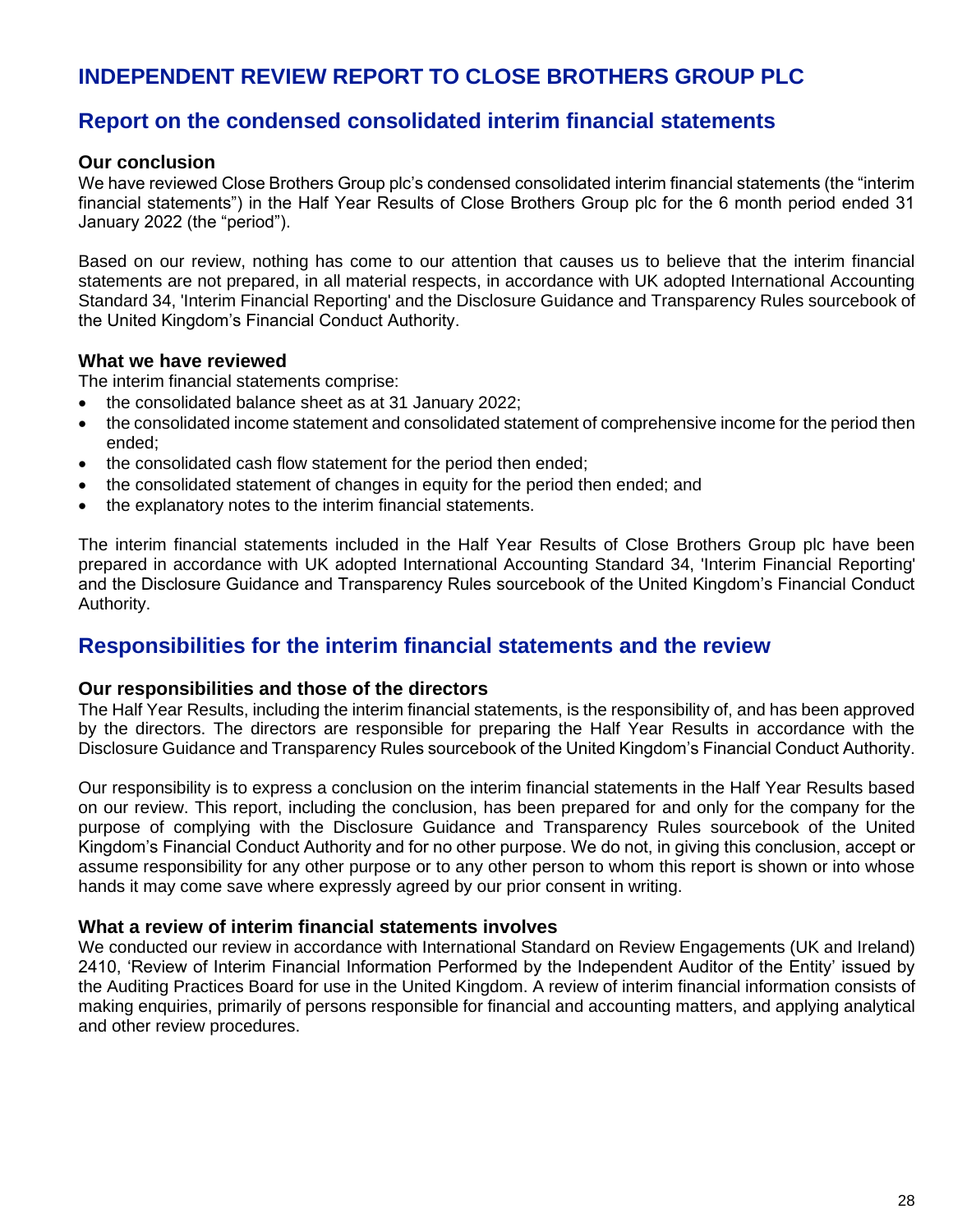# INDEPENDENT REVIEW REPORT TO CLOSE BROTHERS GROUP PLC

## Report on the condensed consolidated interim financial statements

### Our conclusion

We have reviewed Close Brothers Group plc's condensed consolidated interim financial statements (the "interim financial statements") in the Half Year Results of Close Brothers Group plc for the 6 month period ended 31 January 2022 (the "period").

Based on our review, nothing has come to our attention that causes us to believe that the interim financial statements are not prepared, in all material respects, in accordance with UK adopted International Accounting Standard 34, 'Interim Financial Reporting' and the Disclosure Guidance and Transparency Rules sourcebook of the United Kingdom's Financial Conduct Authority.

### What we have reviewed

The interim financial statements comprise:

- the consolidated balance sheet as at 31 January 2022;
- the consolidated income statement and consolidated statement of comprehensive income for the period then ended;
- the consolidated cash flow statement for the period then ended;
- the consolidated statement of changes in equity for the period then ended; and
- the explanatory notes to the interim financial statements.

The interim financial statements included in the Half Year Results of Close Brothers Group plc have been prepared in accordance with UK adopted International Accounting Standard 34, 'Interim Financial Reporting' and the Disclosure Guidance and Transparency Rules sourcebook of the United Kingdom's Financial Conduct Authority.

## Responsibilities for the interim financial statements and the review

### Our responsibilities and those of the directors

The Half Year Results, including the interim financial statements, is the responsibility of, and has been approved by the directors. The directors are responsible for preparing the Half Year Results in accordance with the Disclosure Guidance and Transparency Rules sourcebook of the United Kingdom's Financial Conduct Authority.

Our responsibility is to express a conclusion on the interim financial statements in the Half Year Results based on our review. This report, including the conclusion, has been prepared for and only for the company for the purpose of complying with the Disclosure Guidance and Transparency Rules sourcebook of the United Kingdom's Financial Conduct Authority and for no other purpose. We do not, in giving this conclusion, accept or assume responsibility for any other purpose or to any other person to whom this report is shown or into whose hands it may come save where expressly agreed by our prior consent in writing.

### What a review of interim financial statements involves

We conducted our review in accordance with International Standard on Review Engagements (UK and Ireland) 2410, 'Review of Interim Financial Information Performed by the Independent Auditor of the Entity' issued by the Auditing Practices Board for use in the United Kingdom. A review of interim financial information consists of making enquiries, primarily of persons responsible for financial and accounting matters, and applying analytical and other review procedures.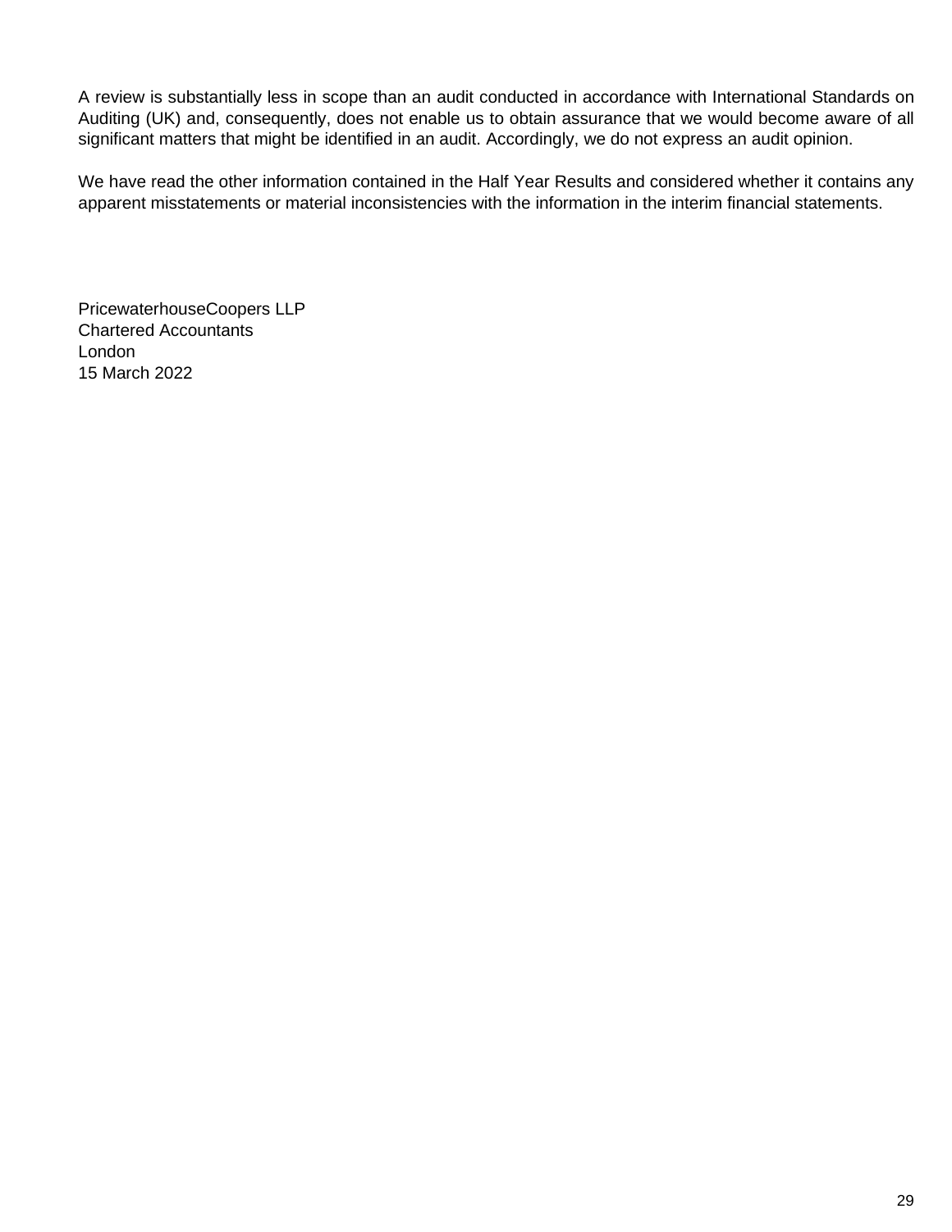A review is substantially less in scope than an audit conducted in accordance with International Standards on Auditing (UK) and, consequently, does not enable us to obtain assurance that we would become aware of all significant matters that might be identified in an audit. Accordingly, we do not express an audit opinion.

We have read the other information contained in the Half Year Results and considered whether it contains any apparent misstatements or material inconsistencies with the information in the interim financial statements.

PricewaterhouseCoopers LLP
Chartered Accountants
London
15 March 2022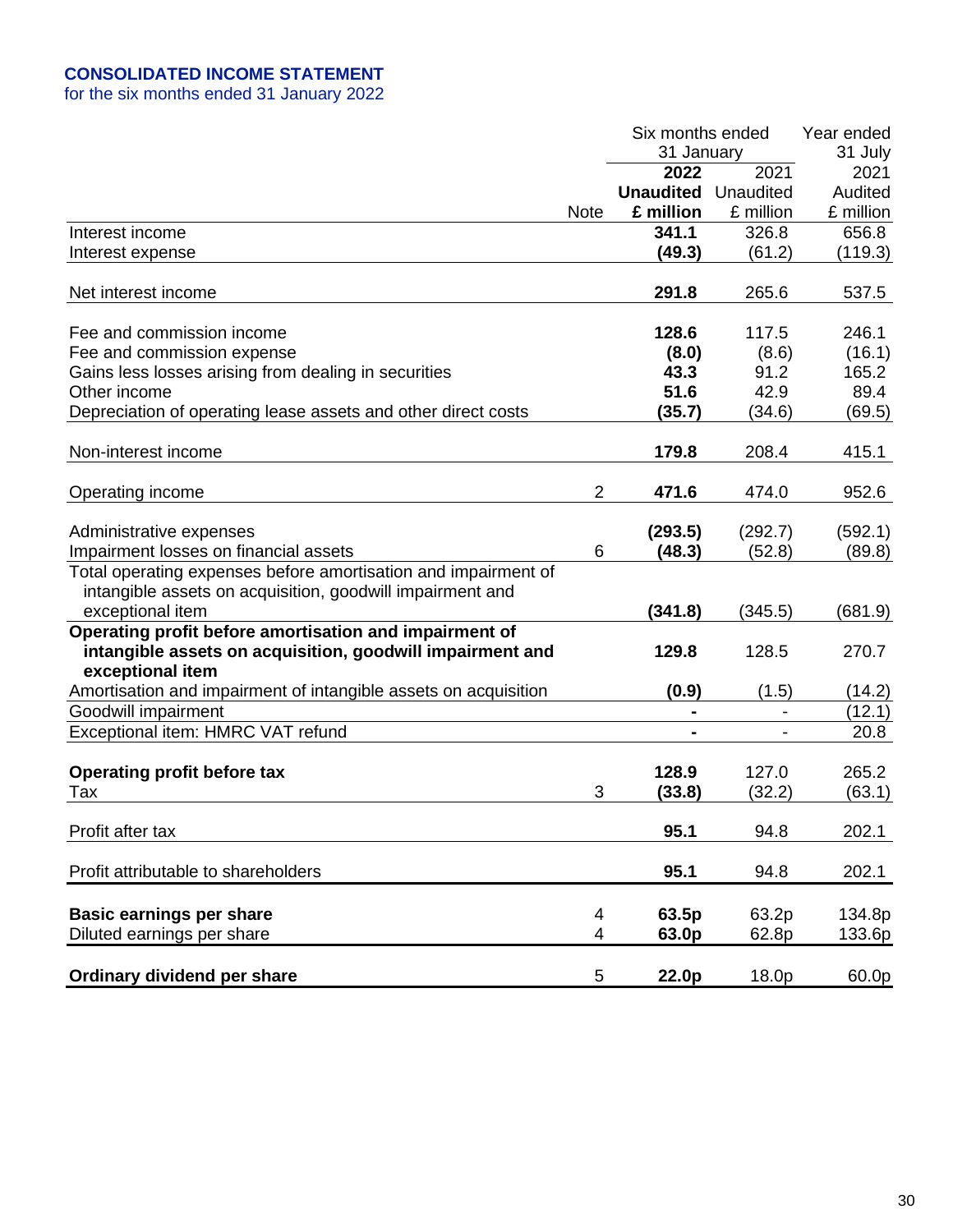# CONSOLIDATED INCOME STATEMENT

for the six months ended 31 January 2022

| | Note | Six months ended 31 January 2022 Unaudited £ million | Six months ended 31 January 2021 Unaudited £ million | Year ended 31 July 2021 Audited £ million |
|---|---|---|---|---|
| Interest income | | **341.1** | 326.8 | 656.8 |
| Interest expense | | **(49.3)** | (61.2) | (119.3) |
| Net interest income | | **291.8** | 265.6 | 537.5 |
| Fee and commission income | | **128.6** | 117.5 | 246.1 |
| Fee and commission expense | | **(8.0)** | (8.6) | (16.1) |
| Gains less losses arising from dealing in securities | | **43.3** | 91.2 | 165.2 |
| Other income | | **51.6** | 42.9 | 89.4 |
| Depreciation of operating lease assets and other direct costs | | **(35.7)** | (34.6) | (69.5) |
| Non-interest income | | **179.8** | 208.4 | 415.1 |
| Operating income | 2 | **471.6** | 474.0 | 952.6 |
| Administrative expenses | | **(293.5)** | (292.7) | (592.1) |
| Impairment losses on financial assets | 6 | **(48.3)** | (52.8) | (89.8) |
| Total operating expenses before amortisation and impairment of intangible assets on acquisition, goodwill impairment and exceptional item | | **(341.8)** | (345.5) | (681.9) |
| **Operating profit before amortisation and impairment of intangible assets on acquisition, goodwill impairment and exceptional item** | | **129.8** | 128.5 | 270.7 |
| Amortisation and impairment of intangible assets on acquisition | | **(0.9)** | (1.5) | (14.2) |
| Goodwill impairment | | **-** | - | (12.1) |
| Exceptional item: HMRC VAT refund | | **-** | - | 20.8 |
| **Operating profit before tax** | | **128.9** | 127.0 | 265.2 |
| Tax | 3 | **(33.8)** | (32.2) | (63.1) |
| Profit after tax | | **95.1** | 94.8 | 202.1 |
| Profit attributable to shareholders | | **95.1** | 94.8 | 202.1 |
| **Basic earnings per share** | 4 | **63.5p** | 63.2p | 134.8p |
| Diluted earnings per share | 4 | **63.0p** | 62.8p | 133.6p |
| **Ordinary dividend per share** | 5 | **22.0p** | 18.0p | 60.0p |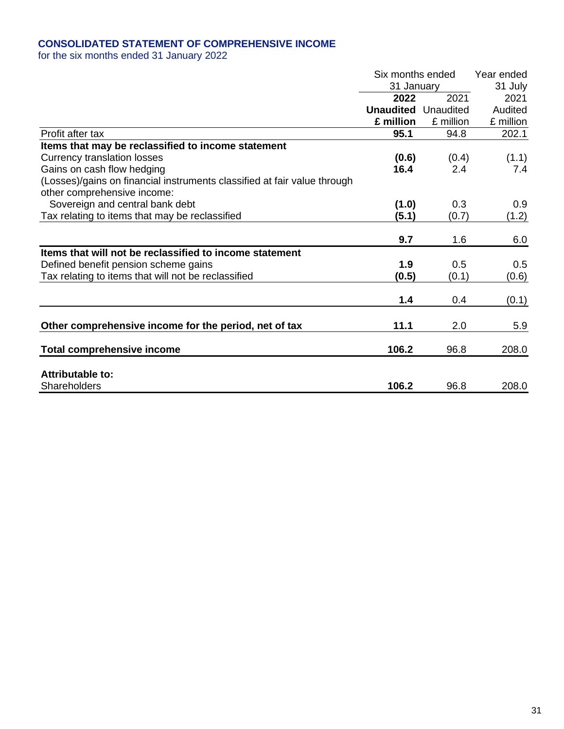## CONSOLIDATED STATEMENT OF COMPREHENSIVE INCOME

for the six months ended 31 January 2022

| | Six months ended 31 January | | Year ended 31 July |
|---|---|---|---|
| | **2022** | 2021 | 2021 |
| | **Unaudited** | Unaudited | Audited |
| | **£ million** | £ million | £ million |
| Profit after tax | **95.1** | 94.8 | 202.1 |
| **Items that may be reclassified to income statement** | | | |
| Currency translation losses | **(0.6)** | (0.4) | (1.1) |
| Gains on cash flow hedging | **16.4** | 2.4 | 7.4 |
| (Losses)/gains on financial instruments classified at fair value through other comprehensive income: | | | |
| Sovereign and central bank debt | **(1.0)** | 0.3 | 0.9 |
| Tax relating to items that may be reclassified | **(5.1)** | (0.7) | (1.2) |
| | **9.7** | 1.6 | 6.0 |
| **Items that will not be reclassified to income statement** | | | |
| Defined benefit pension scheme gains | **1.9** | 0.5 | 0.5 |
| Tax relating to items that will not be reclassified | **(0.5)** | (0.1) | (0.6) |
| | **1.4** | 0.4 | (0.1) |
| **Other comprehensive income for the period, net of tax** | **11.1** | 2.0 | 5.9 |
| **Total comprehensive income** | **106.2** | 96.8 | 208.0 |
| **Attributable to:** | | | |
| Shareholders | **106.2** | 96.8 | 208.0 |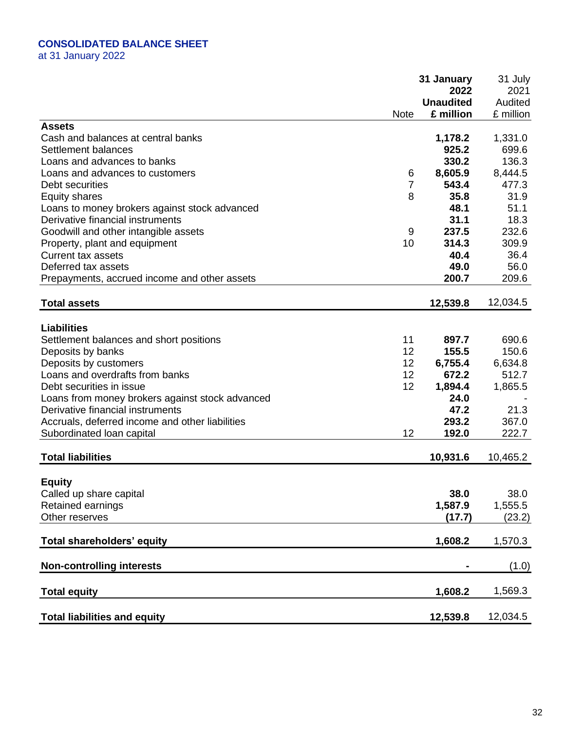**CONSOLIDATED BALANCE SHEET**
at 31 January 2022

| | Note | 31 January 2022 Unaudited £ million | 31 July 2021 Audited £ million |
|---|---|---|---|
| **Assets** | | | |
| Cash and balances at central banks | | **1,178.2** | 1,331.0 |
| Settlement balances | | **925.2** | 699.6 |
| Loans and advances to banks | | **330.2** | 136.3 |
| Loans and advances to customers | 6 | **8,605.9** | 8,444.5 |
| Debt securities | 7 | **543.4** | 477.3 |
| Equity shares | 8 | **35.8** | 31.9 |
| Loans to money brokers against stock advanced | | **48.1** | 51.1 |
| Derivative financial instruments | | **31.1** | 18.3 |
| Goodwill and other intangible assets | 9 | **237.5** | 232.6 |
| Property, plant and equipment | 10 | **314.3** | 309.9 |
| Current tax assets | | **40.4** | 36.4 |
| Deferred tax assets | | **49.0** | 56.0 |
| Prepayments, accrued income and other assets | | **200.7** | 209.6 |
| **Total assets** | | **12,539.8** | 12,034.5 |
| **Liabilities** | | | |
| Settlement balances and short positions | 11 | **897.7** | 690.6 |
| Deposits by banks | 12 | **155.5** | 150.6 |
| Deposits by customers | 12 | **6,755.4** | 6,634.8 |
| Loans and overdrafts from banks | 12 | **672.2** | 512.7 |
| Debt securities in issue | 12 | **1,894.4** | 1,865.5 |
| Loans from money brokers against stock advanced | | **24.0** | - |
| Derivative financial instruments | | **47.2** | 21.3 |
| Accruals, deferred income and other liabilities | | **293.2** | 367.0 |
| Subordinated loan capital | 12 | **192.0** | 222.7 |
| **Total liabilities** | | **10,931.6** | 10,465.2 |
| **Equity** | | | |
| Called up share capital | | **38.0** | 38.0 |
| Retained earnings | | **1,587.9** | 1,555.5 |
| Other reserves | | **(17.7)** | (23.2) |
| **Total shareholders' equity** | | **1,608.2** | 1,570.3 |
| **Non-controlling interests** | | **-** | (1.0) |
| **Total equity** | | **1,608.2** | 1,569.3 |
| **Total liabilities and equity** | | **12,539.8** | 12,034.5 |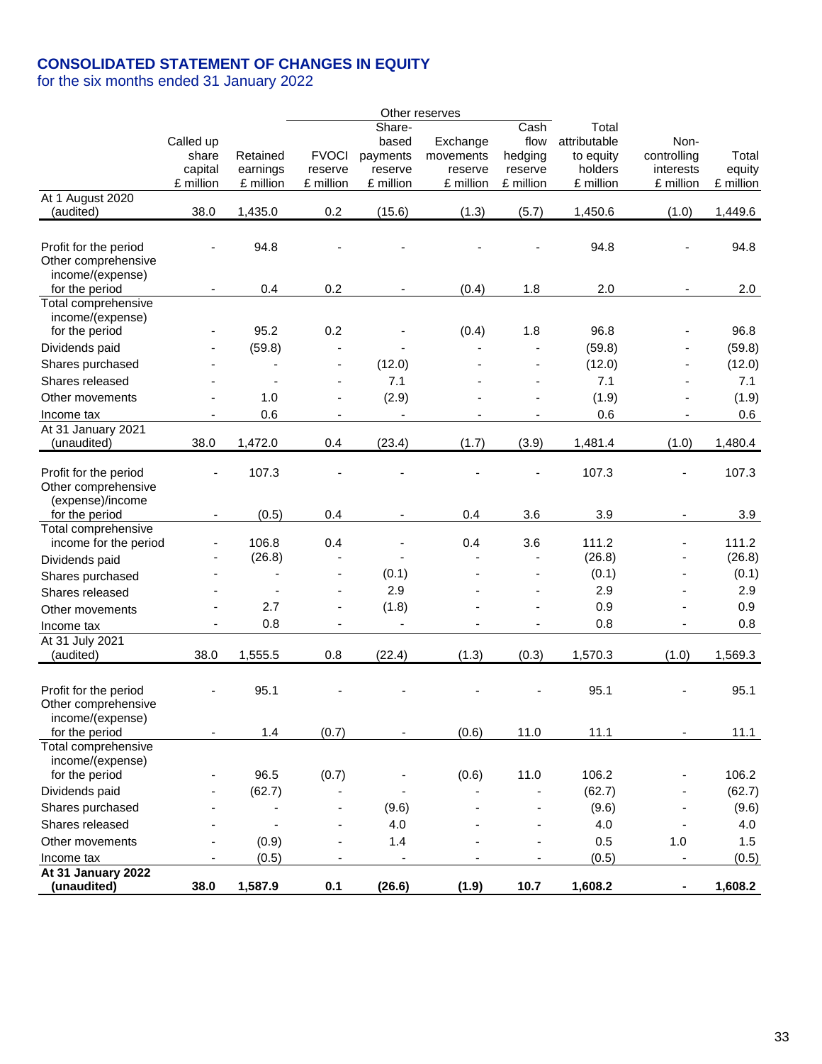# CONSOLIDATED STATEMENT OF CHANGES IN EQUITY

for the six months ended 31 January 2022

| | Called up share capital £ million | Retained earnings £ million | Other reserves | | | | Total attributable to equity holders £ million | Non-controlling interests £ million | Total equity £ million |
|---|---|---|---|---|---|---|---|---|---|
| | | | FVOCI reserve £ million | Share-based payments reserve £ million | Exchange movements reserve £ million | Cash flow hedging reserve £ million | | | |
| At 1 August 2020 (audited) | 38.0 | 1,435.0 | 0.2 | (15.6) | (1.3) | (5.7) | 1,450.6 | (1.0) | 1,449.6 |
| Profit for the period | - | 94.8 | - | - | - | - | 94.8 | - | 94.8 |
| Other comprehensive income/(expense) for the period | - | 0.4 | 0.2 | - | (0.4) | 1.8 | 2.0 | - | 2.0 |
| Total comprehensive income/(expense) for the period | - | 95.2 | 0.2 | - | (0.4) | 1.8 | 96.8 | - | 96.8 |
| Dividends paid | - | (59.8) | - | - | - | - | (59.8) | - | (59.8) |
| Shares purchased | - | - | - | (12.0) | - | - | (12.0) | - | (12.0) |
| Shares released | - | - | - | 7.1 | - | - | 7.1 | - | 7.1 |
| Other movements | - | 1.0 | - | (2.9) | - | - | (1.9) | - | (1.9) |
| Income tax | - | 0.6 | - | - | - | - | 0.6 | - | 0.6 |
| At 31 January 2021 (unaudited) | 38.0 | 1,472.0 | 0.4 | (23.4) | (1.7) | (3.9) | 1,481.4 | (1.0) | 1,480.4 |
| Profit for the period | - | 107.3 | - | - | - | - | 107.3 | - | 107.3 |
| Other comprehensive (expense)/income for the period | - | (0.5) | 0.4 | - | 0.4 | 3.6 | 3.9 | - | 3.9 |
| Total comprehensive income for the period | - | 106.8 | 0.4 | - | 0.4 | 3.6 | 111.2 | - | 111.2 |
| Dividends paid | - | (26.8) | - | - | - | - | (26.8) | - | (26.8) |
| Shares purchased | - | - | - | (0.1) | - | - | (0.1) | - | (0.1) |
| Shares released | - | - | - | 2.9 | - | - | 2.9 | - | 2.9 |
| Other movements | - | 2.7 | - | (1.8) | - | - | 0.9 | - | 0.9 |
| Income tax | - | 0.8 | - | - | - | - | 0.8 | - | 0.8 |
| At 31 July 2021 (audited) | 38.0 | 1,555.5 | 0.8 | (22.4) | (1.3) | (0.3) | 1,570.3 | (1.0) | 1,569.3 |
| Profit for the period | - | 95.1 | - | - | - | - | 95.1 | - | 95.1 |
| Other comprehensive income/(expense) for the period | - | 1.4 | (0.7) | - | (0.6) | 11.0 | 11.1 | - | 11.1 |
| Total comprehensive income/(expense) for the period | - | 96.5 | (0.7) | - | (0.6) | 11.0 | 106.2 | - | 106.2 |
| Dividends paid | - | (62.7) | - | - | - | - | (62.7) | - | (62.7) |
| Shares purchased | - | - | - | (9.6) | - | - | (9.6) | - | (9.6) |
| Shares released | - | - | - | 4.0 | - | - | 4.0 | - | 4.0 |
| Other movements | - | (0.9) | - | 1.4 | - | - | 0.5 | 1.0 | 1.5 |
| Income tax | - | (0.5) | - | - | - | - | (0.5) | - | (0.5) |
| **At 31 January 2022 (unaudited)** | **38.0** | **1,587.9** | **0.1** | **(26.6)** | **(1.9)** | **10.7** | **1,608.2** | **-** | **1,608.2** |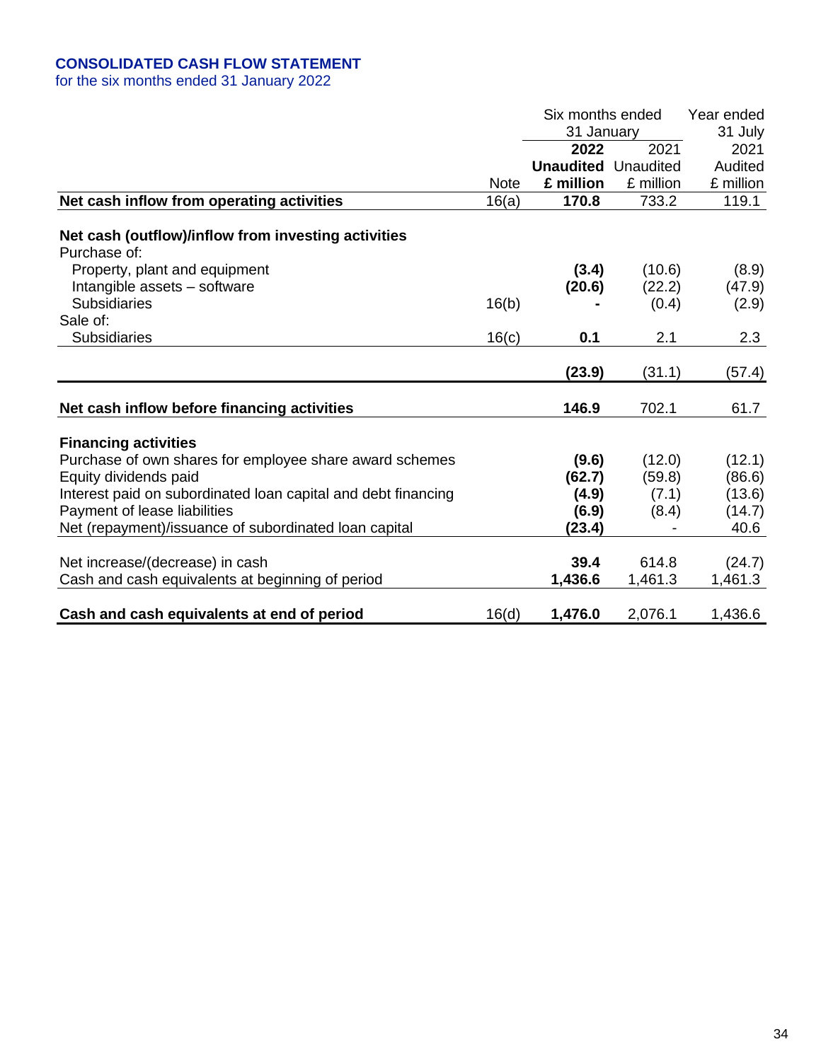## CONSOLIDATED CASH FLOW STATEMENT

for the six months ended 31 January 2022

| | Note | Six months ended 31 January 2022 Unaudited £ million | Six months ended 31 January 2021 Unaudited £ million | Year ended 31 July 2021 Audited £ million |
|---|---|---|---|---|
| **Net cash inflow from operating activities** | 16(a) | **170.8** | 733.2 | 119.1 |
| | | | | |
| **Net cash (outflow)/inflow from investing activities** | | | | |
| Purchase of: | | | | |
| Property, plant and equipment | | **(3.4)** | (10.6) | (8.9) |
| Intangible assets – software | | **(20.6)** | (22.2) | (47.9) |
| Subsidiaries | 16(b) | **-** | (0.4) | (2.9) |
| Sale of: | | | | |
| Subsidiaries | 16(c) | **0.1** | 2.1 | 2.3 |
| | | **(23.9)** | (31.1) | (57.4) |
| | | | | |
| **Net cash inflow before financing activities** | | **146.9** | 702.1 | 61.7 |
| | | | | |
| **Financing activities** | | | | |
| Purchase of own shares for employee share award schemes | | **(9.6)** | (12.0) | (12.1) |
| Equity dividends paid | | **(62.7)** | (59.8) | (86.6) |
| Interest paid on subordinated loan capital and debt financing | | **(4.9)** | (7.1) | (13.6) |
| Payment of lease liabilities | | **(6.9)** | (8.4) | (14.7) |
| Net (repayment)/issuance of subordinated loan capital | | **(23.4)** | - | 40.6 |
| | | | | |
| Net increase/(decrease) in cash | | **39.4** | 614.8 | (24.7) |
| Cash and cash equivalents at beginning of period | | **1,436.6** | 1,461.3 | 1,461.3 |
| | | | | |
| **Cash and cash equivalents at end of period** | 16(d) | **1,476.0** | 2,076.1 | 1,436.6 |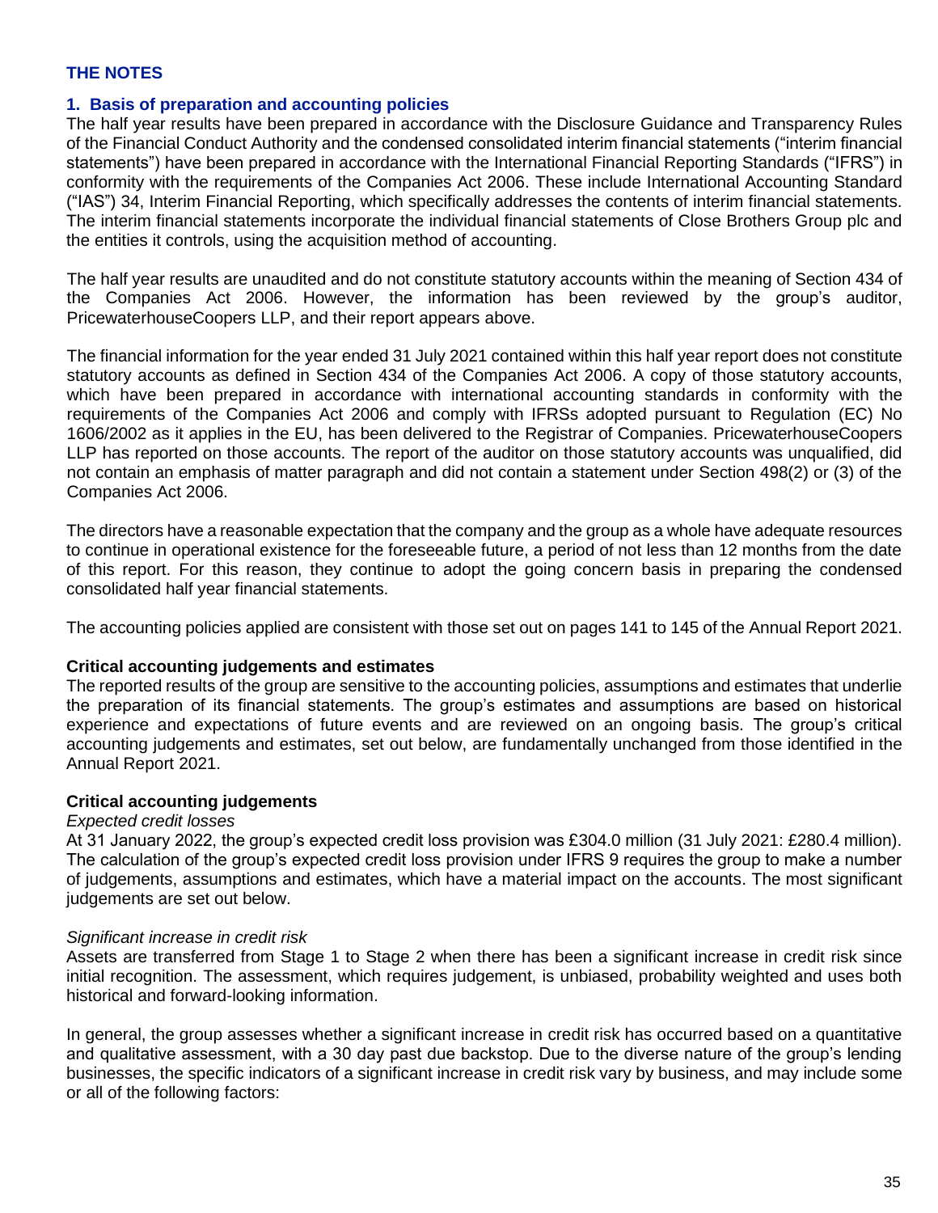## THE NOTES

### 1. Basis of preparation and accounting policies

The half year results have been prepared in accordance with the Disclosure Guidance and Transparency Rules of the Financial Conduct Authority and the condensed consolidated interim financial statements ("interim financial statements") have been prepared in accordance with the International Financial Reporting Standards ("IFRS") in conformity with the requirements of the Companies Act 2006. These include International Accounting Standard ("IAS") 34, Interim Financial Reporting, which specifically addresses the contents of interim financial statements. The interim financial statements incorporate the individual financial statements of Close Brothers Group plc and the entities it controls, using the acquisition method of accounting.

The half year results are unaudited and do not constitute statutory accounts within the meaning of Section 434 of the Companies Act 2006. However, the information has been reviewed by the group's auditor, PricewaterhouseCoopers LLP, and their report appears above.

The financial information for the year ended 31 July 2021 contained within this half year report does not constitute statutory accounts as defined in Section 434 of the Companies Act 2006. A copy of those statutory accounts, which have been prepared in accordance with international accounting standards in conformity with the requirements of the Companies Act 2006 and comply with IFRSs adopted pursuant to Regulation (EC) No 1606/2002 as it applies in the EU, has been delivered to the Registrar of Companies. PricewaterhouseCoopers LLP has reported on those accounts. The report of the auditor on those statutory accounts was unqualified, did not contain an emphasis of matter paragraph and did not contain a statement under Section 498(2) or (3) of the Companies Act 2006.

The directors have a reasonable expectation that the company and the group as a whole have adequate resources to continue in operational existence for the foreseeable future, a period of not less than 12 months from the date of this report. For this reason, they continue to adopt the going concern basis in preparing the condensed consolidated half year financial statements.

The accounting policies applied are consistent with those set out on pages 141 to 145 of the Annual Report 2021.

**Critical accounting judgements and estimates**

The reported results of the group are sensitive to the accounting policies, assumptions and estimates that underlie the preparation of its financial statements. The group's estimates and assumptions are based on historical experience and expectations of future events and are reviewed on an ongoing basis. The group's critical accounting judgements and estimates, set out below, are fundamentally unchanged from those identified in the Annual Report 2021.

**Critical accounting judgements**

*Expected credit losses*

At 31 January 2022, the group's expected credit loss provision was £304.0 million (31 July 2021: £280.4 million). The calculation of the group's expected credit loss provision under IFRS 9 requires the group to make a number of judgements, assumptions and estimates, which have a material impact on the accounts. The most significant judgements are set out below.

*Significant increase in credit risk*

Assets are transferred from Stage 1 to Stage 2 when there has been a significant increase in credit risk since initial recognition. The assessment, which requires judgement, is unbiased, probability weighted and uses both historical and forward-looking information.

In general, the group assesses whether a significant increase in credit risk has occurred based on a quantitative and qualitative assessment, with a 30 day past due backstop. Due to the diverse nature of the group's lending businesses, the specific indicators of a significant increase in credit risk vary by business, and may include some or all of the following factors: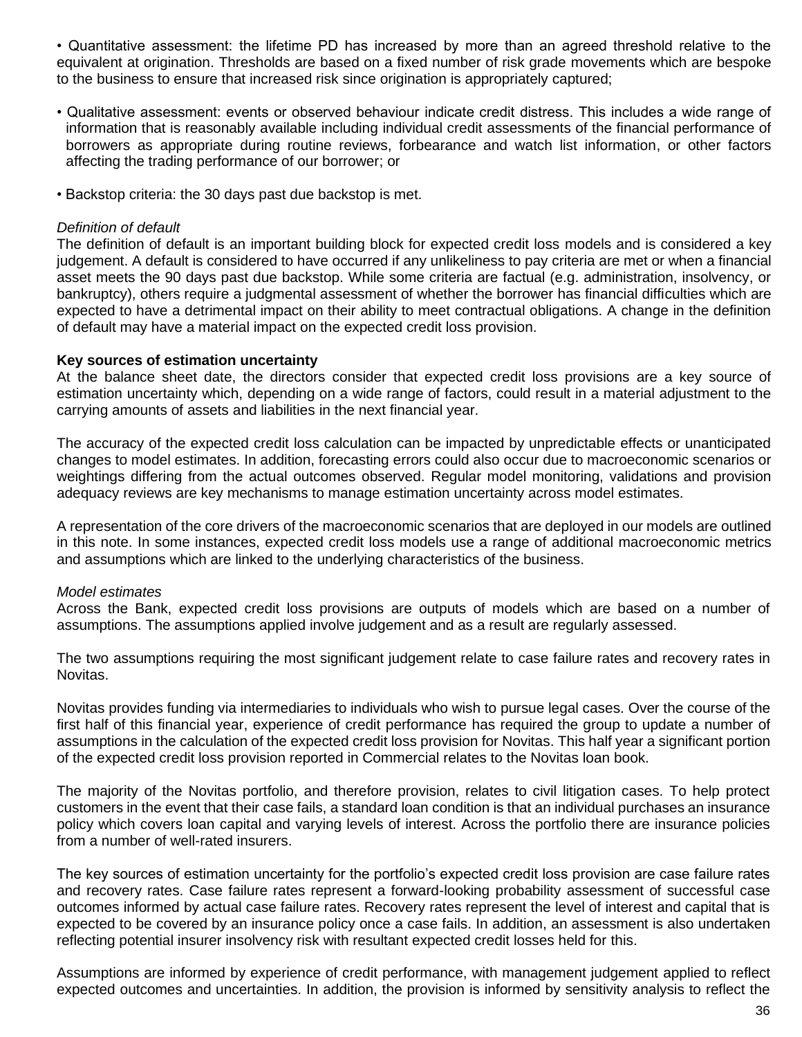- Quantitative assessment: the lifetime PD has increased by more than an agreed threshold relative to the equivalent at origination. Thresholds are based on a fixed number of risk grade movements which are bespoke to the business to ensure that increased risk since origination is appropriately captured;

- Qualitative assessment: events or observed behaviour indicate credit distress. This includes a wide range of information that is reasonably available including individual credit assessments of the financial performance of borrowers as appropriate during routine reviews, forbearance and watch list information, or other factors affecting the trading performance of our borrower; or

- Backstop criteria: the 30 days past due backstop is met.

*Definition of default*

The definition of default is an important building block for expected credit loss models and is considered a key judgement. A default is considered to have occurred if any unlikeliness to pay criteria are met or when a financial asset meets the 90 days past due backstop. While some criteria are factual (e.g. administration, insolvency, or bankruptcy), others require a judgmental assessment of whether the borrower has financial difficulties which are expected to have a detrimental impact on their ability to meet contractual obligations. A change in the definition of default may have a material impact on the expected credit loss provision.

**Key sources of estimation uncertainty**

At the balance sheet date, the directors consider that expected credit loss provisions are a key source of estimation uncertainty which, depending on a wide range of factors, could result in a material adjustment to the carrying amounts of assets and liabilities in the next financial year.

The accuracy of the expected credit loss calculation can be impacted by unpredictable effects or unanticipated changes to model estimates. In addition, forecasting errors could also occur due to macroeconomic scenarios or weightings differing from the actual outcomes observed. Regular model monitoring, validations and provision adequacy reviews are key mechanisms to manage estimation uncertainty across model estimates.

A representation of the core drivers of the macroeconomic scenarios that are deployed in our models are outlined in this note. In some instances, expected credit loss models use a range of additional macroeconomic metrics and assumptions which are linked to the underlying characteristics of the business.

*Model estimates*

Across the Bank, expected credit loss provisions are outputs of models which are based on a number of assumptions. The assumptions applied involve judgement and as a result are regularly assessed.

The two assumptions requiring the most significant judgement relate to case failure rates and recovery rates in Novitas.

Novitas provides funding via intermediaries to individuals who wish to pursue legal cases. Over the course of the first half of this financial year, experience of credit performance has required the group to update a number of assumptions in the calculation of the expected credit loss provision for Novitas. This half year a significant portion of the expected credit loss provision reported in Commercial relates to the Novitas loan book.

The majority of the Novitas portfolio, and therefore provision, relates to civil litigation cases. To help protect customers in the event that their case fails, a standard loan condition is that an individual purchases an insurance policy which covers loan capital and varying levels of interest. Across the portfolio there are insurance policies from a number of well-rated insurers.

The key sources of estimation uncertainty for the portfolio's expected credit loss provision are case failure rates and recovery rates. Case failure rates represent a forward-looking probability assessment of successful case outcomes informed by actual case failure rates. Recovery rates represent the level of interest and capital that is expected to be covered by an insurance policy once a case fails. In addition, an assessment is also undertaken reflecting potential insurer insolvency risk with resultant expected credit losses held for this.

Assumptions are informed by experience of credit performance, with management judgement applied to reflect expected outcomes and uncertainties. In addition, the provision is informed by sensitivity analysis to reflect the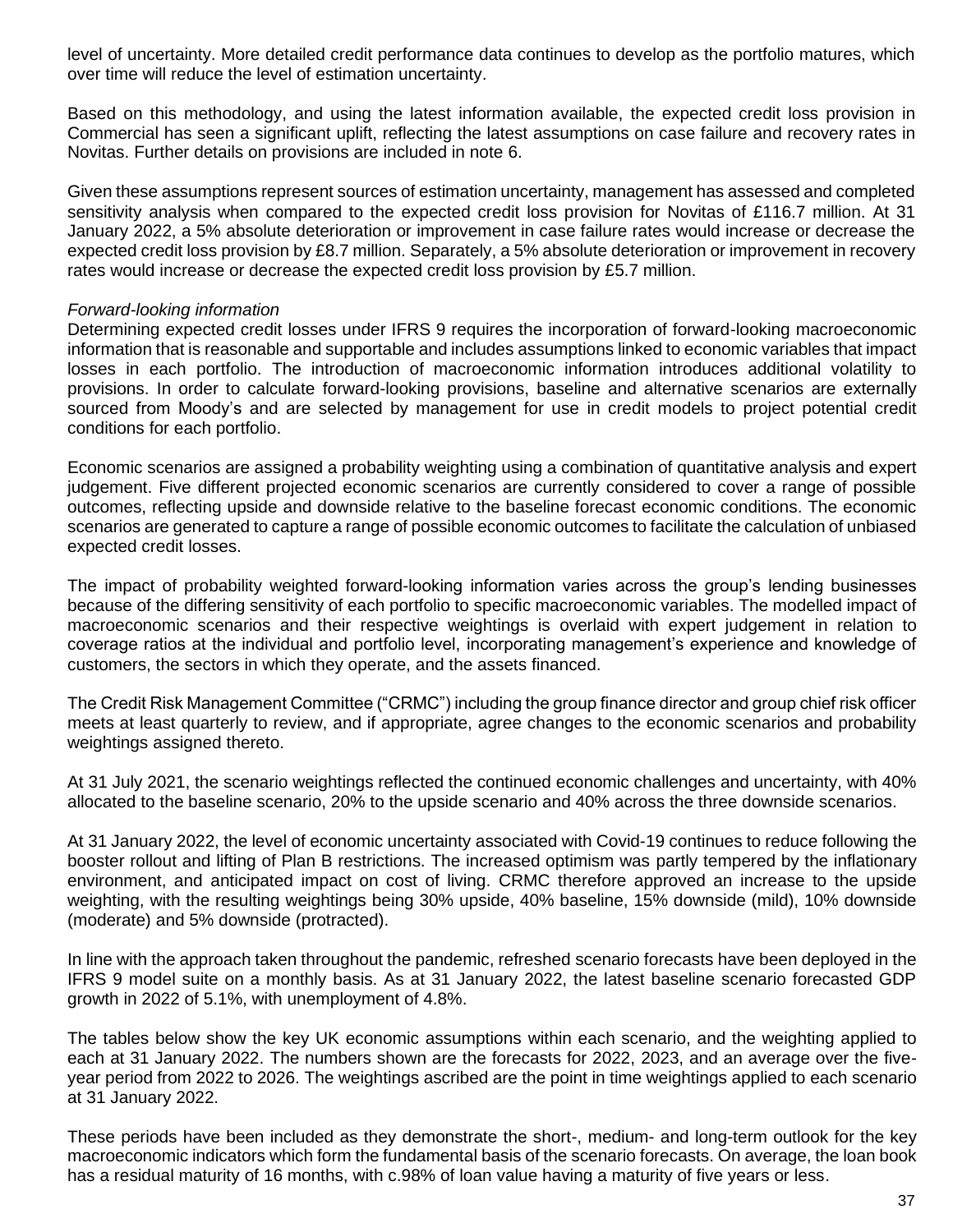level of uncertainty. More detailed credit performance data continues to develop as the portfolio matures, which over time will reduce the level of estimation uncertainty.

Based on this methodology, and using the latest information available, the expected credit loss provision in Commercial has seen a significant uplift, reflecting the latest assumptions on case failure and recovery rates in Novitas. Further details on provisions are included in note 6.

Given these assumptions represent sources of estimation uncertainty, management has assessed and completed sensitivity analysis when compared to the expected credit loss provision for Novitas of £116.7 million. At 31 January 2022, a 5% absolute deterioration or improvement in case failure rates would increase or decrease the expected credit loss provision by £8.7 million. Separately, a 5% absolute deterioration or improvement in recovery rates would increase or decrease the expected credit loss provision by £5.7 million.

*Forward-looking information*

Determining expected credit losses under IFRS 9 requires the incorporation of forward-looking macroeconomic information that is reasonable and supportable and includes assumptions linked to economic variables that impact losses in each portfolio. The introduction of macroeconomic information introduces additional volatility to provisions. In order to calculate forward-looking provisions, baseline and alternative scenarios are externally sourced from Moody's and are selected by management for use in credit models to project potential credit conditions for each portfolio.

Economic scenarios are assigned a probability weighting using a combination of quantitative analysis and expert judgement. Five different projected economic scenarios are currently considered to cover a range of possible outcomes, reflecting upside and downside relative to the baseline forecast economic conditions. The economic scenarios are generated to capture a range of possible economic outcomes to facilitate the calculation of unbiased expected credit losses.

The impact of probability weighted forward-looking information varies across the group's lending businesses because of the differing sensitivity of each portfolio to specific macroeconomic variables. The modelled impact of macroeconomic scenarios and their respective weightings is overlaid with expert judgement in relation to coverage ratios at the individual and portfolio level, incorporating management's experience and knowledge of customers, the sectors in which they operate, and the assets financed.

The Credit Risk Management Committee ("CRMC") including the group finance director and group chief risk officer meets at least quarterly to review, and if appropriate, agree changes to the economic scenarios and probability weightings assigned thereto.

At 31 July 2021, the scenario weightings reflected the continued economic challenges and uncertainty, with 40% allocated to the baseline scenario, 20% to the upside scenario and 40% across the three downside scenarios.

At 31 January 2022, the level of economic uncertainty associated with Covid-19 continues to reduce following the booster rollout and lifting of Plan B restrictions. The increased optimism was partly tempered by the inflationary environment, and anticipated impact on cost of living. CRMC therefore approved an increase to the upside weighting, with the resulting weightings being 30% upside, 40% baseline, 15% downside (mild), 10% downside (moderate) and 5% downside (protracted).

In line with the approach taken throughout the pandemic, refreshed scenario forecasts have been deployed in the IFRS 9 model suite on a monthly basis. As at 31 January 2022, the latest baseline scenario forecasted GDP growth in 2022 of 5.1%, with unemployment of 4.8%.

The tables below show the key UK economic assumptions within each scenario, and the weighting applied to each at 31 January 2022. The numbers shown are the forecasts for 2022, 2023, and an average over the five-year period from 2022 to 2026. The weightings ascribed are the point in time weightings applied to each scenario at 31 January 2022.

These periods have been included as they demonstrate the short-, medium- and long-term outlook for the key macroeconomic indicators which form the fundamental basis of the scenario forecasts. On average, the loan book has a residual maturity of 16 months, with c.98% of loan value having a maturity of five years or less.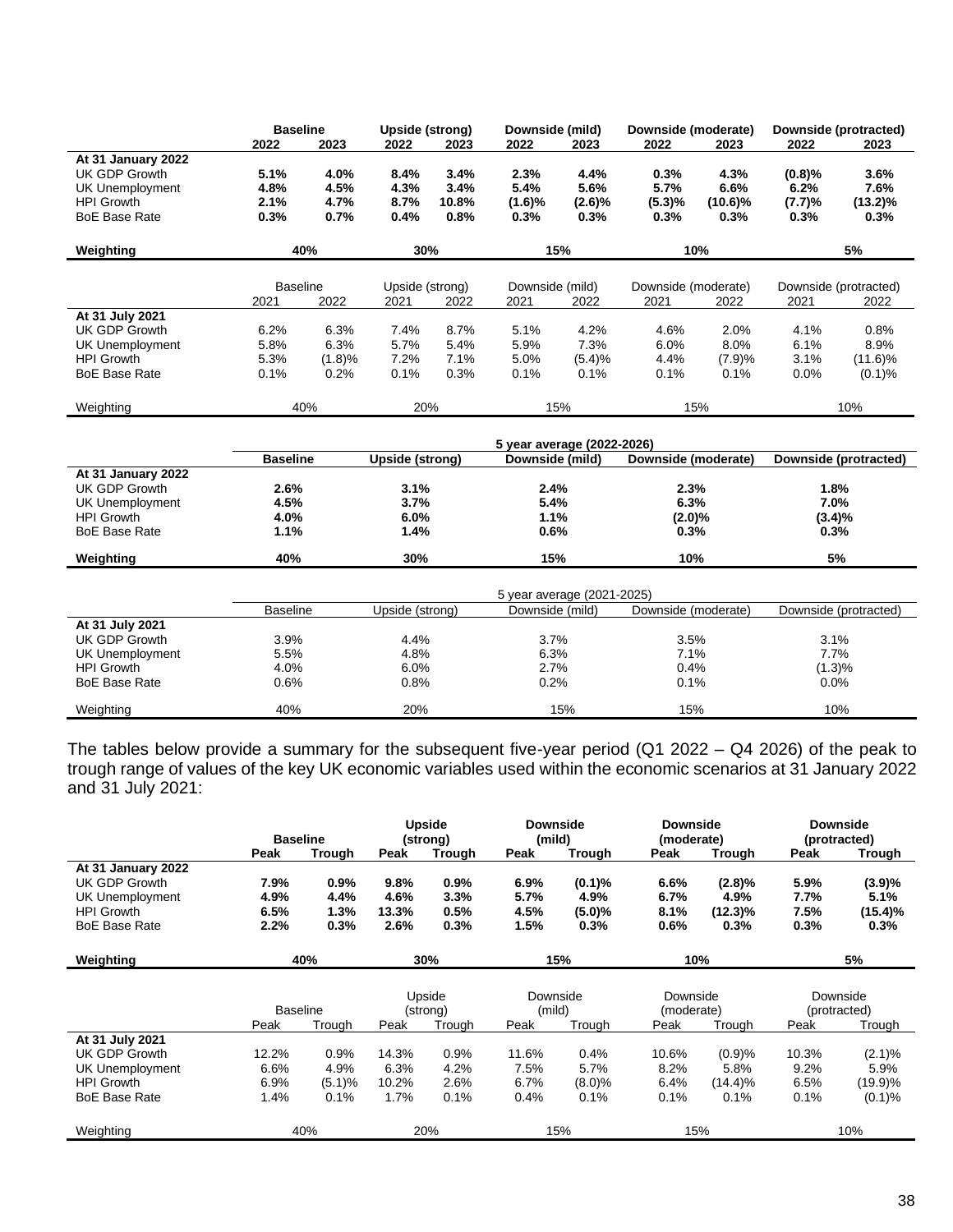| | Baseline | | Upside (strong) | | Downside (mild) | | Downside (moderate) | | Downside (protracted) | |
|---|---|---|---|---|---|---|---|---|---|---|
| | 2022 | 2023 | 2022 | 2023 | 2022 | 2023 | 2022 | 2023 | 2022 | 2023 |
| **At 31 January 2022** | | | | | | | | | | |
| UK GDP Growth | **5.1%** | **4.0%** | **8.4%** | **3.4%** | **2.3%** | **4.4%** | **0.3%** | **4.3%** | **(0.8)%** | **3.6%** |
| UK Unemployment | **4.8%** | **4.5%** | **4.3%** | **3.4%** | **5.4%** | **5.6%** | **5.7%** | **6.6%** | **6.2%** | **7.6%** |
| HPI Growth | **2.1%** | **4.7%** | **8.7%** | **10.8%** | **(1.6)%** | **(2.6)%** | **(5.3)%** | **(10.6)%** | **(7.7)%** | **(13.2)%** |
| BoE Base Rate | **0.3%** | **0.7%** | **0.4%** | **0.8%** | **0.3%** | **0.3%** | **0.3%** | **0.3%** | **0.3%** | **0.3%** |
| **Weighting** | **40%** | | **30%** | | **15%** | | **10%** | | **5%** | |

| | Baseline | | Upside (strong) | | Downside (mild) | | Downside (moderate) | | Downside (protracted) | |
|---|---|---|---|---|---|---|---|---|---|---|
| | 2021 | 2022 | 2021 | 2022 | 2021 | 2022 | 2021 | 2022 | 2021 | 2022 |
| **At 31 July 2021** | | | | | | | | | | |
| UK GDP Growth | 6.2% | 6.3% | 7.4% | 8.7% | 5.1% | 4.2% | 4.6% | 2.0% | 4.1% | 0.8% |
| UK Unemployment | 5.8% | 6.3% | 5.7% | 5.4% | 5.9% | 7.3% | 6.0% | 8.0% | 6.1% | 8.9% |
| HPI Growth | 5.3% | (1.8)% | 7.2% | 7.1% | 5.0% | (5.4)% | 4.4% | (7.9)% | 3.1% | (11.6)% |
| BoE Base Rate | 0.1% | 0.2% | 0.1% | 0.3% | 0.1% | 0.1% | 0.1% | 0.1% | 0.0% | (0.1)% |
| Weighting | 40% | | 20% | | 15% | | 15% | | 10% | |

| | 5 year average (2022-2026) | | | | |
|---|---|---|---|---|---|
| | **Baseline** | **Upside (strong)** | **Downside (mild)** | **Downside (moderate)** | **Downside (protracted)** |
| **At 31 January 2022** | | | | | |
| UK GDP Growth | **2.6%** | **3.1%** | **2.4%** | **2.3%** | **1.8%** |
| UK Unemployment | **4.5%** | **3.7%** | **5.4%** | **6.3%** | **7.0%** |
| HPI Growth | **4.0%** | **6.0%** | **1.1%** | **(2.0)%** | **(3.4)%** |
| BoE Base Rate | **1.1%** | **1.4%** | **0.6%** | **0.3%** | **0.3%** |
| **Weighting** | **40%** | **30%** | **15%** | **10%** | **5%** |

| | 5 year average (2021-2025) | | | | |
|---|---|---|---|---|---|
| | Baseline | Upside (strong) | Downside (mild) | Downside (moderate) | Downside (protracted) |
| **At 31 July 2021** | | | | | |
| UK GDP Growth | 3.9% | 4.4% | 3.7% | 3.5% | 3.1% |
| UK Unemployment | 5.5% | 4.8% | 6.3% | 7.1% | 7.7% |
| HPI Growth | 4.0% | 6.0% | 2.7% | 0.4% | (1.3)% |
| BoE Base Rate | 0.6% | 0.8% | 0.2% | 0.1% | 0.0% |
| Weighting | 40% | 20% | 15% | 15% | 10% |

The tables below provide a summary for the subsequent five-year period (Q1 2022 – Q4 2026) of the peak to trough range of values of the key UK economic variables used within the economic scenarios at 31 January 2022 and 31 July 2021:

| | Baseline | | Upside (strong) | | Downside (mild) | | Downside (moderate) | | Downside (protracted) | |
|---|---|---|---|---|---|---|---|---|---|---|
| | Peak | Trough | Peak | Trough | Peak | Trough | Peak | Trough | Peak | Trough |
| **At 31 January 2022** | | | | | | | | | | |
| UK GDP Growth | **7.9%** | **0.9%** | **9.8%** | **0.9%** | **6.9%** | **(0.1)%** | **6.6%** | **(2.8)%** | **5.9%** | **(3.9)%** |
| UK Unemployment | **4.9%** | **4.4%** | **4.6%** | **3.3%** | **5.7%** | **4.9%** | **6.7%** | **4.9%** | **7.7%** | **5.1%** |
| HPI Growth | **6.5%** | **1.3%** | **13.3%** | **0.5%** | **4.5%** | **(5.0)%** | **8.1%** | **(12.3)%** | **7.5%** | **(15.4)%** |
| BoE Base Rate | **2.2%** | **0.3%** | **2.6%** | **0.3%** | **1.5%** | **0.3%** | **0.6%** | **0.3%** | **0.3%** | **0.3%** |
| **Weighting** | **40%** | | **30%** | | **15%** | | **10%** | | **5%** | |

| | Baseline | | Upside (strong) | | Downside (mild) | | Downside (moderate) | | Downside (protracted) | |
|---|---|---|---|---|---|---|---|---|---|---|
| | Peak | Trough | Peak | Trough | Peak | Trough | Peak | Trough | Peak | Trough |
| **At 31 July 2021** | | | | | | | | | | |
| UK GDP Growth | 12.2% | 0.9% | 14.3% | 0.9% | 11.6% | 0.4% | 10.6% | (0.9)% | 10.3% | (2.1)% |
| UK Unemployment | 6.6% | 4.9% | 6.3% | 4.2% | 7.5% | 5.7% | 8.2% | 5.8% | 9.2% | 5.9% |
| HPI Growth | 6.9% | (5.1)% | 10.2% | 2.6% | 6.7% | (8.0)% | 6.4% | (14.4)% | 6.5% | (19.9)% |
| BoE Base Rate | 1.4% | 0.1% | 1.7% | 0.1% | 0.4% | 0.1% | 0.1% | 0.1% | 0.1% | (0.1)% |
| Weighting | 40% | | 20% | | 15% | | 15% | | 10% | |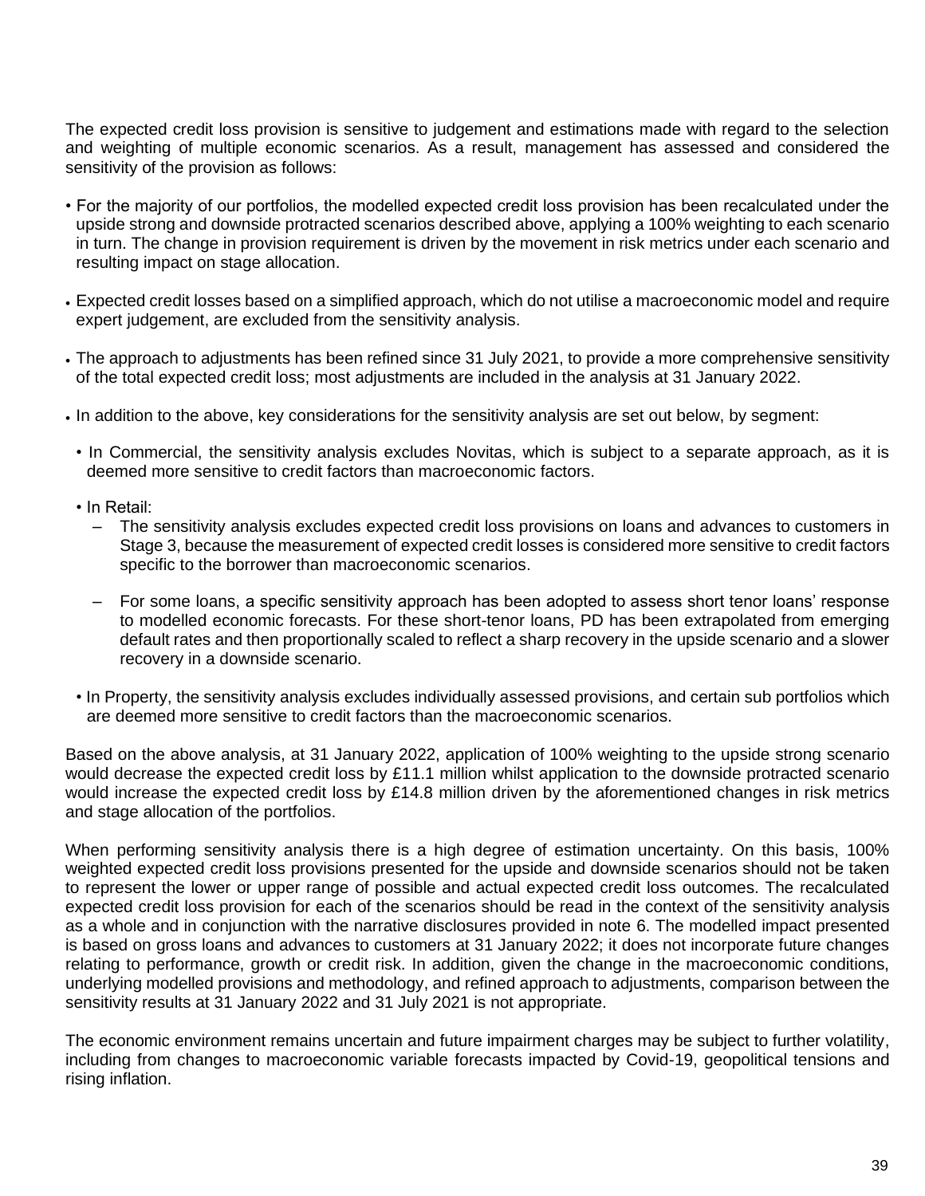The expected credit loss provision is sensitive to judgement and estimations made with regard to the selection and weighting of multiple economic scenarios. As a result, management has assessed and considered the sensitivity of the provision as follows:

- For the majority of our portfolios, the modelled expected credit loss provision has been recalculated under the upside strong and downside protracted scenarios described above, applying a 100% weighting to each scenario in turn. The change in provision requirement is driven by the movement in risk metrics under each scenario and resulting impact on stage allocation.
- Expected credit losses based on a simplified approach, which do not utilise a macroeconomic model and require expert judgement, are excluded from the sensitivity analysis.
- The approach to adjustments has been refined since 31 July 2021, to provide a more comprehensive sensitivity of the total expected credit loss; most adjustments are included in the analysis at 31 January 2022.
- In addition to the above, key considerations for the sensitivity analysis are set out below, by segment:
  - In Commercial, the sensitivity analysis excludes Novitas, which is subject to a separate approach, as it is deemed more sensitive to credit factors than macroeconomic factors.
  - In Retail:
    - The sensitivity analysis excludes expected credit loss provisions on loans and advances to customers in Stage 3, because the measurement of expected credit losses is considered more sensitive to credit factors specific to the borrower than macroeconomic scenarios.
    - For some loans, a specific sensitivity approach has been adopted to assess short tenor loans' response to modelled economic forecasts. For these short-tenor loans, PD has been extrapolated from emerging default rates and then proportionally scaled to reflect a sharp recovery in the upside scenario and a slower recovery in a downside scenario.
  - In Property, the sensitivity analysis excludes individually assessed provisions, and certain sub portfolios which are deemed more sensitive to credit factors than the macroeconomic scenarios.

Based on the above analysis, at 31 January 2022, application of 100% weighting to the upside strong scenario would decrease the expected credit loss by £11.1 million whilst application to the downside protracted scenario would increase the expected credit loss by £14.8 million driven by the aforementioned changes in risk metrics and stage allocation of the portfolios.

When performing sensitivity analysis there is a high degree of estimation uncertainty. On this basis, 100% weighted expected credit loss provisions presented for the upside and downside scenarios should not be taken to represent the lower or upper range of possible and actual expected credit loss outcomes. The recalculated expected credit loss provision for each of the scenarios should be read in the context of the sensitivity analysis as a whole and in conjunction with the narrative disclosures provided in note 6. The modelled impact presented is based on gross loans and advances to customers at 31 January 2022; it does not incorporate future changes relating to performance, growth or credit risk. In addition, given the change in the macroeconomic conditions, underlying modelled provisions and methodology, and refined approach to adjustments, comparison between the sensitivity results at 31 January 2022 and 31 July 2021 is not appropriate.

The economic environment remains uncertain and future impairment charges may be subject to further volatility, including from changes to macroeconomic variable forecasts impacted by Covid-19, geopolitical tensions and rising inflation.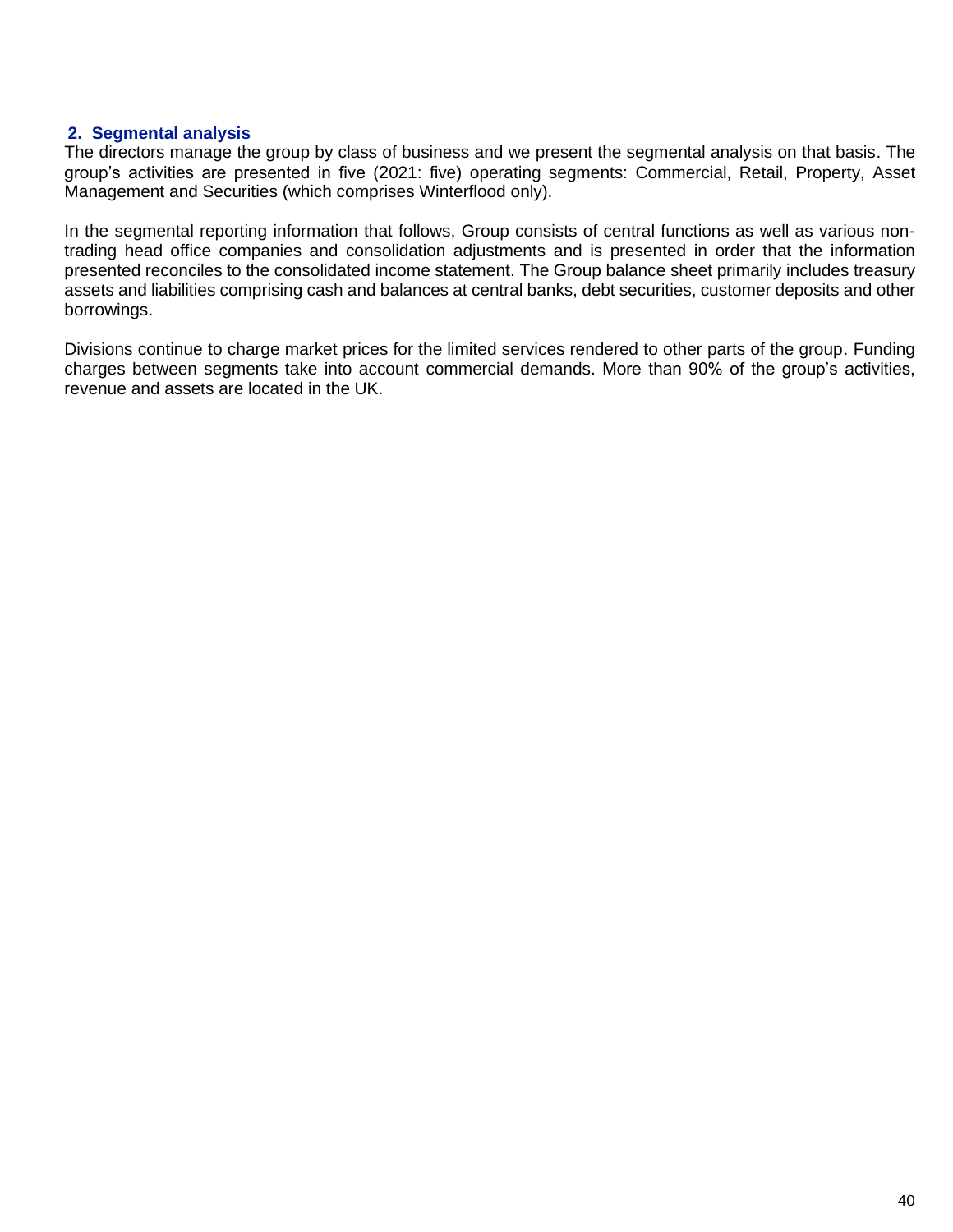## 2. Segmental analysis

The directors manage the group by class of business and we present the segmental analysis on that basis. The group's activities are presented in five (2021: five) operating segments: Commercial, Retail, Property, Asset Management and Securities (which comprises Winterflood only).

In the segmental reporting information that follows, Group consists of central functions as well as various non-trading head office companies and consolidation adjustments and is presented in order that the information presented reconciles to the consolidated income statement. The Group balance sheet primarily includes treasury assets and liabilities comprising cash and balances at central banks, debt securities, customer deposits and other borrowings.

Divisions continue to charge market prices for the limited services rendered to other parts of the group. Funding charges between segments take into account commercial demands. More than 90% of the group's activities, revenue and assets are located in the UK.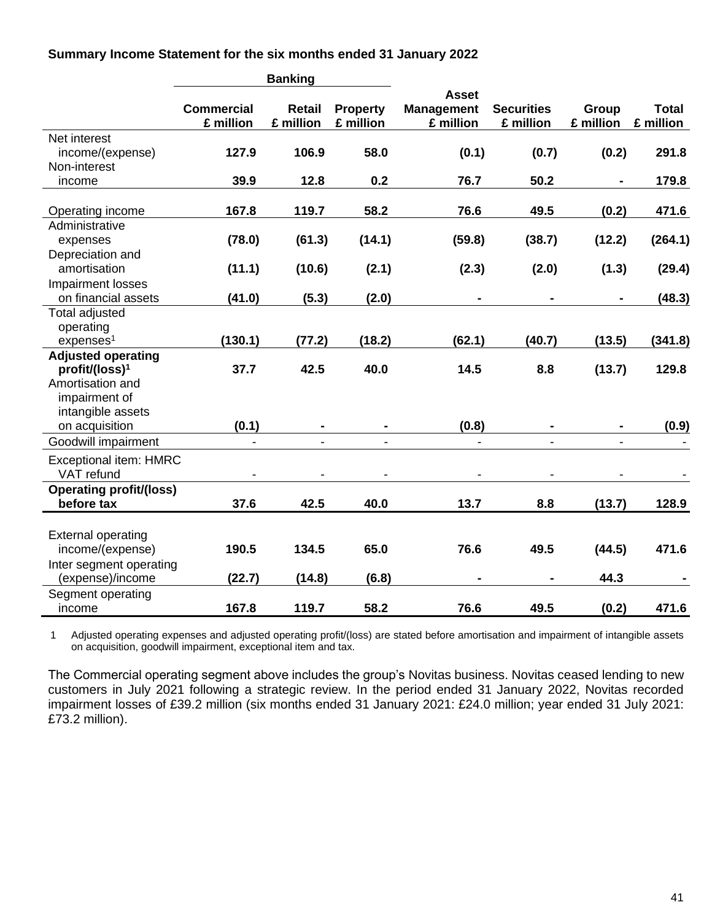**Summary Income Statement for the six months ended 31 January 2022**

| | Banking | | | | | | |
|---|---|---|---|---|---|---|---|
| | **Commercial £ million** | **Retail £ million** | **Property £ million** | **Asset Management £ million** | **Securities £ million** | **Group £ million** | **Total £ million** |
| Net interest income/(expense) | **127.9** | **106.9** | **58.0** | **(0.1)** | **(0.7)** | **(0.2)** | **291.8** |
| Non-interest income | **39.9** | **12.8** | **0.2** | **76.7** | **50.2** | **-** | **179.8** |
| Operating income | **167.8** | **119.7** | **58.2** | **76.6** | **49.5** | **(0.2)** | **471.6** |
| Administrative expenses | **(78.0)** | **(61.3)** | **(14.1)** | **(59.8)** | **(38.7)** | **(12.2)** | **(264.1)** |
| Depreciation and amortisation | **(11.1)** | **(10.6)** | **(2.1)** | **(2.3)** | **(2.0)** | **(1.3)** | **(29.4)** |
| Impairment losses on financial assets | **(41.0)** | **(5.3)** | **(2.0)** | **-** | **-** | **-** | **(48.3)** |
| Total adjusted operating expenses[1] | **(130.1)** | **(77.2)** | **(18.2)** | **(62.1)** | **(40.7)** | **(13.5)** | **(341.8)** |
| **Adjusted operating profit/(loss)[1]** | **37.7** | **42.5** | **40.0** | **14.5** | **8.8** | **(13.7)** | **129.8** |
| Amortisation and impairment of intangible assets on acquisition | **(0.1)** | **-** | **-** | **(0.8)** | **-** | **-** | **(0.9)** |
| Goodwill impairment | - | - | - | - | - | - | - |
| Exceptional item: HMRC VAT refund | - | - | - | - | - | - | - |
| **Operating profit/(loss) before tax** | **37.6** | **42.5** | **40.0** | **13.7** | **8.8** | **(13.7)** | **128.9** |
| External operating income/(expense) | **190.5** | **134.5** | **65.0** | **76.6** | **49.5** | **(44.5)** | **471.6** |
| Inter segment operating (expense)/income | **(22.7)** | **(14.8)** | **(6.8)** | **-** | **-** | **44.3** | **-** |
| Segment operating income | **167.8** | **119.7** | **58.2** | **76.6** | **49.5** | **(0.2)** | **471.6** |

1 Adjusted operating expenses and adjusted operating profit/(loss) are stated before amortisation and impairment of intangible assets on acquisition, goodwill impairment, exceptional item and tax.

The Commercial operating segment above includes the group's Novitas business. Novitas ceased lending to new customers in July 2021 following a strategic review. In the period ended 31 January 2022, Novitas recorded impairment losses of £39.2 million (six months ended 31 January 2021: £24.0 million; year ended 31 July 2021: £73.2 million).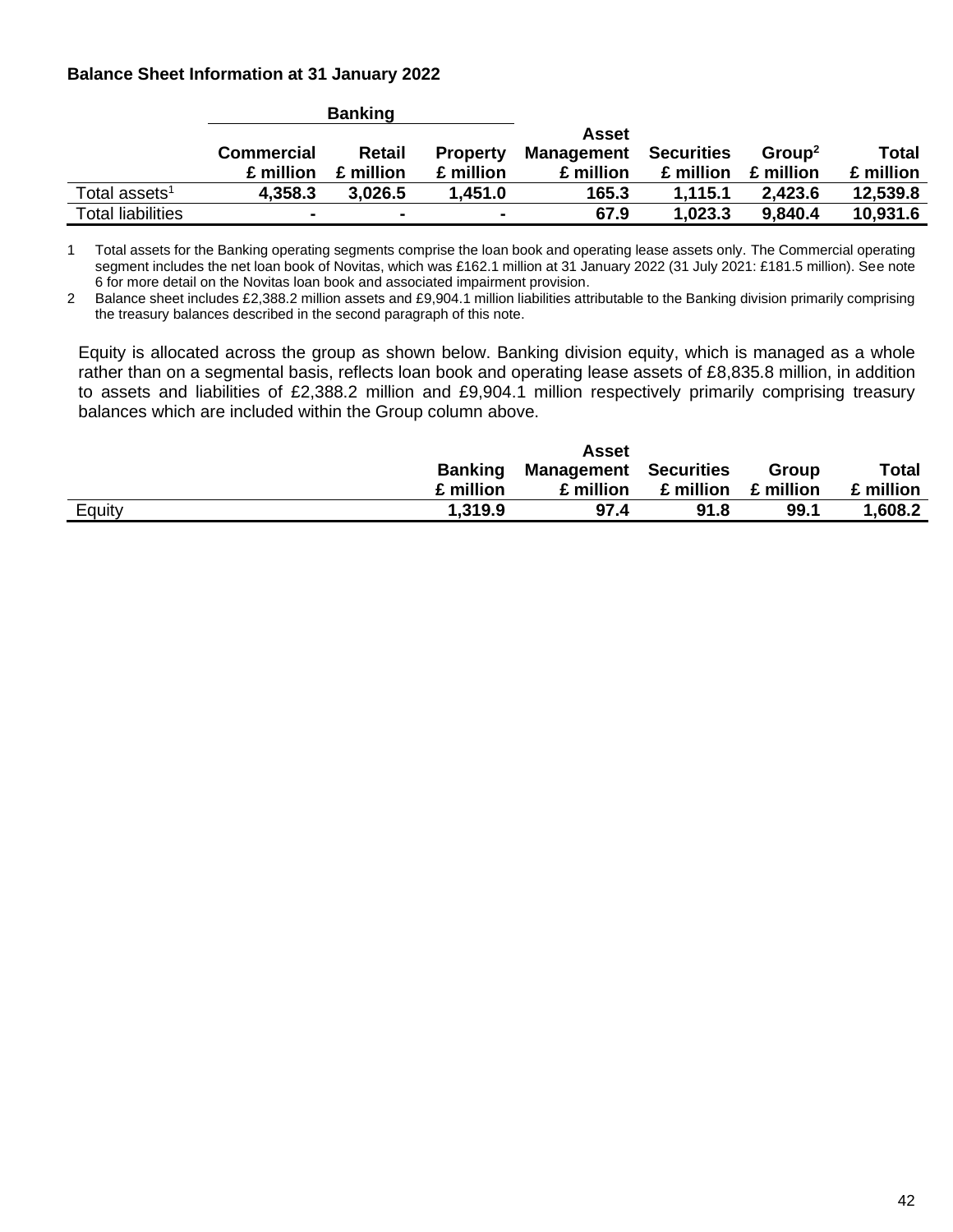**Balance Sheet Information at 31 January 2022**

| | Banking | | | | | | |
|---|---|---|---|---|---|---|---|
| | Commercial £ million | Retail £ million | Property £ million | Asset Management £ million | Securities £ million | Group[2] £ million | Total £ million |
| Total assets[1] | 4,358.3 | 3,026.5 | 1,451.0 | 165.3 | 1,115.1 | 2,423.6 | 12,539.8 |
| Total liabilities | - | - | - | 67.9 | 1,023.3 | 9,840.4 | 10,931.6 |

1 Total assets for the Banking operating segments comprise the loan book and operating lease assets only. The Commercial operating segment includes the net loan book of Novitas, which was £162.1 million at 31 January 2022 (31 July 2021: £181.5 million). See note 6 for more detail on the Novitas loan book and associated impairment provision.

2 Balance sheet includes £2,388.2 million assets and £9,904.1 million liabilities attributable to the Banking division primarily comprising the treasury balances described in the second paragraph of this note.

Equity is allocated across the group as shown below. Banking division equity, which is managed as a whole rather than on a segmental basis, reflects loan book and operating lease assets of £8,835.8 million, in addition to assets and liabilities of £2,388.2 million and £9,904.1 million respectively primarily comprising treasury balances which are included within the Group column above.

| | Banking £ million | Asset Management £ million | Securities £ million | Group £ million | Total £ million |
|---|---|---|---|---|---|
| Equity | 1,319.9 | 97.4 | 91.8 | 99.1 | 1,608.2 |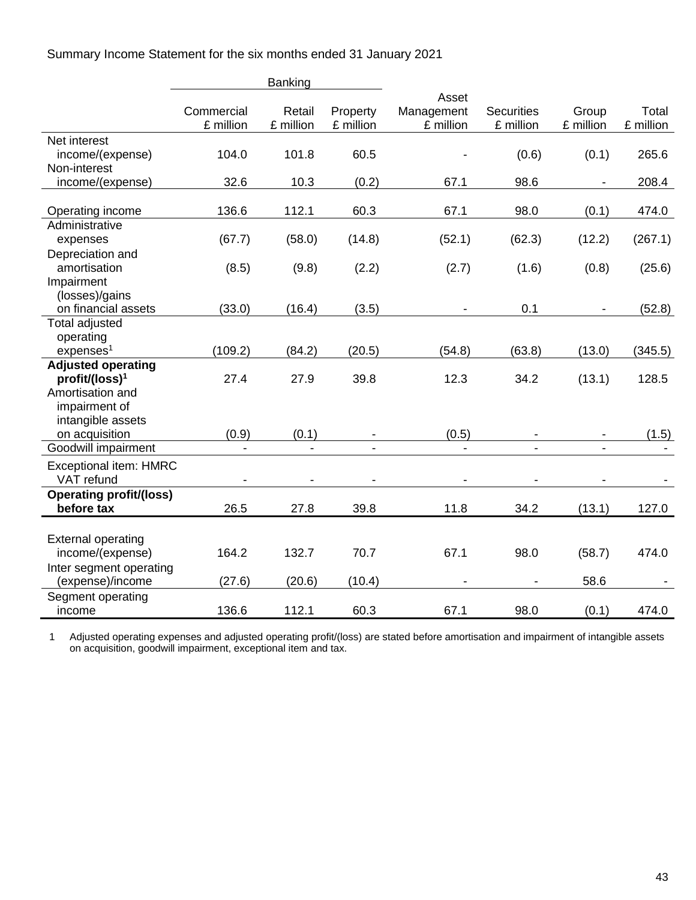Summary Income Statement for the six months ended 31 January 2021

| | Banking | | | | | | |
|---|---|---|---|---|---|---|---|
| | Commercial £ million | Retail £ million | Property £ million | Asset Management £ million | Securities £ million | Group £ million | Total £ million |
| Net interest income/(expense) | 104.0 | 101.8 | 60.5 | - | (0.6) | (0.1) | 265.6 |
| Non-interest income/(expense) | 32.6 | 10.3 | (0.2) | 67.1 | 98.6 | - | 208.4 |
| Operating income | 136.6 | 112.1 | 60.3 | 67.1 | 98.0 | (0.1) | 474.0 |
| Administrative expenses | (67.7) | (58.0) | (14.8) | (52.1) | (62.3) | (12.2) | (267.1) |
| Depreciation and amortisation | (8.5) | (9.8) | (2.2) | (2.7) | (1.6) | (0.8) | (25.6) |
| Impairment (losses)/gains on financial assets | (33.0) | (16.4) | (3.5) | - | 0.1 | - | (52.8) |
| Total adjusted operating expenses[1] | (109.2) | (84.2) | (20.5) | (54.8) | (63.8) | (13.0) | (345.5) |
| **Adjusted operating profit/(loss)[1]** | 27.4 | 27.9 | 39.8 | 12.3 | 34.2 | (13.1) | 128.5 |
| Amortisation and impairment of intangible assets on acquisition | (0.9) | (0.1) | - | (0.5) | - | - | (1.5) |
| Goodwill impairment | - | - | - | - | - | - | - |
| Exceptional item: HMRC VAT refund | - | - | - | - | - | - | - |
| **Operating profit/(loss) before tax** | 26.5 | 27.8 | 39.8 | 11.8 | 34.2 | (13.1) | 127.0 |
| | | | | | | | |
| External operating income/(expense) | 164.2 | 132.7 | 70.7 | 67.1 | 98.0 | (58.7) | 474.0 |
| Inter segment operating (expense)/income | (27.6) | (20.6) | (10.4) | - | - | 58.6 | - |
| Segment operating income | 136.6 | 112.1 | 60.3 | 67.1 | 98.0 | (0.1) | 474.0 |

1 Adjusted operating expenses and adjusted operating profit/(loss) are stated before amortisation and impairment of intangible assets on acquisition, goodwill impairment, exceptional item and tax.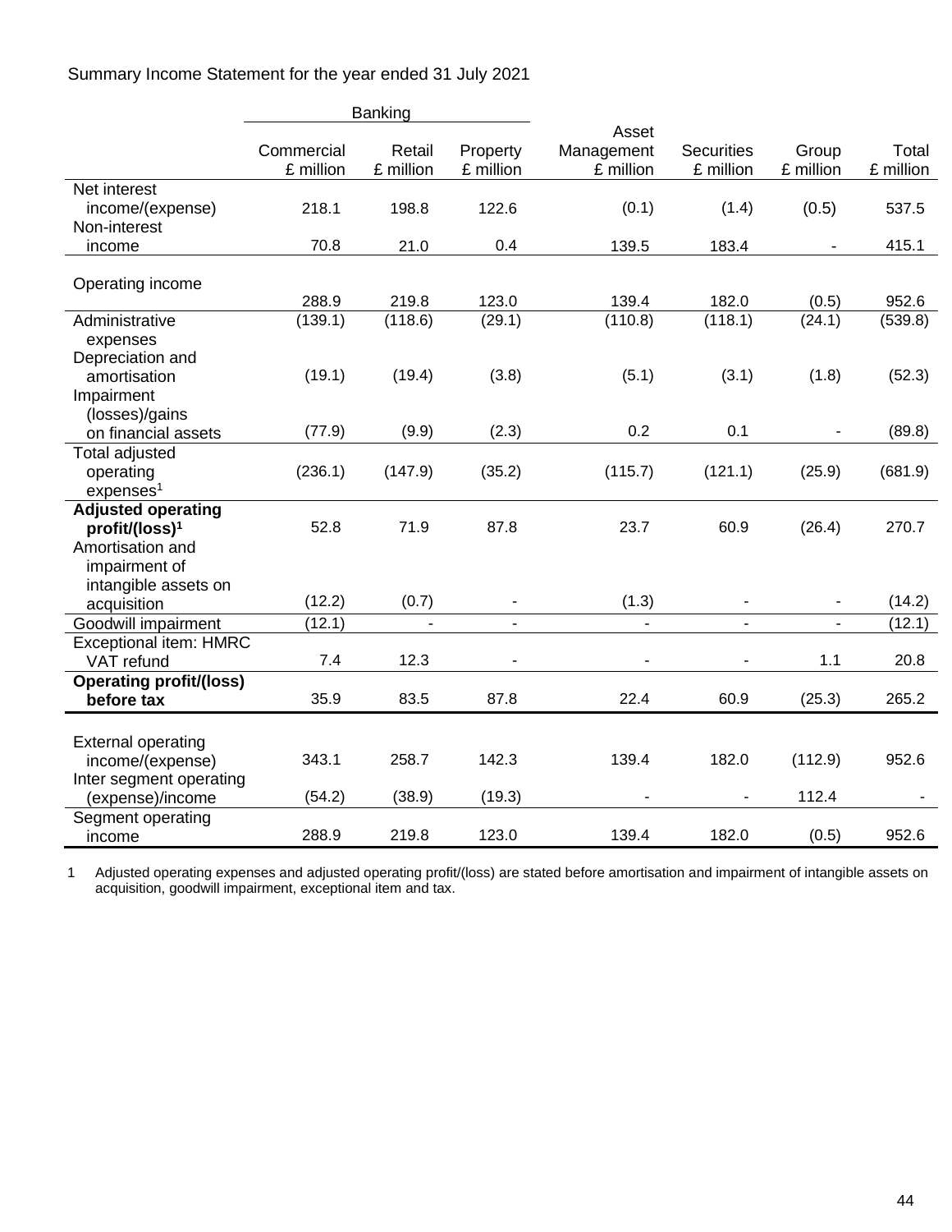Summary Income Statement for the year ended 31 July 2021

| | Banking | | | | | | |
|---|---|---|---|---|---|---|---|
| | Commercial £ million | Retail £ million | Property £ million | Asset Management £ million | Securities £ million | Group £ million | Total £ million |
| Net interest income/(expense) | 218.1 | 198.8 | 122.6 | (0.1) | (1.4) | (0.5) | 537.5 |
| Non-interest income | 70.8 | 21.0 | 0.4 | 139.5 | 183.4 | - | 415.1 |
| Operating income | 288.9 | 219.8 | 123.0 | 139.4 | 182.0 | (0.5) | 952.6 |
| Administrative expenses | (139.1) | (118.6) | (29.1) | (110.8) | (118.1) | (24.1) | (539.8) |
| Depreciation and amortisation | (19.1) | (19.4) | (3.8) | (5.1) | (3.1) | (1.8) | (52.3) |
| Impairment (losses)/gains on financial assets | (77.9) | (9.9) | (2.3) | 0.2 | 0.1 | - | (89.8) |
| Total adjusted operating expenses[1] | (236.1) | (147.9) | (35.2) | (115.7) | (121.1) | (25.9) | (681.9) |
| **Adjusted operating profit/(loss)[1]** | 52.8 | 71.9 | 87.8 | 23.7 | 60.9 | (26.4) | 270.7 |
| Amortisation and impairment of intangible assets on acquisition | (12.2) | (0.7) | - | (1.3) | - | - | (14.2) |
| Goodwill impairment | (12.1) | - | - | - | - | - | (12.1) |
| Exceptional item: HMRC VAT refund | 7.4 | 12.3 | - | - | - | 1.1 | 20.8 |
| **Operating profit/(loss) before tax** | 35.9 | 83.5 | 87.8 | 22.4 | 60.9 | (25.3) | 265.2 |
| External operating income/(expense) | 343.1 | 258.7 | 142.3 | 139.4 | 182.0 | (112.9) | 952.6 |
| Inter segment operating (expense)/income | (54.2) | (38.9) | (19.3) | - | - | 112.4 | - |
| Segment operating income | 288.9 | 219.8 | 123.0 | 139.4 | 182.0 | (0.5) | 952.6 |

1 Adjusted operating expenses and adjusted operating profit/(loss) are stated before amortisation and impairment of intangible assets on acquisition, goodwill impairment, exceptional item and tax.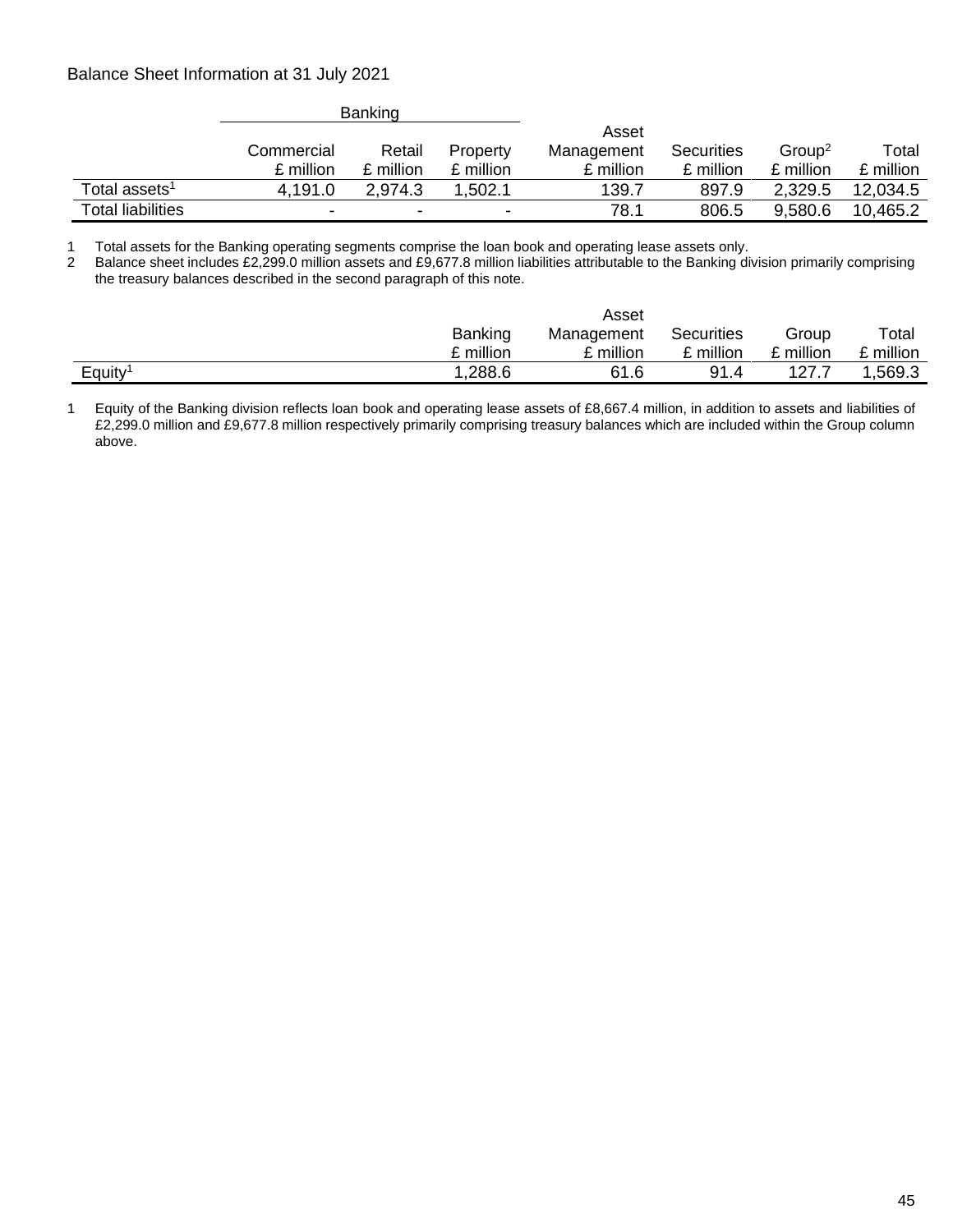Balance Sheet Information at 31 July 2021

| | Banking | | | Asset Management | Securities | Group[2] | Total |
|---|---|---|---|---|---|---|---|
| | Commercial £ million | Retail £ million | Property £ million | £ million | £ million | £ million | £ million |
| Total assets[1] | 4,191.0 | 2,974.3 | 1,502.1 | 139.7 | 897.9 | 2,329.5 | 12,034.5 |
| Total liabilities | - | - | - | 78.1 | 806.5 | 9,580.6 | 10,465.2 |

1 Total assets for the Banking operating segments comprise the loan book and operating lease assets only.
2 Balance sheet includes £2,299.0 million assets and £9,677.8 million liabilities attributable to the Banking division primarily comprising the treasury balances described in the second paragraph of this note.

| | Banking £ million | Asset Management £ million | Securities £ million | Group £ million | Total £ million |
|---|---|---|---|---|---|
| Equity[1] | 1,288.6 | 61.6 | 91.4 | 127.7 | 1,569.3 |

1 Equity of the Banking division reflects loan book and operating lease assets of £8,667.4 million, in addition to assets and liabilities of £2,299.0 million and £9,677.8 million respectively primarily comprising treasury balances which are included within the Group column above.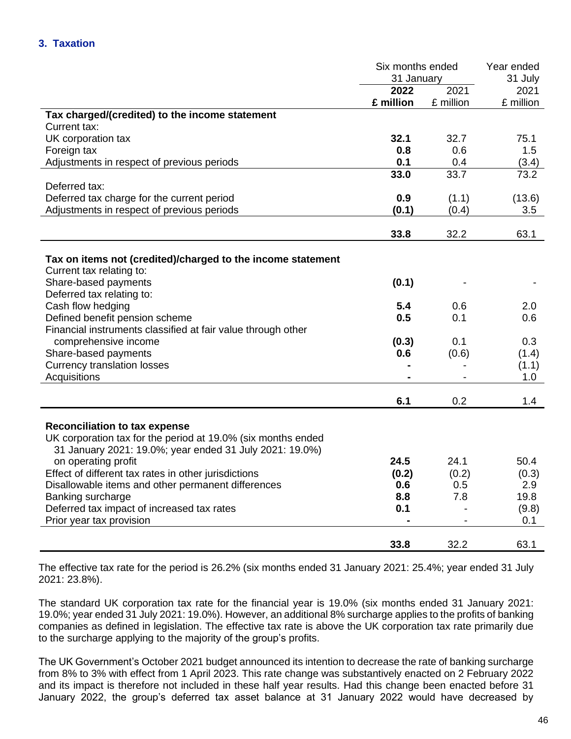## 3. Taxation

| | Six months ended 31 January | | Year ended 31 July |
|---|---|---|---|
| | **2022** | 2021 | 2021 |
| | **£ million** | £ million | £ million |
| **Tax charged/(credited) to the income statement** | | | |
| Current tax: | | | |
| UK corporation tax | **32.1** | 32.7 | 75.1 |
| Foreign tax | **0.8** | 0.6 | 1.5 |
| Adjustments in respect of previous periods | **0.1** | 0.4 | (3.4) |
| | **33.0** | 33.7 | 73.2 |
| Deferred tax: | | | |
| Deferred tax charge for the current period | **0.9** | (1.1) | (13.6) |
| Adjustments in respect of previous periods | **(0.1)** | (0.4) | 3.5 |
| | **33.8** | 32.2 | 63.1 |
| **Tax on items not (credited)/charged to the income statement** | | | |
| Current tax relating to: | | | |
| Share-based payments | **(0.1)** | - | - |
| Deferred tax relating to: | | | |
| Cash flow hedging | **5.4** | 0.6 | 2.0 |
| Defined benefit pension scheme | **0.5** | 0.1 | 0.6 |
| Financial instruments classified at fair value through other comprehensive income | **(0.3)** | 0.1 | 0.3 |
| Share-based payments | **0.6** | (0.6) | (1.4) |
| Currency translation losses | **-** | - | (1.1) |
| Acquisitions | **-** | - | 1.0 |
| | **6.1** | 0.2 | 1.4 |
| **Reconciliation to tax expense** | | | |
| UK corporation tax for the period at 19.0% (six months ended 31 January 2021: 19.0%; year ended 31 July 2021: 19.0%) on operating profit | **24.5** | 24.1 | 50.4 |
| Effect of different tax rates in other jurisdictions | **(0.2)** | (0.2) | (0.3) |
| Disallowable items and other permanent differences | **0.6** | 0.5 | 2.9 |
| Banking surcharge | **8.8** | 7.8 | 19.8 |
| Deferred tax impact of increased tax rates | **0.1** | - | (9.8) |
| Prior year tax provision | **-** | - | 0.1 |
| | **33.8** | 32.2 | 63.1 |

The effective tax rate for the period is 26.2% (six months ended 31 January 2021: 25.4%; year ended 31 July 2021: 23.8%).

The standard UK corporation tax rate for the financial year is 19.0% (six months ended 31 January 2021: 19.0%; year ended 31 July 2021: 19.0%). However, an additional 8% surcharge applies to the profits of banking companies as defined in legislation. The effective tax rate is above the UK corporation tax rate primarily due to the surcharge applying to the majority of the group's profits.

The UK Government's October 2021 budget announced its intention to decrease the rate of banking surcharge from 8% to 3% with effect from 1 April 2023. This rate change was substantively enacted on 2 February 2022 and its impact is therefore not included in these half year results. Had this change been enacted before 31 January 2022, the group's deferred tax asset balance at 31 January 2022 would have decreased by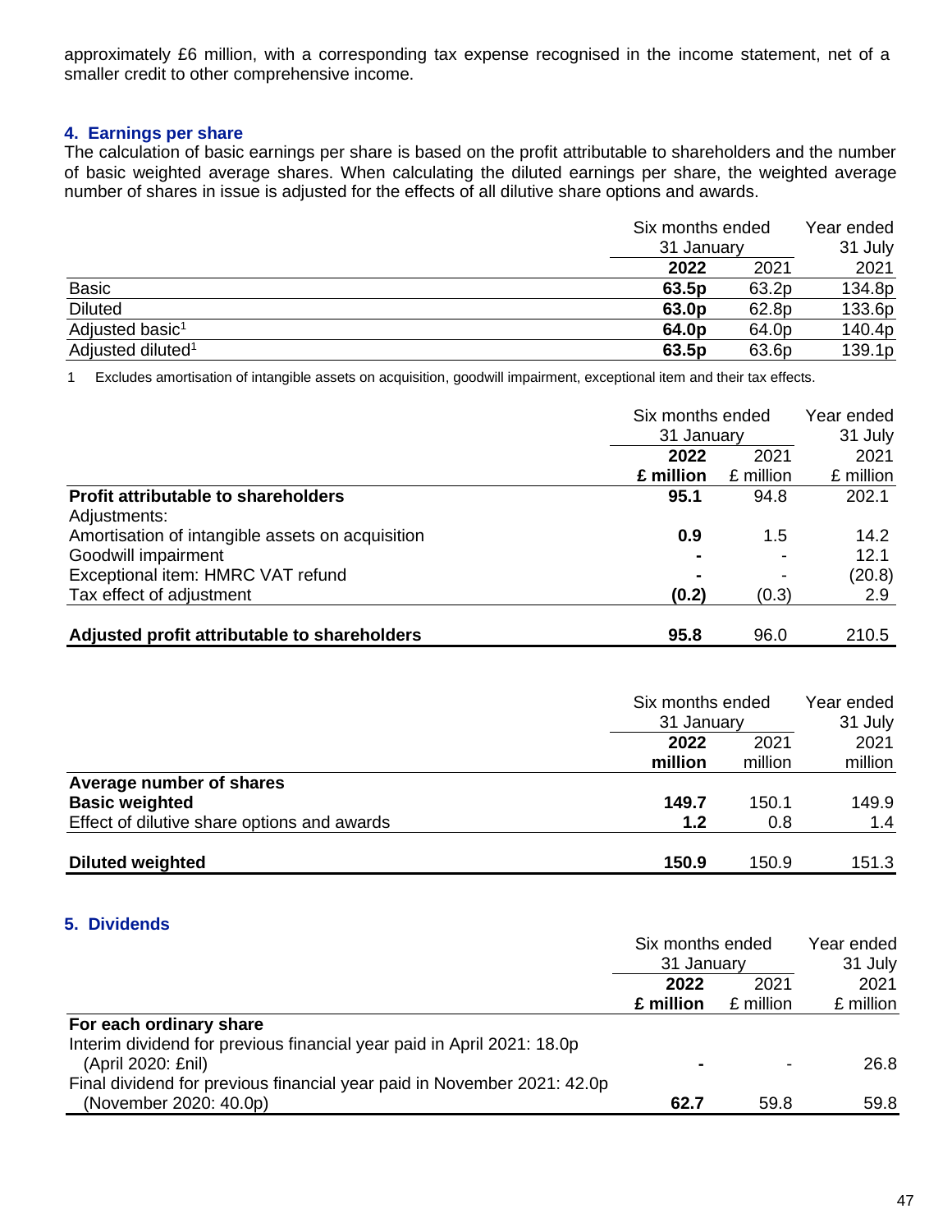approximately £6 million, with a corresponding tax expense recognised in the income statement, net of a smaller credit to other comprehensive income.

## 4. Earnings per share

The calculation of basic earnings per share is based on the profit attributable to shareholders and the number of basic weighted average shares. When calculating the diluted earnings per share, the weighted average number of shares in issue is adjusted for the effects of all dilutive share options and awards.

| | Six months ended 31 January | | Year ended 31 July |
|---|---|---|---|
| | **2022** | 2021 | 2021 |
| Basic | **63.5p** | 63.2p | 134.8p |
| Diluted | **63.0p** | 62.8p | 133.6p |
| Adjusted basic[1] | **64.0p** | 64.0p | 140.4p |
| Adjusted diluted[1] | **63.5p** | 63.6p | 139.1p |

1 Excludes amortisation of intangible assets on acquisition, goodwill impairment, exceptional item and their tax effects.

| | Six months ended 31 January | | Year ended 31 July |
|---|---|---|---|
| | **2022** | 2021 | 2021 |
| | **£ million** | £ million | £ million |
| **Profit attributable to shareholders** | **95.1** | 94.8 | 202.1 |
| Adjustments: | | | |
| Amortisation of intangible assets on acquisition | **0.9** | 1.5 | 14.2 |
| Goodwill impairment | **-** | - | 12.1 |
| Exceptional item: HMRC VAT refund | **-** | - | (20.8) |
| Tax effect of adjustment | **(0.2)** | (0.3) | 2.9 |
| **Adjusted profit attributable to shareholders** | **95.8** | 96.0 | 210.5 |

| | Six months ended 31 January | | Year ended 31 July |
|---|---|---|---|
| | **2022** | 2021 | 2021 |
| | **million** | million | million |
| **Average number of shares** | | | |
| **Basic weighted** | **149.7** | 150.1 | 149.9 |
| Effect of dilutive share options and awards | **1.2** | 0.8 | 1.4 |
| **Diluted weighted** | **150.9** | 150.9 | 151.3 |

## 5. Dividends

| | Six months ended 31 January | | Year ended 31 July |
|---|---|---|---|
| | **2022** | 2021 | 2021 |
| | **£ million** | £ million | £ million |
| **For each ordinary share** | | | |
| Interim dividend for previous financial year paid in April 2021: 18.0p (April 2020: £nil) | **-** | - | 26.8 |
| Final dividend for previous financial year paid in November 2021: 42.0p (November 2020: 40.0p) | **62.7** | 59.8 | 59.8 |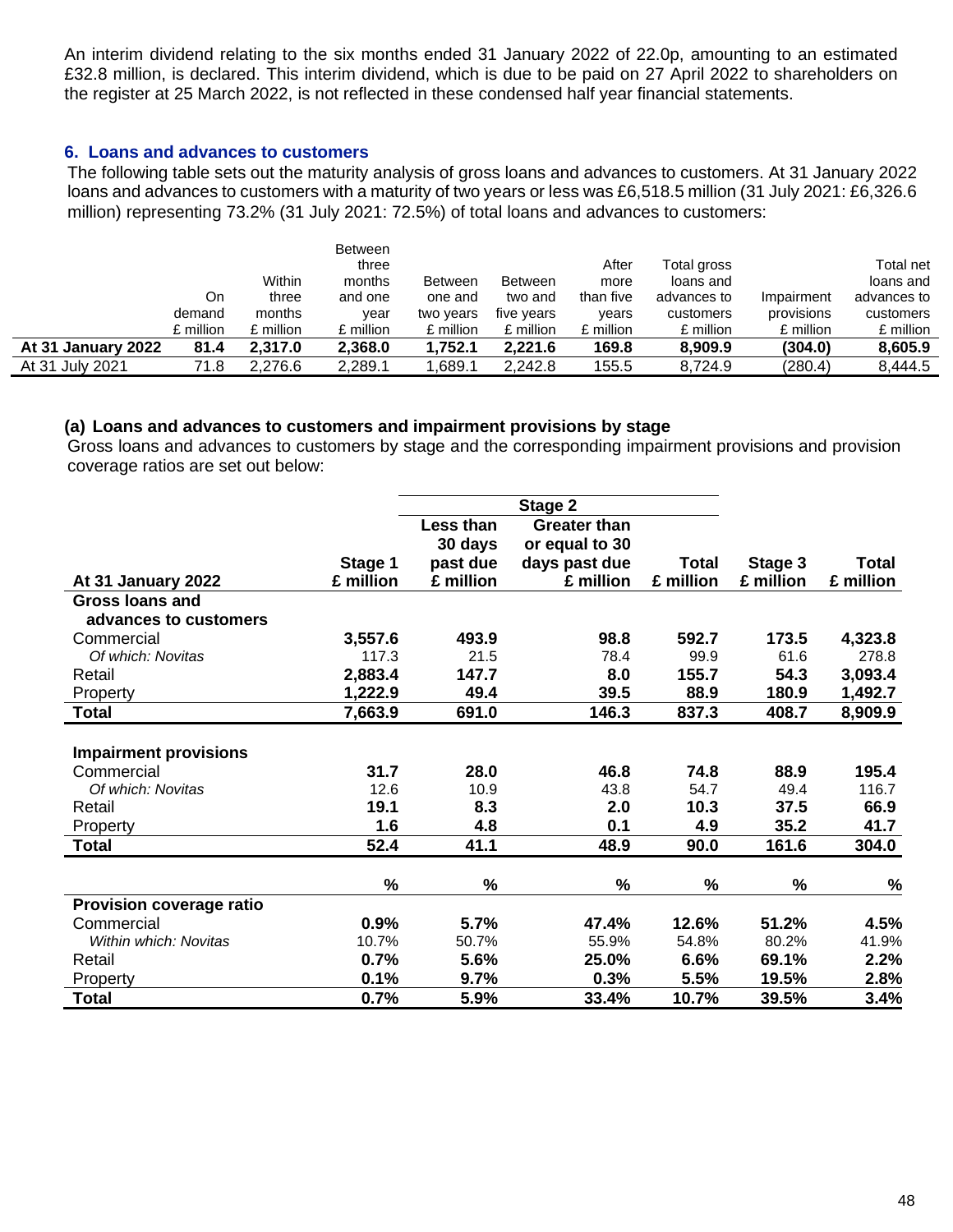An interim dividend relating to the six months ended 31 January 2022 of 22.0p, amounting to an estimated £32.8 million, is declared. This interim dividend, which is due to be paid on 27 April 2022 to shareholders on the register at 25 March 2022, is not reflected in these condensed half year financial statements.

## 6. Loans and advances to customers

The following table sets out the maturity analysis of gross loans and advances to customers. At 31 January 2022 loans and advances to customers with a maturity of two years or less was £6,518.5 million (31 July 2021: £6,326.6 million) representing 73.2% (31 July 2021: 72.5%) of total loans and advances to customers:

| | On demand £ million | Within three months £ million | Between three months and one year £ million | Between one and two years £ million | Between two and five years £ million | After more than five years £ million | Total gross loans and advances to customers £ million | Impairment provisions £ million | Total net loans and advances to customers £ million |
|---|---|---|---|---|---|---|---|---|---|
| **At 31 January 2022** | **81.4** | **2,317.0** | **2,368.0** | **1,752.1** | **2,221.6** | **169.8** | **8,909.9** | **(304.0)** | **8,605.9** |
| At 31 July 2021 | 71.8 | 2,276.6 | 2,289.1 | 1,689.1 | 2,242.8 | 155.5 | 8,724.9 | (280.4) | 8,444.5 |

### (a) Loans and advances to customers and impairment provisions by stage

Gross loans and advances to customers by stage and the corresponding impairment provisions and provision coverage ratios are set out below:

| | | Stage 2 | | | | |
|---|---|---|---|---|---|---|
| **At 31 January 2022** | **Stage 1 £ million** | **Less than 30 days past due £ million** | **Greater than or equal to 30 days past due £ million** | **Total £ million** | **Stage 3 £ million** | **Total £ million** |
| **Gross loans and advances to customers** | | | | | | |
| Commercial | **3,557.6** | **493.9** | **98.8** | **592.7** | **173.5** | **4,323.8** |
| *Of which: Novitas* | 117.3 | 21.5 | 78.4 | 99.9 | 61.6 | 278.8 |
| Retail | **2,883.4** | **147.7** | **8.0** | **155.7** | **54.3** | **3,093.4** |
| Property | **1,222.9** | **49.4** | **39.5** | **88.9** | **180.9** | **1,492.7** |
| **Total** | **7,663.9** | **691.0** | **146.3** | **837.3** | **408.7** | **8,909.9** |
| | | | | | | |
| **Impairment provisions** | | | | | | |
| Commercial | **31.7** | **28.0** | **46.8** | **74.8** | **88.9** | **195.4** |
| *Of which: Novitas* | 12.6 | 10.9 | 43.8 | 54.7 | 49.4 | 116.7 |
| Retail | **19.1** | **8.3** | **2.0** | **10.3** | **37.5** | **66.9** |
| Property | **1.6** | **4.8** | **0.1** | **4.9** | **35.2** | **41.7** |
| **Total** | **52.4** | **41.1** | **48.9** | **90.0** | **161.6** | **304.0** |
| | | | | | | |
| | **%** | **%** | **%** | **%** | **%** | **%** |
| **Provision coverage ratio** | | | | | | |
| Commercial | **0.9%** | **5.7%** | **47.4%** | **12.6%** | **51.2%** | **4.5%** |
| *Within which: Novitas* | 10.7% | 50.7% | 55.9% | 54.8% | 80.2% | 41.9% |
| Retail | **0.7%** | **5.6%** | **25.0%** | **6.6%** | **69.1%** | **2.2%** |
| Property | **0.1%** | **9.7%** | **0.3%** | **5.5%** | **19.5%** | **2.8%** |
| **Total** | **0.7%** | **5.9%** | **33.4%** | **10.7%** | **39.5%** | **3.4%** |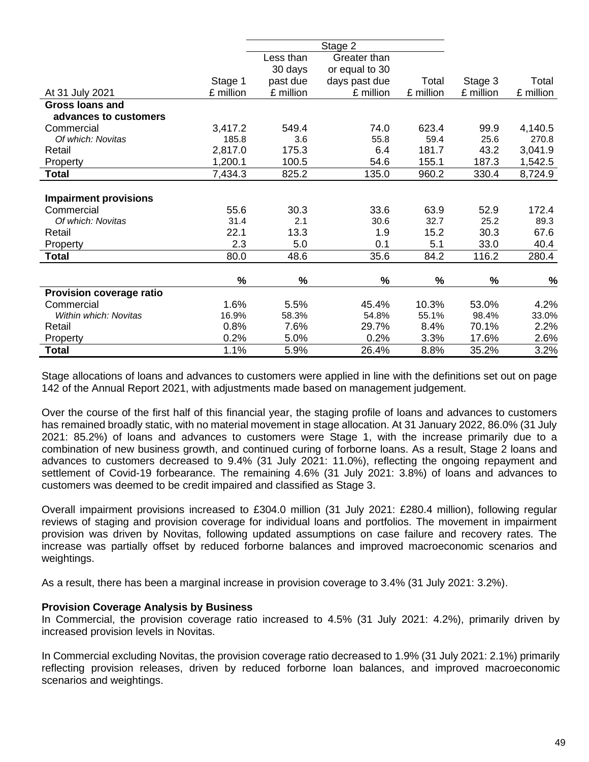| At 31 July 2021 | Stage 1 £ million | Stage 2 Less than 30 days past due £ million | Stage 2 Greater than or equal to 30 days past due £ million | Stage 2 Total £ million | Stage 3 £ million | Total £ million |
|---|---|---|---|---|---|---|
| **Gross loans and advances to customers** | | | | | | |
| Commercial | 3,417.2 | 549.4 | 74.0 | 623.4 | 99.9 | 4,140.5 |
| *Of which: Novitas* | 185.8 | 3.6 | 55.8 | 59.4 | 25.6 | 270.8 |
| Retail | 2,817.0 | 175.3 | 6.4 | 181.7 | 43.2 | 3,041.9 |
| Property | 1,200.1 | 100.5 | 54.6 | 155.1 | 187.3 | 1,542.5 |
| **Total** | 7,434.3 | 825.2 | 135.0 | 960.2 | 330.4 | 8,724.9 |
| | | | | | | |
| **Impairment provisions** | | | | | | |
| Commercial | 55.6 | 30.3 | 33.6 | 63.9 | 52.9 | 172.4 |
| *Of which: Novitas* | 31.4 | 2.1 | 30.6 | 32.7 | 25.2 | 89.3 |
| Retail | 22.1 | 13.3 | 1.9 | 15.2 | 30.3 | 67.6 |
| Property | 2.3 | 5.0 | 0.1 | 5.1 | 33.0 | 40.4 |
| **Total** | 80.0 | 48.6 | 35.6 | 84.2 | 116.2 | 280.4 |
| | | | | | | |
| | **%** | **%** | **%** | **%** | **%** | **%** |
| **Provision coverage ratio** | | | | | | |
| Commercial | 1.6% | 5.5% | 45.4% | 10.3% | 53.0% | 4.2% |
| *Within which: Novitas* | 16.9% | 58.3% | 54.8% | 55.1% | 98.4% | 33.0% |
| Retail | 0.8% | 7.6% | 29.7% | 8.4% | 70.1% | 2.2% |
| Property | 0.2% | 5.0% | 0.2% | 3.3% | 17.6% | 2.6% |
| **Total** | 1.1% | 5.9% | 26.4% | 8.8% | 35.2% | 3.2% |

Stage allocations of loans and advances to customers were applied in line with the definitions set out on page 142 of the Annual Report 2021, with adjustments made based on management judgement.

Over the course of the first half of this financial year, the staging profile of loans and advances to customers has remained broadly static, with no material movement in stage allocation. At 31 January 2022, 86.0% (31 July 2021: 85.2%) of loans and advances to customers were Stage 1, with the increase primarily due to a combination of new business growth, and continued curing of forborne loans. As a result, Stage 2 loans and advances to customers decreased to 9.4% (31 July 2021: 11.0%), reflecting the ongoing repayment and settlement of Covid-19 forbearance. The remaining 4.6% (31 July 2021: 3.8%) of loans and advances to customers was deemed to be credit impaired and classified as Stage 3.

Overall impairment provisions increased to £304.0 million (31 July 2021: £280.4 million), following regular reviews of staging and provision coverage for individual loans and portfolios. The movement in impairment provision was driven by Novitas, following updated assumptions on case failure and recovery rates. The increase was partially offset by reduced forborne balances and improved macroeconomic scenarios and weightings.

As a result, there has been a marginal increase in provision coverage to 3.4% (31 July 2021: 3.2%).

**Provision Coverage Analysis by Business**

In Commercial, the provision coverage ratio increased to 4.5% (31 July 2021: 4.2%), primarily driven by increased provision levels in Novitas.

In Commercial excluding Novitas, the provision coverage ratio decreased to 1.9% (31 July 2021: 2.1%) primarily reflecting provision releases, driven by reduced forborne loan balances, and improved macroeconomic scenarios and weightings.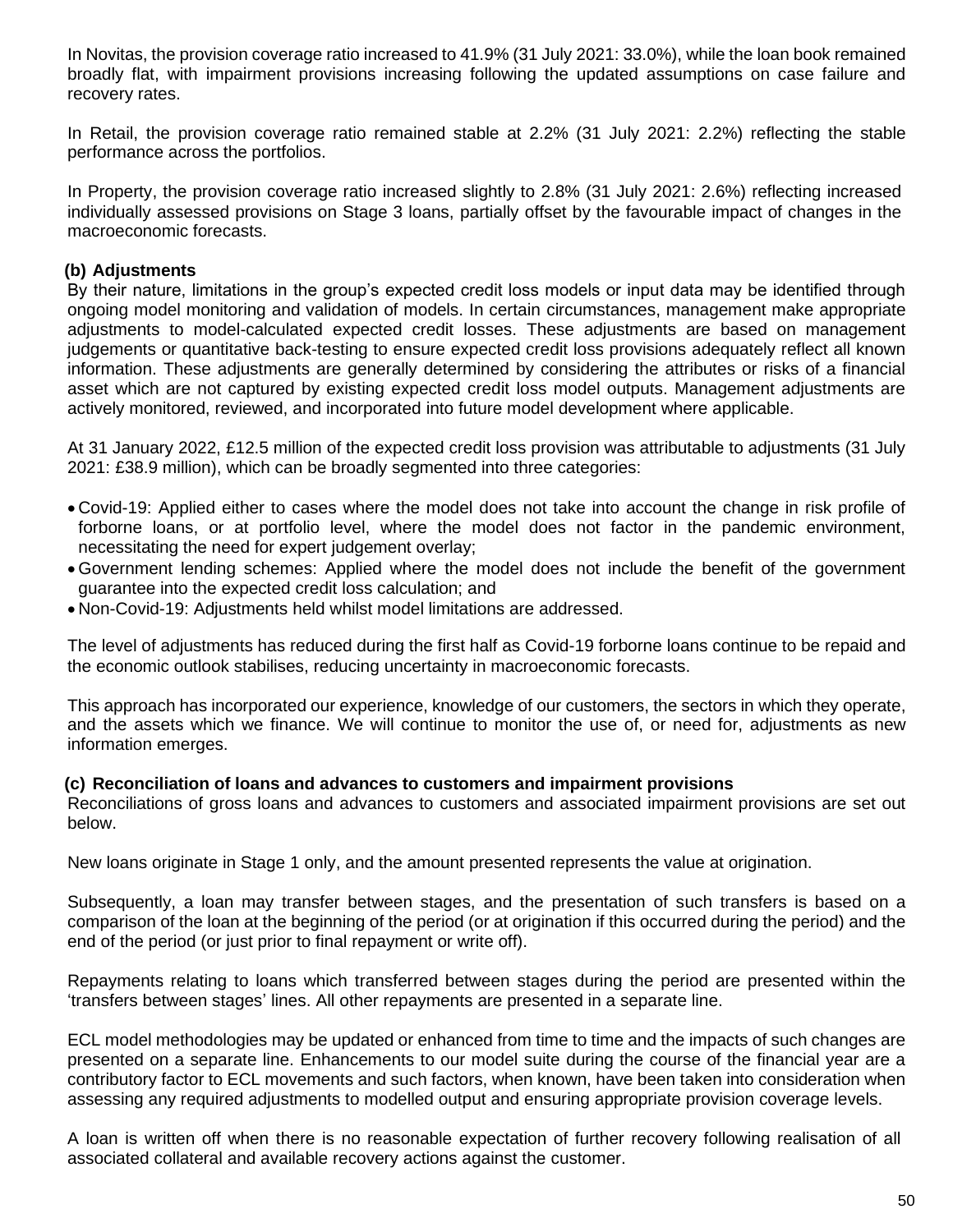In Novitas, the provision coverage ratio increased to 41.9% (31 July 2021: 33.0%), while the loan book remained broadly flat, with impairment provisions increasing following the updated assumptions on case failure and recovery rates.

In Retail, the provision coverage ratio remained stable at 2.2% (31 July 2021: 2.2%) reflecting the stable performance across the portfolios.

In Property, the provision coverage ratio increased slightly to 2.8% (31 July 2021: 2.6%) reflecting increased individually assessed provisions on Stage 3 loans, partially offset by the favourable impact of changes in the macroeconomic forecasts.

### (b) Adjustments

By their nature, limitations in the group's expected credit loss models or input data may be identified through ongoing model monitoring and validation of models. In certain circumstances, management make appropriate adjustments to model-calculated expected credit losses. These adjustments are based on management judgements or quantitative back-testing to ensure expected credit loss provisions adequately reflect all known information. These adjustments are generally determined by considering the attributes or risks of a financial asset which are not captured by existing expected credit loss model outputs. Management adjustments are actively monitored, reviewed, and incorporated into future model development where applicable.

At 31 January 2022, £12.5 million of the expected credit loss provision was attributable to adjustments (31 July 2021: £38.9 million), which can be broadly segmented into three categories:

- Covid-19: Applied either to cases where the model does not take into account the change in risk profile of forborne loans, or at portfolio level, where the model does not factor in the pandemic environment, necessitating the need for expert judgement overlay;
- Government lending schemes: Applied where the model does not include the benefit of the government guarantee into the expected credit loss calculation; and
- Non-Covid-19: Adjustments held whilst model limitations are addressed.

The level of adjustments has reduced during the first half as Covid-19 forborne loans continue to be repaid and the economic outlook stabilises, reducing uncertainty in macroeconomic forecasts.

This approach has incorporated our experience, knowledge of our customers, the sectors in which they operate, and the assets which we finance. We will continue to monitor the use of, or need for, adjustments as new information emerges.

### (c) Reconciliation of loans and advances to customers and impairment provisions

Reconciliations of gross loans and advances to customers and associated impairment provisions are set out below.

New loans originate in Stage 1 only, and the amount presented represents the value at origination.

Subsequently, a loan may transfer between stages, and the presentation of such transfers is based on a comparison of the loan at the beginning of the period (or at origination if this occurred during the period) and the end of the period (or just prior to final repayment or write off).

Repayments relating to loans which transferred between stages during the period are presented within the 'transfers between stages' lines. All other repayments are presented in a separate line.

ECL model methodologies may be updated or enhanced from time to time and the impacts of such changes are presented on a separate line. Enhancements to our model suite during the course of the financial year are a contributory factor to ECL movements and such factors, when known, have been taken into consideration when assessing any required adjustments to modelled output and ensuring appropriate provision coverage levels.

A loan is written off when there is no reasonable expectation of further recovery following realisation of all associated collateral and available recovery actions against the customer.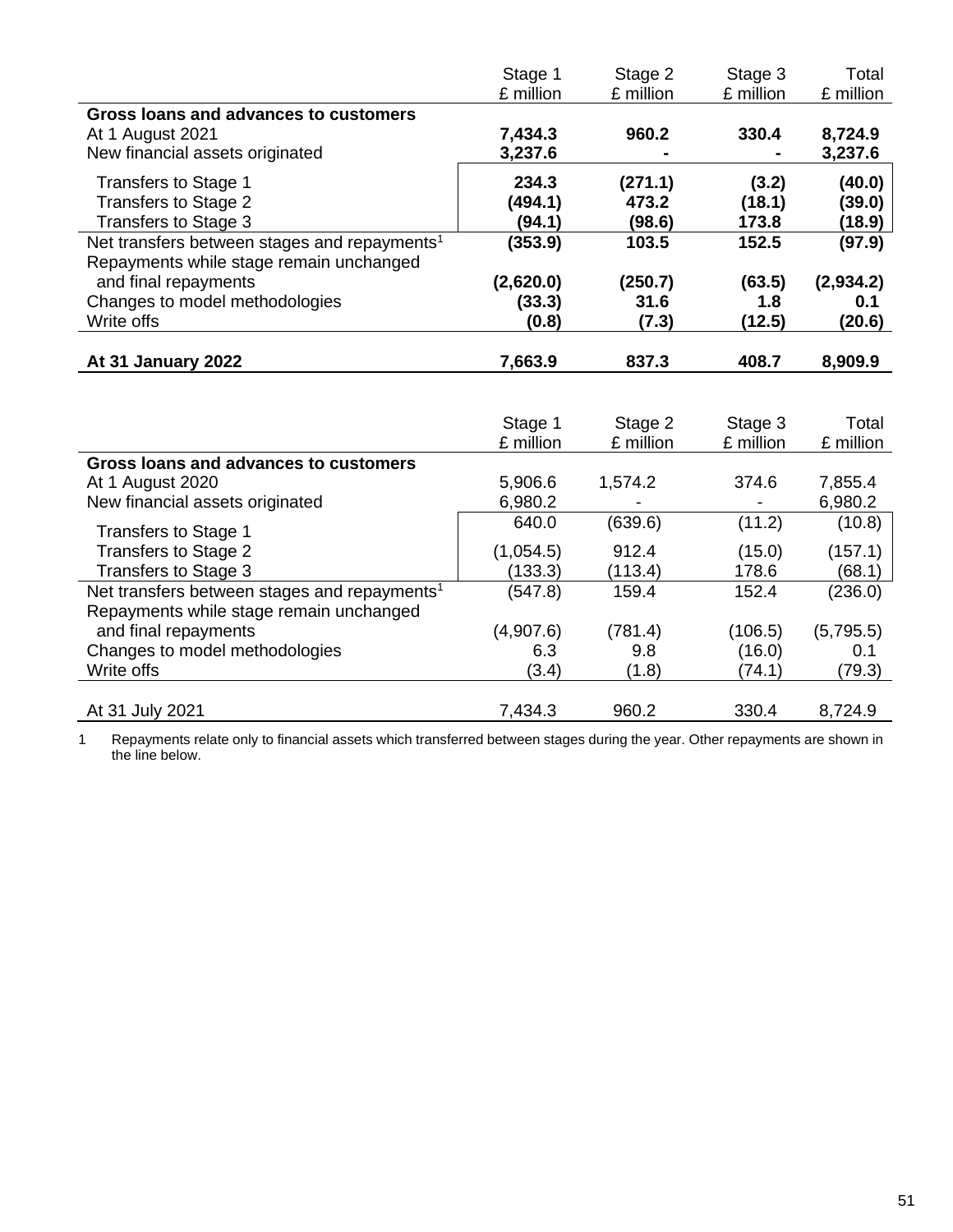| | Stage 1 £ million | Stage 2 £ million | Stage 3 £ million | Total £ million |
|---|---|---|---|---|
| **Gross loans and advances to customers** | | | | |
| At 1 August 2021 | **7,434.3** | **960.2** | **330.4** | **8,724.9** |
| New financial assets originated | **3,237.6** | **-** | **-** | **3,237.6** |
| Transfers to Stage 1 | **234.3** | **(271.1)** | **(3.2)** | **(40.0)** |
| Transfers to Stage 2 | **(494.1)** | **473.2** | **(18.1)** | **(39.0)** |
| Transfers to Stage 3 | **(94.1)** | **(98.6)** | **173.8** | **(18.9)** |
| Net transfers between stages and repayments[1] | **(353.9)** | **103.5** | **152.5** | **(97.9)** |
| Repayments while stage remain unchanged and final repayments | **(2,620.0)** | **(250.7)** | **(63.5)** | **(2,934.2)** |
| Changes to model methodologies | **(33.3)** | **31.6** | **1.8** | **0.1** |
| Write offs | **(0.8)** | **(7.3)** | **(12.5)** | **(20.6)** |
| **At 31 January 2022** | **7,663.9** | **837.3** | **408.7** | **8,909.9** |

| | Stage 1 £ million | Stage 2 £ million | Stage 3 £ million | Total £ million |
|---|---|---|---|---|
| **Gross loans and advances to customers** | | | | |
| At 1 August 2020 | 5,906.6 | 1,574.2 | 374.6 | 7,855.4 |
| New financial assets originated | 6,980.2 | - | - | 6,980.2 |
| Transfers to Stage 1 | 640.0 | (639.6) | (11.2) | (10.8) |
| Transfers to Stage 2 | (1,054.5) | 912.4 | (15.0) | (157.1) |
| Transfers to Stage 3 | (133.3) | (113.4) | 178.6 | (68.1) |
| Net transfers between stages and repayments[1] | (547.8) | 159.4 | 152.4 | (236.0) |
| Repayments while stage remain unchanged and final repayments | (4,907.6) | (781.4) | (106.5) | (5,795.5) |
| Changes to model methodologies | 6.3 | 9.8 | (16.0) | 0.1 |
| Write offs | (3.4) | (1.8) | (74.1) | (79.3) |
| At 31 July 2021 | 7,434.3 | 960.2 | 330.4 | 8,724.9 |

1 Repayments relate only to financial assets which transferred between stages during the year. Other repayments are shown in the line below.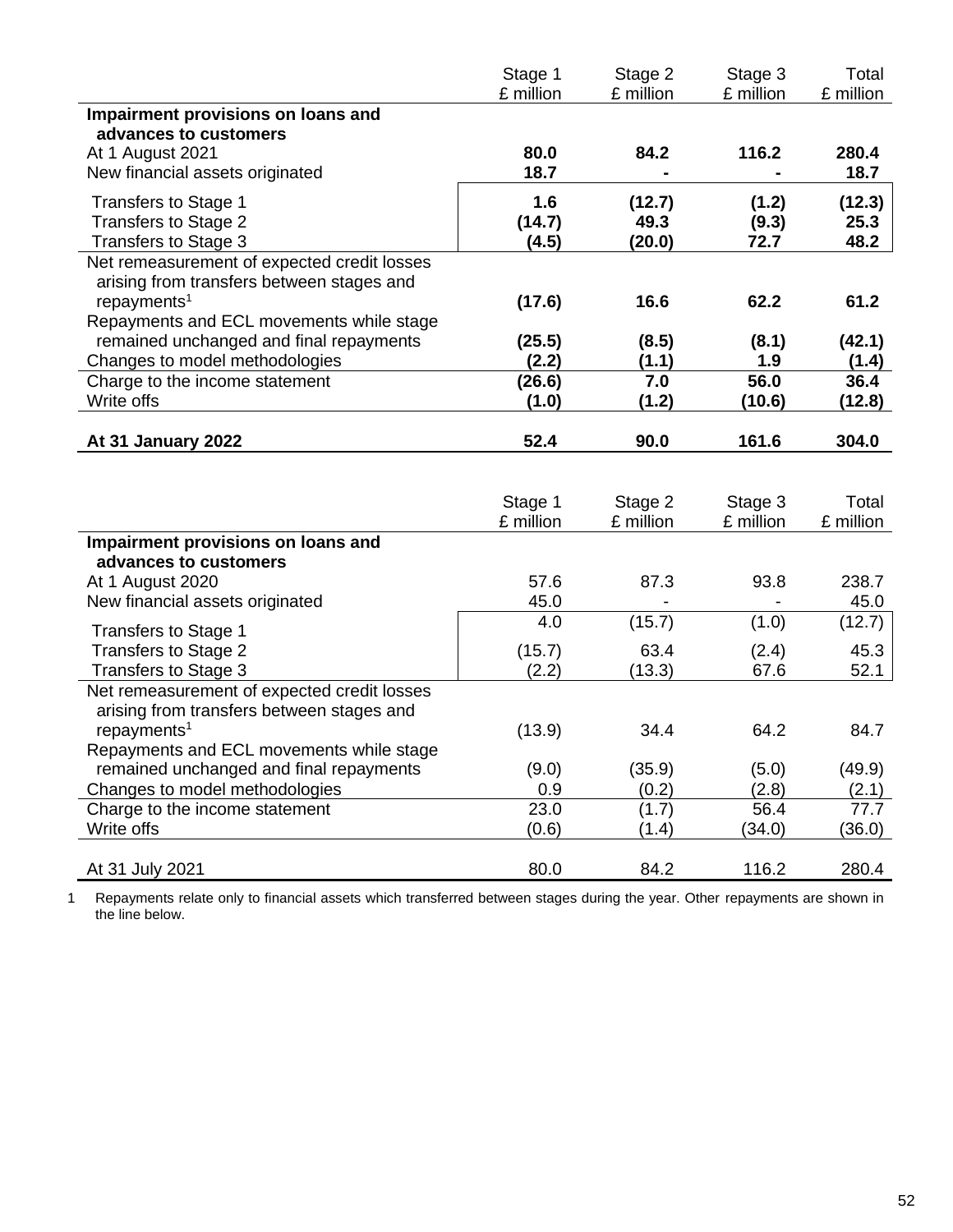| | Stage 1 £ million | Stage 2 £ million | Stage 3 £ million | Total £ million |
|---|---|---|---|---|
| **Impairment provisions on loans and advances to customers** | | | | |
| At 1 August 2021 | **80.0** | **84.2** | **116.2** | **280.4** |
| New financial assets originated | **18.7** | **-** | **-** | **18.7** |
| Transfers to Stage 1 | **1.6** | **(12.7)** | **(1.2)** | **(12.3)** |
| Transfers to Stage 2 | **(14.7)** | **49.3** | **(9.3)** | **25.3** |
| Transfers to Stage 3 | **(4.5)** | **(20.0)** | **72.7** | **48.2** |
| Net remeasurement of expected credit losses arising from transfers between stages and repayments[1] | **(17.6)** | **16.6** | **62.2** | **61.2** |
| Repayments and ECL movements while stage remained unchanged and final repayments | **(25.5)** | **(8.5)** | **(8.1)** | **(42.1)** |
| Changes to model methodologies | **(2.2)** | **(1.1)** | **1.9** | **(1.4)** |
| Charge to the income statement | **(26.6)** | **7.0** | **56.0** | **36.4** |
| Write offs | **(1.0)** | **(1.2)** | **(10.6)** | **(12.8)** |
| **At 31 January 2022** | **52.4** | **90.0** | **161.6** | **304.0** |

| | Stage 1 £ million | Stage 2 £ million | Stage 3 £ million | Total £ million |
|---|---|---|---|---|
| **Impairment provisions on loans and advances to customers** | | | | |
| At 1 August 2020 | 57.6 | 87.3 | 93.8 | 238.7 |
| New financial assets originated | 45.0 | - | - | 45.0 |
| Transfers to Stage 1 | 4.0 | (15.7) | (1.0) | (12.7) |
| Transfers to Stage 2 | (15.7) | 63.4 | (2.4) | 45.3 |
| Transfers to Stage 3 | (2.2) | (13.3) | 67.6 | 52.1 |
| Net remeasurement of expected credit losses arising from transfers between stages and repayments[1] | (13.9) | 34.4 | 64.2 | 84.7 |
| Repayments and ECL movements while stage remained unchanged and final repayments | (9.0) | (35.9) | (5.0) | (49.9) |
| Changes to model methodologies | 0.9 | (0.2) | (2.8) | (2.1) |
| Charge to the income statement | 23.0 | (1.7) | 56.4 | 77.7 |
| Write offs | (0.6) | (1.4) | (34.0) | (36.0) |
| At 31 July 2021 | 80.0 | 84.2 | 116.2 | 280.4 |

1 Repayments relate only to financial assets which transferred between stages during the year. Other repayments are shown in the line below.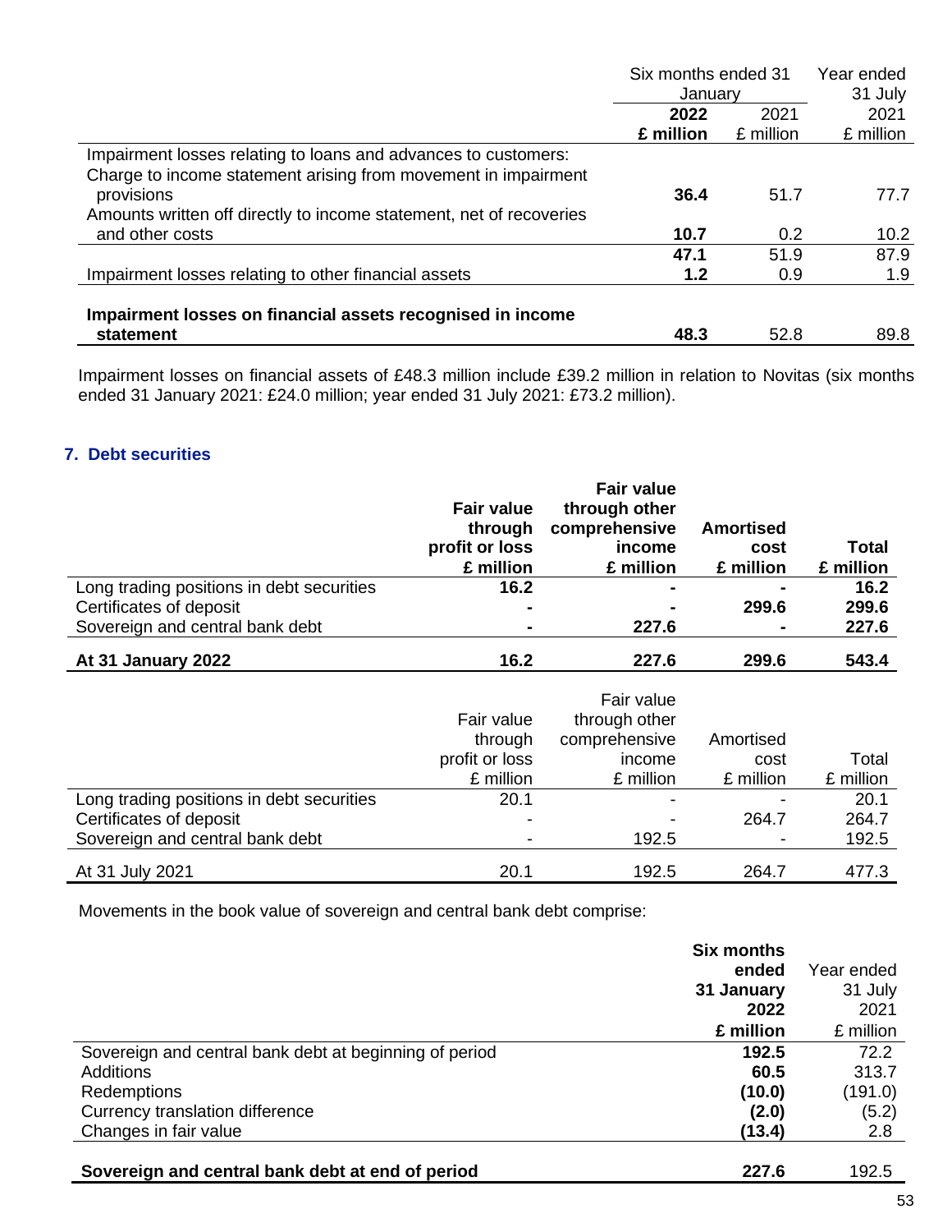| | Six months ended 31 January | | Year ended 31 July |
|---|---|---|---|
| | **2022** | 2021 | 2021 |
| | **£ million** | £ million | £ million |
| Impairment losses relating to loans and advances to customers: | | | |
| Charge to income statement arising from movement in impairment provisions | **36.4** | 51.7 | 77.7 |
| Amounts written off directly to income statement, net of recoveries and other costs | **10.7** | 0.2 | 10.2 |
| | **47.1** | 51.9 | 87.9 |
| Impairment losses relating to other financial assets | **1.2** | 0.9 | 1.9 |
| **Impairment losses on financial assets recognised in income statement** | **48.3** | 52.8 | 89.8 |

Impairment losses on financial assets of £48.3 million include £39.2 million in relation to Novitas (six months ended 31 January 2021: £24.0 million; year ended 31 July 2021: £73.2 million).

## 7. Debt securities

| | **Fair value through profit or loss £ million** | **Fair value through other comprehensive income £ million** | **Amortised cost £ million** | **Total £ million** |
|---|---|---|---|---|
| Long trading positions in debt securities | **16.2** | **-** | **-** | **16.2** |
| Certificates of deposit | **-** | **-** | **299.6** | **299.6** |
| Sovereign and central bank debt | **-** | **227.6** | **-** | **227.6** |
| **At 31 January 2022** | **16.2** | **227.6** | **299.6** | **543.4** |

| | Fair value through profit or loss £ million | Fair value through other comprehensive income £ million | Amortised cost £ million | Total £ million |
|---|---|---|---|---|
| Long trading positions in debt securities | 20.1 | - | - | 20.1 |
| Certificates of deposit | - | - | 264.7 | 264.7 |
| Sovereign and central bank debt | - | 192.5 | - | 192.5 |
| At 31 July 2021 | 20.1 | 192.5 | 264.7 | 477.3 |

Movements in the book value of sovereign and central bank debt comprise:

| | **Six months ended 31 January 2022 £ million** | Year ended 31 July 2021 £ million |
|---|---|---|
| Sovereign and central bank debt at beginning of period | **192.5** | 72.2 |
| Additions | **60.5** | 313.7 |
| Redemptions | **(10.0)** | (191.0) |
| Currency translation difference | **(2.0)** | (5.2) |
| Changes in fair value | **(13.4)** | 2.8 |
| **Sovereign and central bank debt at end of period** | **227.6** | 192.5 |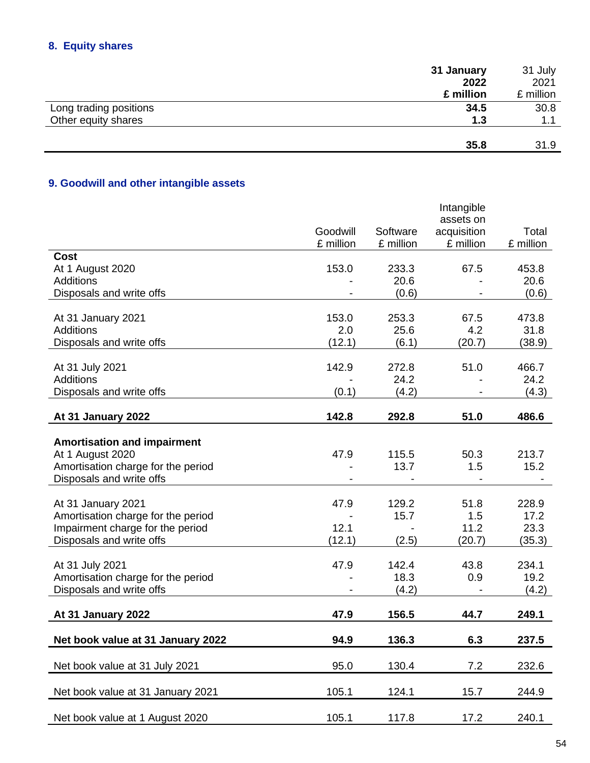## 8. Equity shares

| | 31 January 2022 £ million | 31 July 2021 £ million |
|---|---|---|
| Long trading positions | **34.5** | 30.8 |
| Other equity shares | **1.3** | 1.1 |
| | **35.8** | 31.9 |

## 9. Goodwill and other intangible assets

| | Goodwill £ million | Software £ million | Intangible assets on acquisition £ million | Total £ million |
|---|---|---|---|---|
| **Cost** | | | | |
| At 1 August 2020 | 153.0 | 233.3 | 67.5 | 453.8 |
| Additions | - | 20.6 | - | 20.6 |
| Disposals and write offs | - | (0.6) | - | (0.6) |
| At 31 January 2021 | 153.0 | 253.3 | 67.5 | 473.8 |
| Additions | 2.0 | 25.6 | 4.2 | 31.8 |
| Disposals and write offs | (12.1) | (6.1) | (20.7) | (38.9) |
| At 31 July 2021 | 142.9 | 272.8 | 51.0 | 466.7 |
| Additions | - | 24.2 | - | 24.2 |
| Disposals and write offs | (0.1) | (4.2) | - | (4.3) |
| **At 31 January 2022** | **142.8** | **292.8** | **51.0** | **486.6** |
| **Amortisation and impairment** | | | | |
| At 1 August 2020 | 47.9 | 115.5 | 50.3 | 213.7 |
| Amortisation charge for the period | - | 13.7 | 1.5 | 15.2 |
| Disposals and write offs | - | - | - | - |
| At 31 January 2021 | 47.9 | 129.2 | 51.8 | 228.9 |
| Amortisation charge for the period | - | 15.7 | 1.5 | 17.2 |
| Impairment charge for the period | 12.1 | - | 11.2 | 23.3 |
| Disposals and write offs | (12.1) | (2.5) | (20.7) | (35.3) |
| At 31 July 2021 | 47.9 | 142.4 | 43.8 | 234.1 |
| Amortisation charge for the period | - | 18.3 | 0.9 | 19.2 |
| Disposals and write offs | - | (4.2) | - | (4.2) |
| **At 31 January 2022** | **47.9** | **156.5** | **44.7** | **249.1** |
| **Net book value at 31 January 2022** | **94.9** | **136.3** | **6.3** | **237.5** |
| Net book value at 31 July 2021 | 95.0 | 130.4 | 7.2 | 232.6 |
| Net book value at 31 January 2021 | 105.1 | 124.1 | 15.7 | 244.9 |
| Net book value at 1 August 2020 | 105.1 | 117.8 | 17.2 | 240.1 |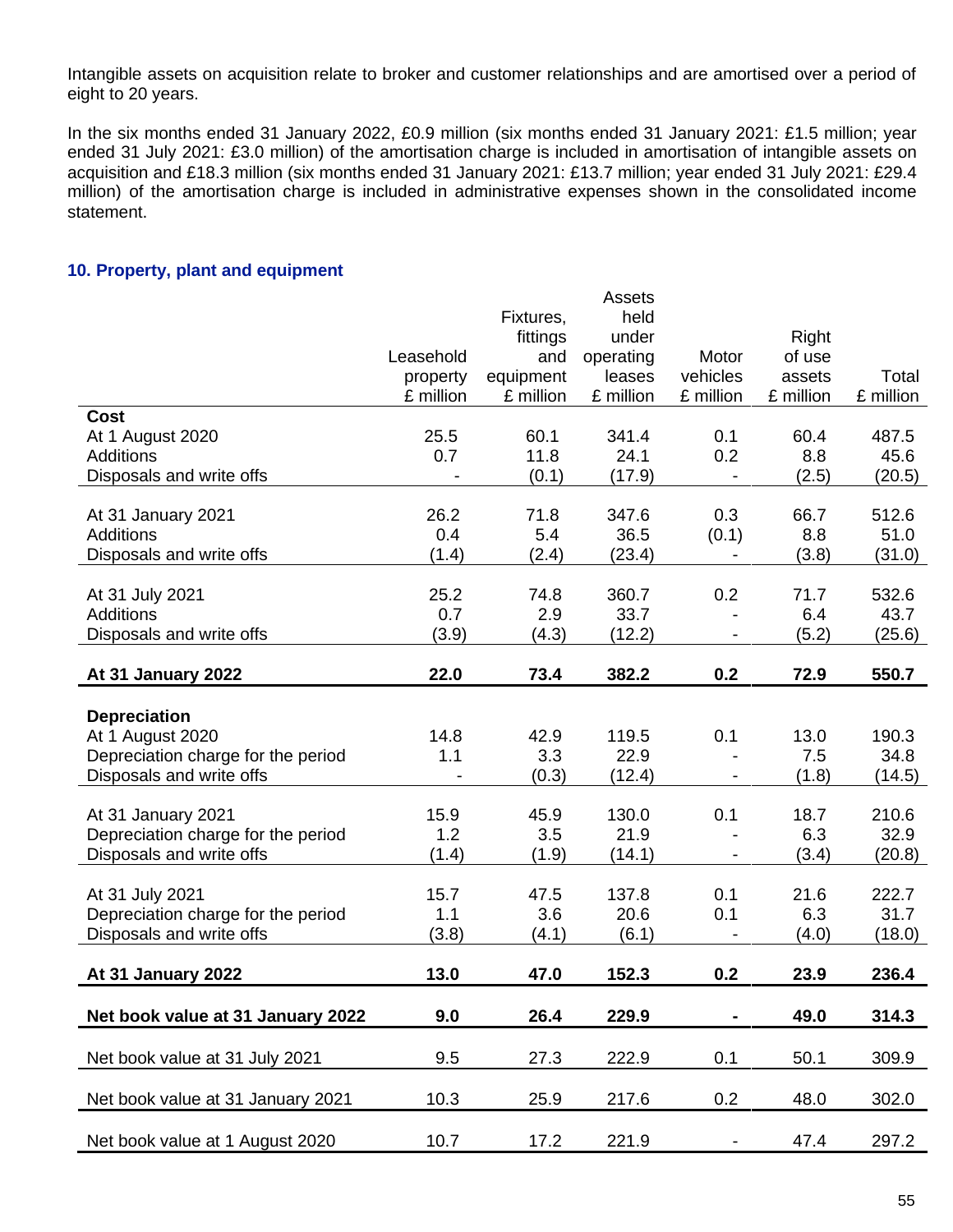Intangible assets on acquisition relate to broker and customer relationships and are amortised over a period of eight to 20 years.

In the six months ended 31 January 2022, £0.9 million (six months ended 31 January 2021: £1.5 million; year ended 31 July 2021: £3.0 million) of the amortisation charge is included in amortisation of intangible assets on acquisition and £18.3 million (six months ended 31 January 2021: £13.7 million; year ended 31 July 2021: £29.4 million) of the amortisation charge is included in administrative expenses shown in the consolidated income statement.

## 10. Property, plant and equipment

| | Leasehold property £ million | Fixtures, fittings and equipment £ million | Assets held under operating leases £ million | Motor vehicles £ million | Right of use assets £ million | Total £ million |
|---|---|---|---|---|---|---|
| **Cost** | | | | | | |
| At 1 August 2020 | 25.5 | 60.1 | 341.4 | 0.1 | 60.4 | 487.5 |
| Additions | 0.7 | 11.8 | 24.1 | 0.2 | 8.8 | 45.6 |
| Disposals and write offs | - | (0.1) | (17.9) | - | (2.5) | (20.5) |
| At 31 January 2021 | 26.2 | 71.8 | 347.6 | 0.3 | 66.7 | 512.6 |
| Additions | 0.4 | 5.4 | 36.5 | (0.1) | 8.8 | 51.0 |
| Disposals and write offs | (1.4) | (2.4) | (23.4) | - | (3.8) | (31.0) |
| At 31 July 2021 | 25.2 | 74.8 | 360.7 | 0.2 | 71.7 | 532.6 |
| Additions | 0.7 | 2.9 | 33.7 | - | 6.4 | 43.7 |
| Disposals and write offs | (3.9) | (4.3) | (12.2) | - | (5.2) | (25.6) |
| **At 31 January 2022** | **22.0** | **73.4** | **382.2** | **0.2** | **72.9** | **550.7** |
| **Depreciation** | | | | | | |
| At 1 August 2020 | 14.8 | 42.9 | 119.5 | 0.1 | 13.0 | 190.3 |
| Depreciation charge for the period | 1.1 | 3.3 | 22.9 | - | 7.5 | 34.8 |
| Disposals and write offs | - | (0.3) | (12.4) | - | (1.8) | (14.5) |
| At 31 January 2021 | 15.9 | 45.9 | 130.0 | 0.1 | 18.7 | 210.6 |
| Depreciation charge for the period | 1.2 | 3.5 | 21.9 | - | 6.3 | 32.9 |
| Disposals and write offs | (1.4) | (1.9) | (14.1) | - | (3.4) | (20.8) |
| At 31 July 2021 | 15.7 | 47.5 | 137.8 | 0.1 | 21.6 | 222.7 |
| Depreciation charge for the period | 1.1 | 3.6 | 20.6 | 0.1 | 6.3 | 31.7 |
| Disposals and write offs | (3.8) | (4.1) | (6.1) | - | (4.0) | (18.0) |
| **At 31 January 2022** | **13.0** | **47.0** | **152.3** | **0.2** | **23.9** | **236.4** |
| **Net book value at 31 January 2022** | **9.0** | **26.4** | **229.9** | **-** | **49.0** | **314.3** |
| Net book value at 31 July 2021 | 9.5 | 27.3 | 222.9 | 0.1 | 50.1 | 309.9 |
| Net book value at 31 January 2021 | 10.3 | 25.9 | 217.6 | 0.2 | 48.0 | 302.0 |
| Net book value at 1 August 2020 | 10.7 | 17.2 | 221.9 | - | 47.4 | 297.2 |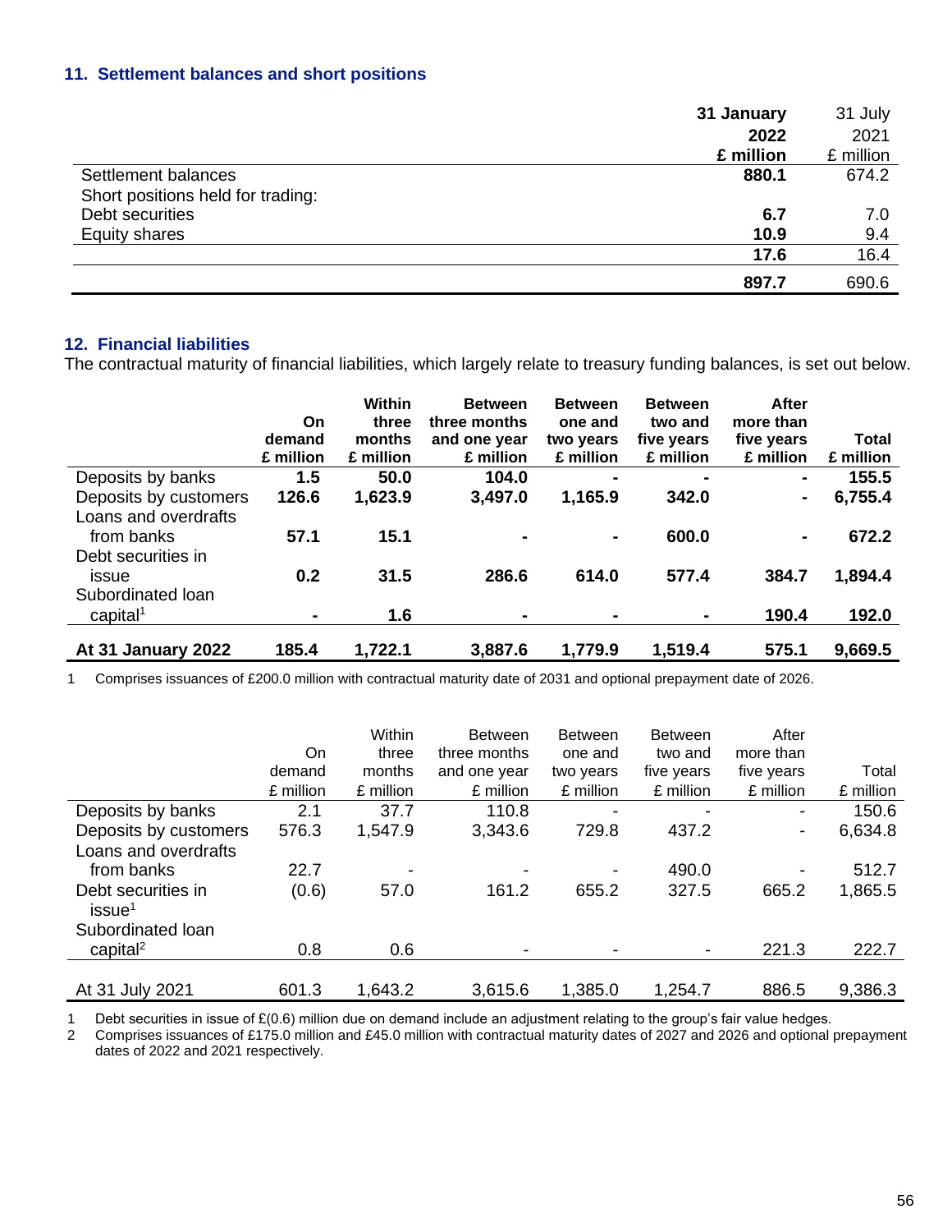## 11. Settlement balances and short positions

| | 31 January 2022 £ million | 31 July 2021 £ million |
|---|---|---|
| Settlement balances | **880.1** | 674.2 |
| Short positions held for trading: | | |
| Debt securities | **6.7** | 7.0 |
| Equity shares | **10.9** | 9.4 |
| | **17.6** | 16.4 |
| | **897.7** | 690.6 |

## 12. Financial liabilities

The contractual maturity of financial liabilities, which largely relate to treasury funding balances, is set out below.

| | On demand £ million | Within three months £ million | Between three months and one year £ million | Between one and two years £ million | Between two and five years £ million | After more than five years £ million | Total £ million |
|---|---|---|---|---|---|---|---|
| Deposits by banks | **1.5** | **50.0** | **104.0** | **-** | **-** | **-** | **155.5** |
| Deposits by customers | **126.6** | **1,623.9** | **3,497.0** | **1,165.9** | **342.0** | **-** | **6,755.4** |
| Loans and overdrafts from banks | **57.1** | **15.1** | **-** | **-** | **600.0** | **-** | **672.2** |
| Debt securities in issue | **0.2** | **31.5** | **286.6** | **614.0** | **577.4** | **384.7** | **1,894.4** |
| Subordinated loan capital[1] | **-** | **1.6** | **-** | **-** | **-** | **190.4** | **192.0** |
| **At 31 January 2022** | **185.4** | **1,722.1** | **3,887.6** | **1,779.9** | **1,519.4** | **575.1** | **9,669.5** |

1 Comprises issuances of £200.0 million with contractual maturity date of 2031 and optional prepayment date of 2026.

| | On demand £ million | Within three months £ million | Between three months and one year £ million | Between one and two years £ million | Between two and five years £ million | After more than five years £ million | Total £ million |
|---|---|---|---|---|---|---|---|
| Deposits by banks | 2.1 | 37.7 | 110.8 | - | - | - | 150.6 |
| Deposits by customers | 576.3 | 1,547.9 | 3,343.6 | 729.8 | 437.2 | - | 6,634.8 |
| Loans and overdrafts from banks | 22.7 | - | - | - | 490.0 | - | 512.7 |
| Debt securities in issue[1] | (0.6) | 57.0 | 161.2 | 655.2 | 327.5 | 665.2 | 1,865.5 |
| Subordinated loan capital[2] | 0.8 | 0.6 | - | - | - | 221.3 | 222.7 |
| At 31 July 2021 | 601.3 | 1,643.2 | 3,615.6 | 1,385.0 | 1,254.7 | 886.5 | 9,386.3 |

1 Debt securities in issue of £(0.6) million due on demand include an adjustment relating to the group's fair value hedges.
2 Comprises issuances of £175.0 million and £45.0 million with contractual maturity dates of 2027 and 2026 and optional prepayment dates of 2022 and 2021 respectively.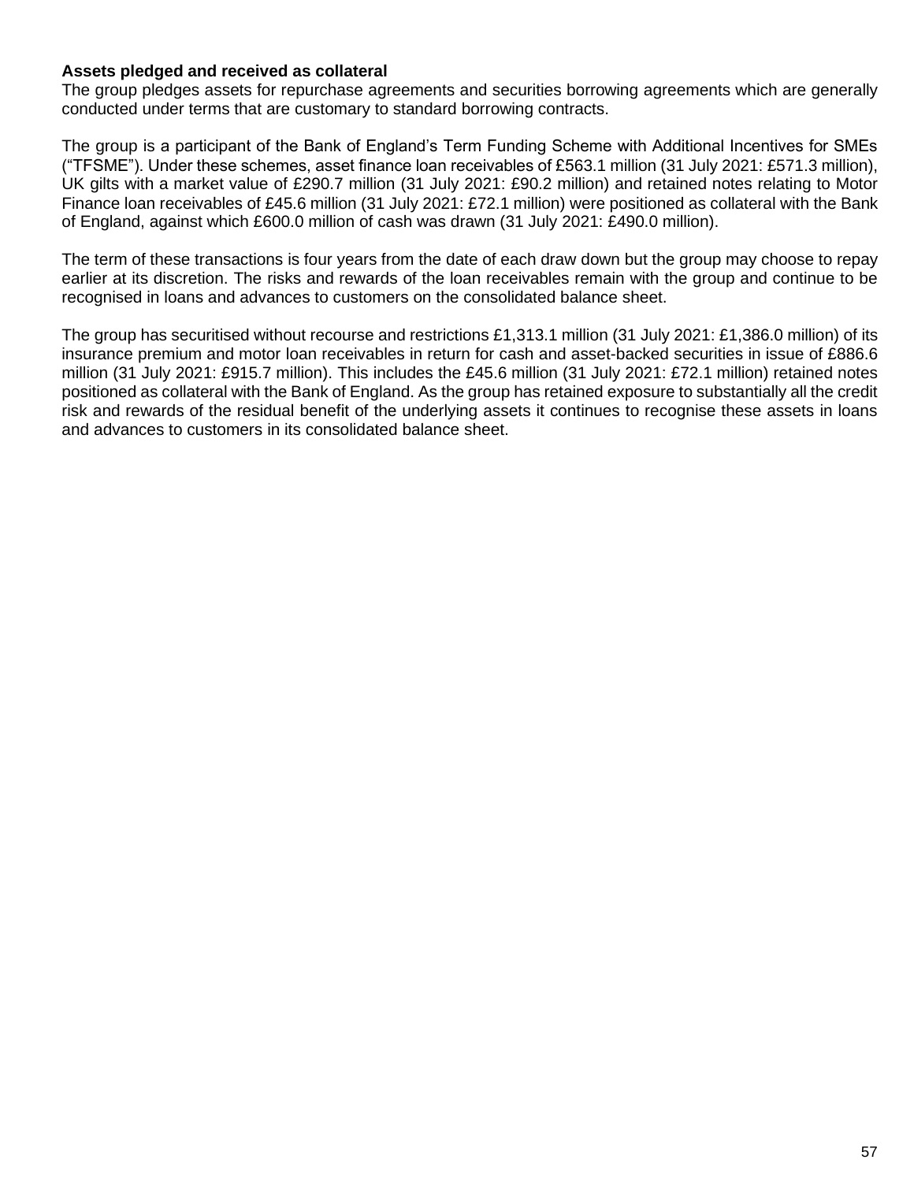**Assets pledged and received as collateral**

The group pledges assets for repurchase agreements and securities borrowing agreements which are generally conducted under terms that are customary to standard borrowing contracts.

The group is a participant of the Bank of England's Term Funding Scheme with Additional Incentives for SMEs ("TFSME"). Under these schemes, asset finance loan receivables of £563.1 million (31 July 2021: £571.3 million), UK gilts with a market value of £290.7 million (31 July 2021: £90.2 million) and retained notes relating to Motor Finance loan receivables of £45.6 million (31 July 2021: £72.1 million) were positioned as collateral with the Bank of England, against which £600.0 million of cash was drawn (31 July 2021: £490.0 million).

The term of these transactions is four years from the date of each draw down but the group may choose to repay earlier at its discretion. The risks and rewards of the loan receivables remain with the group and continue to be recognised in loans and advances to customers on the consolidated balance sheet.

The group has securitised without recourse and restrictions £1,313.1 million (31 July 2021: £1,386.0 million) of its insurance premium and motor loan receivables in return for cash and asset-backed securities in issue of £886.6 million (31 July 2021: £915.7 million). This includes the £45.6 million (31 July 2021: £72.1 million) retained notes positioned as collateral with the Bank of England. As the group has retained exposure to substantially all the credit risk and rewards of the residual benefit of the underlying assets it continues to recognise these assets in loans and advances to customers in its consolidated balance sheet.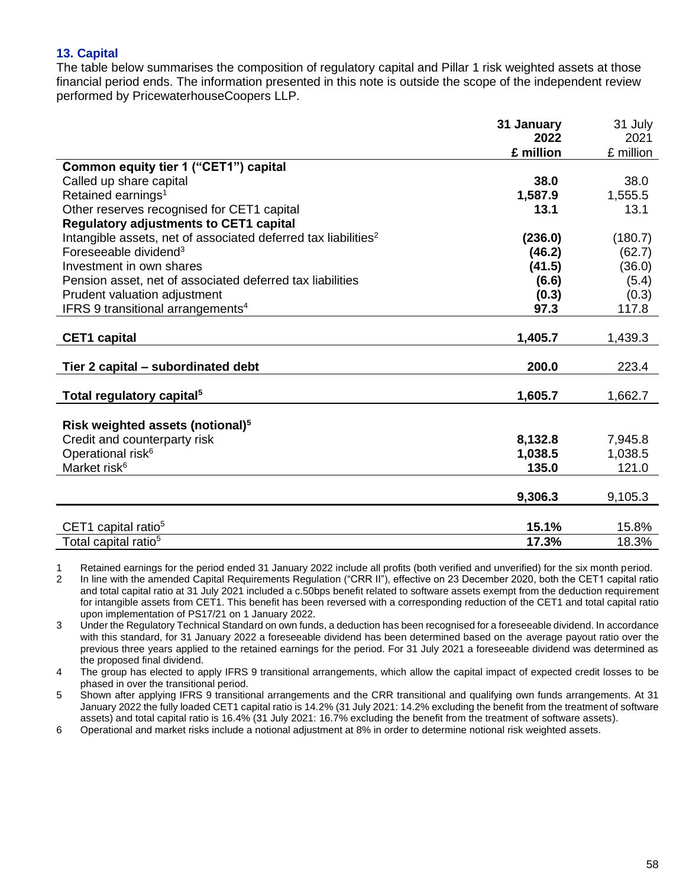### 13. Capital

The table below summarises the composition of regulatory capital and Pillar 1 risk weighted assets at those financial period ends. The information presented in this note is outside the scope of the independent review performed by PricewaterhouseCoopers LLP.

| | **31 January 2022 £ million** | 31 July 2021 £ million |
|---|---|---|
| **Common equity tier 1 ("CET1") capital** | | |
| Called up share capital | **38.0** | 38.0 |
| Retained earnings[1] | **1,587.9** | 1,555.5 |
| Other reserves recognised for CET1 capital | **13.1** | 13.1 |
| **Regulatory adjustments to CET1 capital** | | |
| Intangible assets, net of associated deferred tax liabilities[2] | **(236.0)** | (180.7) |
| Foreseeable dividend[3] | **(46.2)** | (62.7) |
| Investment in own shares | **(41.5)** | (36.0) |
| Pension asset, net of associated deferred tax liabilities | **(6.6)** | (5.4) |
| Prudent valuation adjustment | **(0.3)** | (0.3) |
| IFRS 9 transitional arrangements[4] | **97.3** | 117.8 |
| **CET1 capital** | **1,405.7** | 1,439.3 |
| **Tier 2 capital – subordinated debt** | **200.0** | 223.4 |
| **Total regulatory capital[5]** | **1,605.7** | 1,662.7 |
| **Risk weighted assets (notional)[5]** | | |
| Credit and counterparty risk | **8,132.8** | 7,945.8 |
| Operational risk[6] | **1,038.5** | 1,038.5 |
| Market risk[6] | **135.0** | 121.0 |
| | **9,306.3** | 9,105.3 |
| CET1 capital ratio[5] | **15.1%** | 15.8% |
| Total capital ratio[5] | **17.3%** | 18.3% |

1 Retained earnings for the period ended 31 January 2022 include all profits (both verified and unverified) for the six month period.

2 In line with the amended Capital Requirements Regulation ("CRR II"), effective on 23 December 2020, both the CET1 capital ratio and total capital ratio at 31 July 2021 included a c.50bps benefit related to software assets exempt from the deduction requirement for intangible assets from CET1. This benefit has been reversed with a corresponding reduction of the CET1 and total capital ratio upon implementation of PS17/21 on 1 January 2022.

3 Under the Regulatory Technical Standard on own funds, a deduction has been recognised for a foreseeable dividend. In accordance with this standard, for 31 January 2022 a foreseeable dividend has been determined based on the average payout ratio over the previous three years applied to the retained earnings for the period. For 31 July 2021 a foreseeable dividend was determined as the proposed final dividend.

4 The group has elected to apply IFRS 9 transitional arrangements, which allow the capital impact of expected credit losses to be phased in over the transitional period.

5 Shown after applying IFRS 9 transitional arrangements and the CRR transitional and qualifying own funds arrangements. At 31 January 2022 the fully loaded CET1 capital ratio is 14.2% (31 July 2021: 14.2% excluding the benefit from the treatment of software assets) and total capital ratio is 16.4% (31 July 2021: 16.7% excluding the benefit from the treatment of software assets).

6 Operational and market risks include a notional adjustment at 8% in order to determine notional risk weighted assets.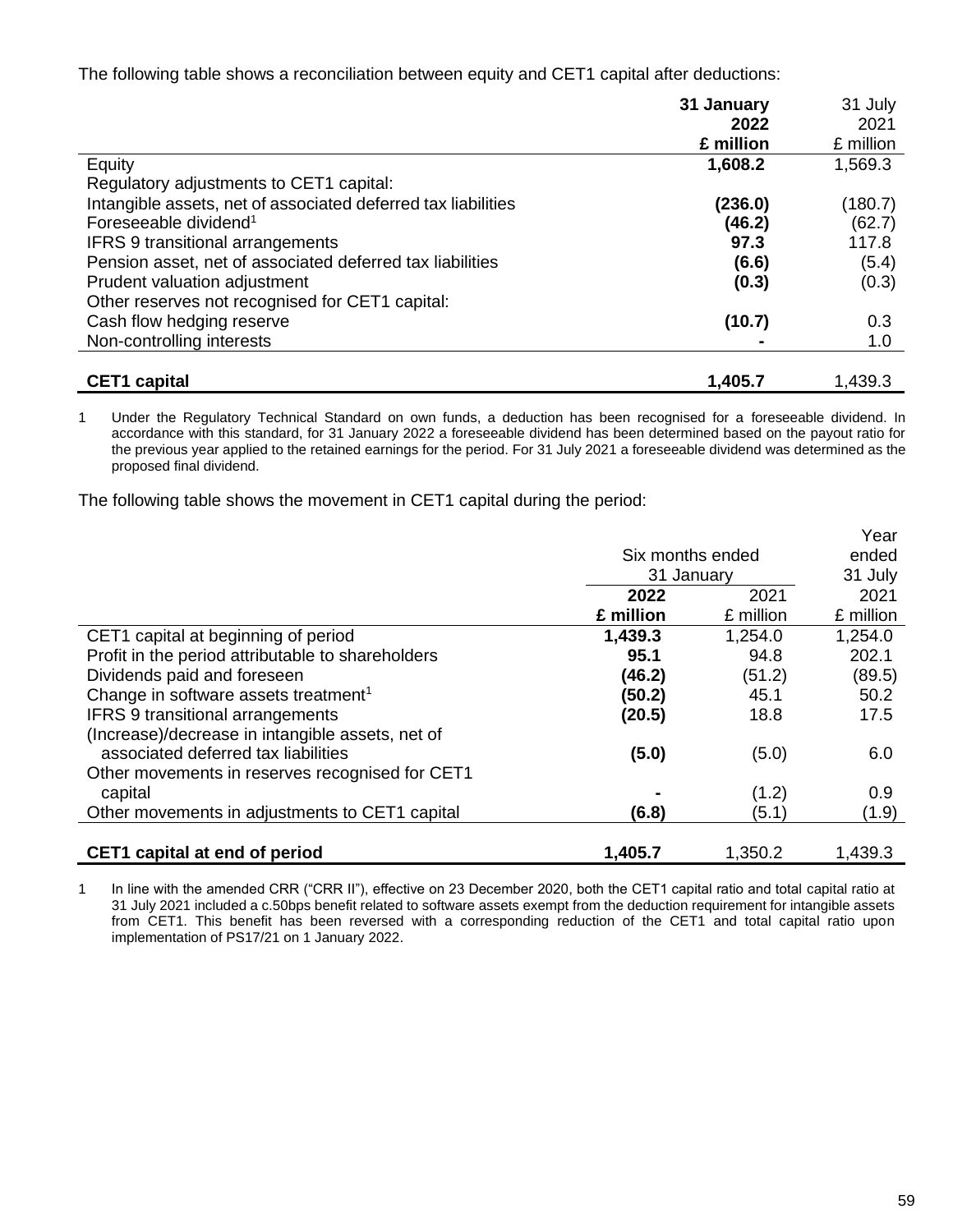The following table shows a reconciliation between equity and CET1 capital after deductions:

| | **31 January 2022 £ million** | 31 July 2021 £ million |
|---|---|---|
| Equity | **1,608.2** | 1,569.3 |
| Regulatory adjustments to CET1 capital: | | |
| Intangible assets, net of associated deferred tax liabilities | **(236.0)** | (180.7) |
| Foreseeable dividend[1] | **(46.2)** | (62.7) |
| IFRS 9 transitional arrangements | **97.3** | 117.8 |
| Pension asset, net of associated deferred tax liabilities | **(6.6)** | (5.4) |
| Prudent valuation adjustment | **(0.3)** | (0.3) |
| Other reserves not recognised for CET1 capital: | | |
| Cash flow hedging reserve | **(10.7)** | 0.3 |
| Non-controlling interests | **-** | 1.0 |
| **CET1 capital** | **1,405.7** | 1,439.3 |

1 Under the Regulatory Technical Standard on own funds, a deduction has been recognised for a foreseeable dividend. In accordance with this standard, for 31 January 2022 a foreseeable dividend has been determined based on the payout ratio for the previous year applied to the retained earnings for the period. For 31 July 2021 a foreseeable dividend was determined as the proposed final dividend.

The following table shows the movement in CET1 capital during the period:

| | Six months ended 31 January | | Year ended 31 July |
|---|---|---|---|
| | **2022 £ million** | 2021 £ million | 2021 £ million |
| CET1 capital at beginning of period | **1,439.3** | 1,254.0 | 1,254.0 |
| Profit in the period attributable to shareholders | **95.1** | 94.8 | 202.1 |
| Dividends paid and foreseen | **(46.2)** | (51.2) | (89.5) |
| Change in software assets treatment[1] | **(50.2)** | 45.1 | 50.2 |
| IFRS 9 transitional arrangements | **(20.5)** | 18.8 | 17.5 |
| (Increase)/decrease in intangible assets, net of associated deferred tax liabilities | **(5.0)** | (5.0) | 6.0 |
| Other movements in reserves recognised for CET1 capital | **-** | (1.2) | 0.9 |
| Other movements in adjustments to CET1 capital | **(6.8)** | (5.1) | (1.9) |
| **CET1 capital at end of period** | **1,405.7** | 1,350.2 | 1,439.3 |

1 In line with the amended CRR ("CRR II"), effective on 23 December 2020, both the CET1 capital ratio and total capital ratio at 31 July 2021 included a c.50bps benefit related to software assets exempt from the deduction requirement for intangible assets from CET1. This benefit has been reversed with a corresponding reduction of the CET1 and total capital ratio upon implementation of PS17/21 on 1 January 2022.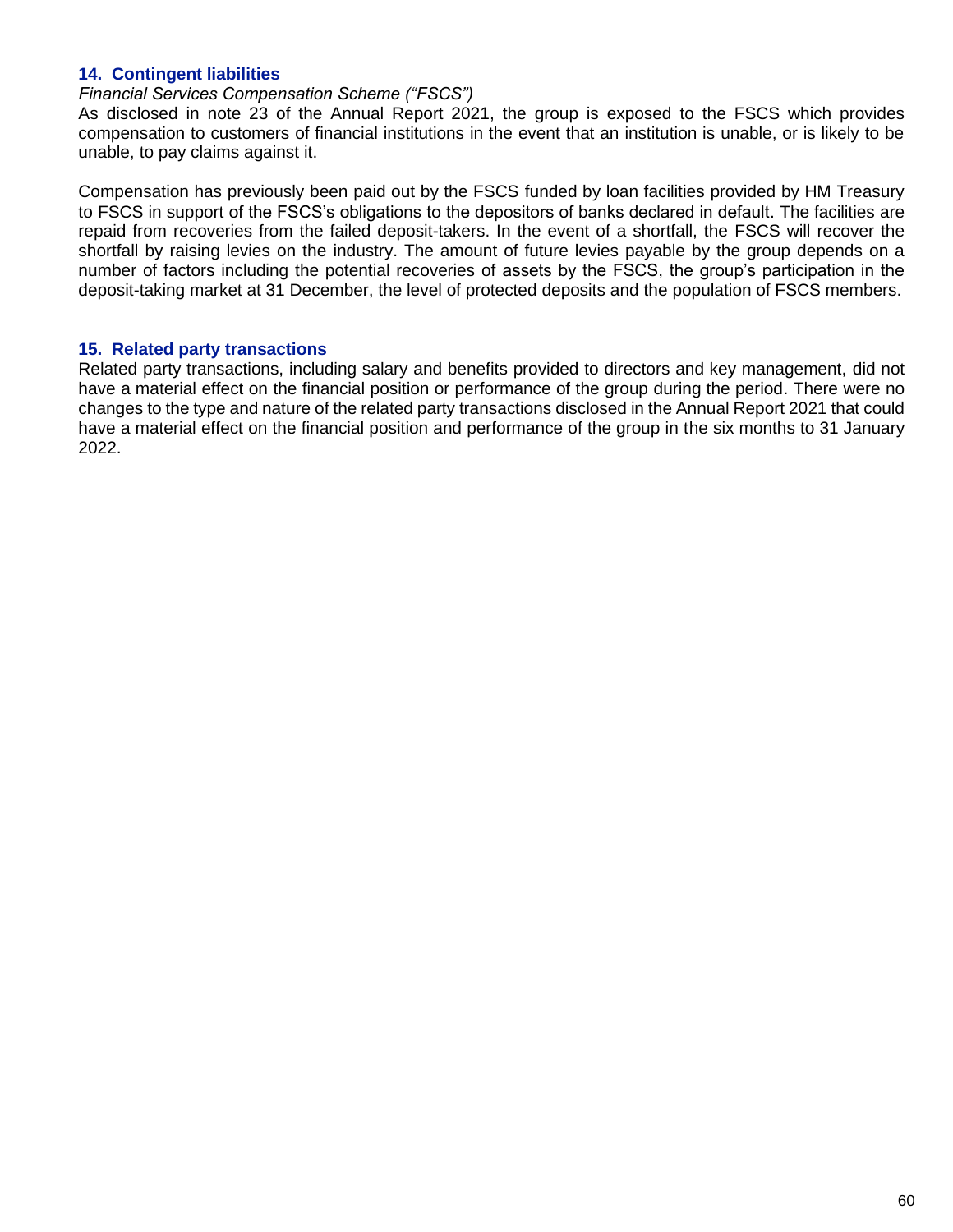## 14. Contingent liabilities

*Financial Services Compensation Scheme ("FSCS")*

As disclosed in note 23 of the Annual Report 2021, the group is exposed to the FSCS which provides compensation to customers of financial institutions in the event that an institution is unable, or is likely to be unable, to pay claims against it.

Compensation has previously been paid out by the FSCS funded by loan facilities provided by HM Treasury to FSCS in support of the FSCS's obligations to the depositors of banks declared in default. The facilities are repaid from recoveries from the failed deposit-takers. In the event of a shortfall, the FSCS will recover the shortfall by raising levies on the industry. The amount of future levies payable by the group depends on a number of factors including the potential recoveries of assets by the FSCS, the group's participation in the deposit-taking market at 31 December, the level of protected deposits and the population of FSCS members.

## 15. Related party transactions

Related party transactions, including salary and benefits provided to directors and key management, did not have a material effect on the financial position or performance of the group during the period. There were no changes to the type and nature of the related party transactions disclosed in the Annual Report 2021 that could have a material effect on the financial position and performance of the group in the six months to 31 January 2022.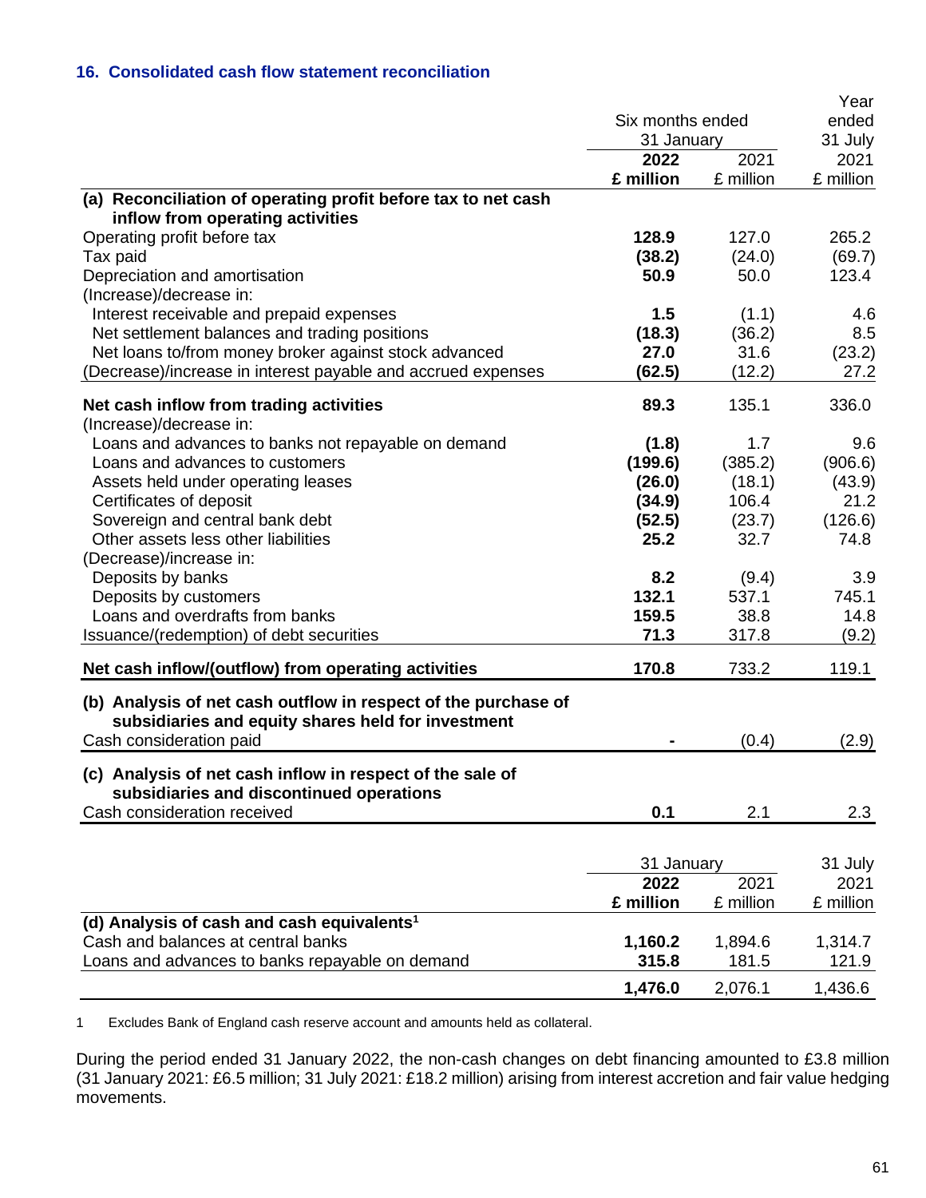### 16. Consolidated cash flow statement reconciliation

| | Six months ended 31 January 2022 £ million | Six months ended 31 January 2021 £ million | Year ended 31 July 2021 £ million |
|---|---|---|---|
| **(a) Reconciliation of operating profit before tax to net cash inflow from operating activities** | | | |
| Operating profit before tax | **128.9** | 127.0 | 265.2 |
| Tax paid | **(38.2)** | (24.0) | (69.7) |
| Depreciation and amortisation | **50.9** | 50.0 | 123.4 |
| (Increase)/decrease in: | | | |
| Interest receivable and prepaid expenses | **1.5** | (1.1) | 4.6 |
| Net settlement balances and trading positions | **(18.3)** | (36.2) | 8.5 |
| Net loans to/from money broker against stock advanced | **27.0** | 31.6 | (23.2) |
| (Decrease)/increase in interest payable and accrued expenses | **(62.5)** | (12.2) | 27.2 |
| **Net cash inflow from trading activities** | **89.3** | 135.1 | 336.0 |
| (Increase)/decrease in: | | | |
| Loans and advances to banks not repayable on demand | **(1.8)** | 1.7 | 9.6 |
| Loans and advances to customers | **(199.6)** | (385.2) | (906.6) |
| Assets held under operating leases | **(26.0)** | (18.1) | (43.9) |
| Certificates of deposit | **(34.9)** | 106.4 | 21.2 |
| Sovereign and central bank debt | **(52.5)** | (23.7) | (126.6) |
| Other assets less other liabilities | **25.2** | 32.7 | 74.8 |
| (Decrease)/increase in: | | | |
| Deposits by banks | **8.2** | (9.4) | 3.9 |
| Deposits by customers | **132.1** | 537.1 | 745.1 |
| Loans and overdrafts from banks | **159.5** | 38.8 | 14.8 |
| Issuance/(redemption) of debt securities | **71.3** | 317.8 | (9.2) |
| **Net cash inflow/(outflow) from operating activities** | **170.8** | 733.2 | 119.1 |
| **(b) Analysis of net cash outflow in respect of the purchase of subsidiaries and equity shares held for investment** | | | |
| Cash consideration paid | **-** | (0.4) | (2.9) |
| **(c) Analysis of net cash inflow in respect of the sale of subsidiaries and discontinued operations** | | | |
| Cash consideration received | **0.1** | 2.1 | 2.3 |

| | 31 January 2022 £ million | 31 January 2021 £ million | 31 July 2021 £ million |
|---|---|---|---|
| **(d) Analysis of cash and cash equivalents[1]** | | | |
| Cash and balances at central banks | **1,160.2** | 1,894.6 | 1,314.7 |
| Loans and advances to banks repayable on demand | **315.8** | 181.5 | 121.9 |
| | **1,476.0** | 2,076.1 | 1,436.6 |

1 Excludes Bank of England cash reserve account and amounts held as collateral.

During the period ended 31 January 2022, the non-cash changes on debt financing amounted to £3.8 million (31 January 2021: £6.5 million; 31 July 2021: £18.2 million) arising from interest accretion and fair value hedging movements.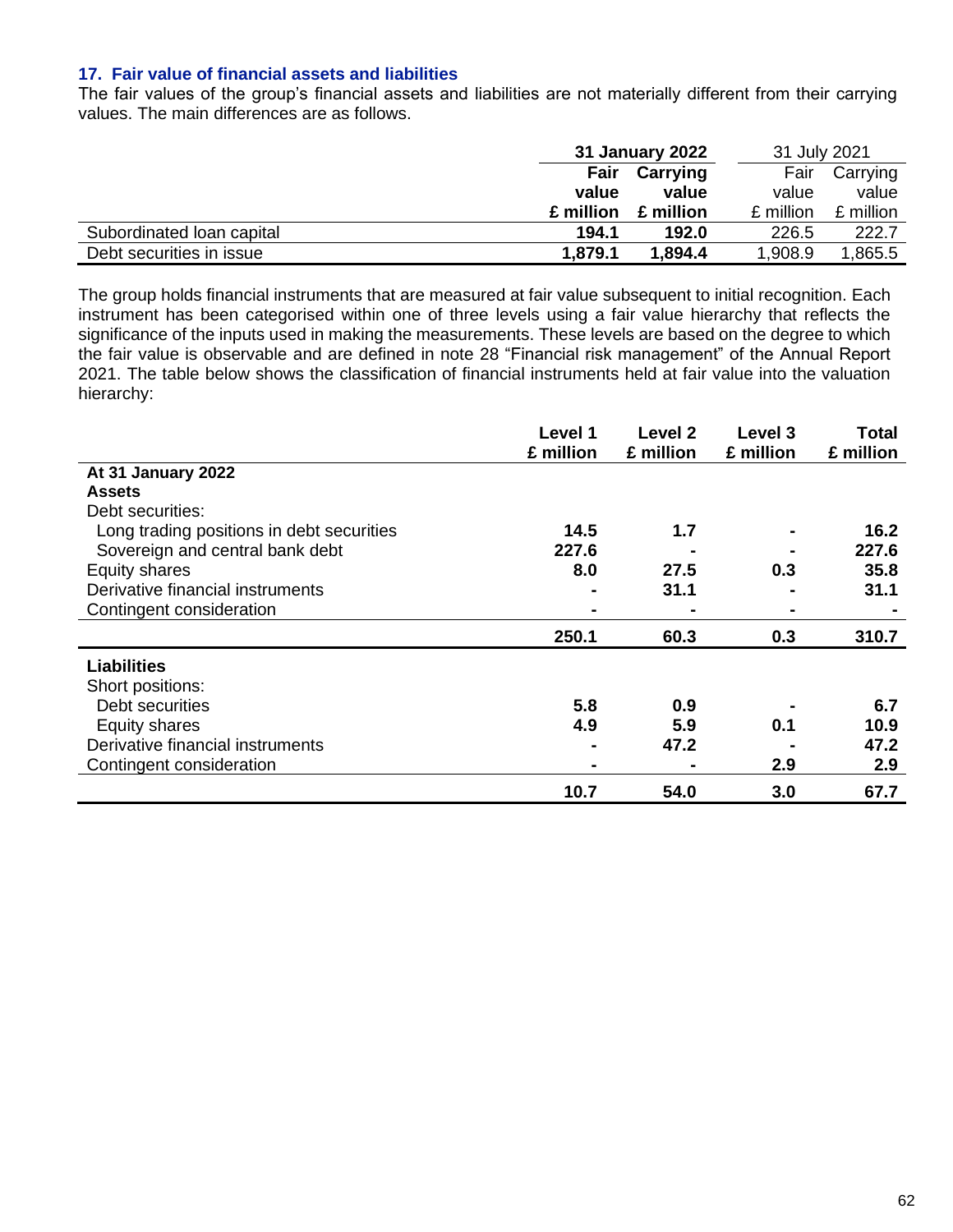### 17. Fair value of financial assets and liabilities

The fair values of the group's financial assets and liabilities are not materially different from their carrying values. The main differences are as follows.

| | **31 January 2022** | | 31 July 2021 | |
|---|---|---|---|---|
| | **Fair value £ million** | **Carrying value £ million** | Fair value £ million | Carrying value £ million |
| Subordinated loan capital | **194.1** | **192.0** | 226.5 | 222.7 |
| Debt securities in issue | **1,879.1** | **1,894.4** | 1,908.9 | 1,865.5 |

The group holds financial instruments that are measured at fair value subsequent to initial recognition. Each instrument has been categorised within one of three levels using a fair value hierarchy that reflects the significance of the inputs used in making the measurements. These levels are based on the degree to which the fair value is observable and are defined in note 28 "Financial risk management" of the Annual Report 2021. The table below shows the classification of financial instruments held at fair value into the valuation hierarchy:

| | **Level 1 £ million** | **Level 2 £ million** | **Level 3 £ million** | **Total £ million** |
|---|---|---|---|---|
| **At 31 January 2022** | | | | |
| **Assets** | | | | |
| Debt securities: | | | | |
| Long trading positions in debt securities | **14.5** | **1.7** | **-** | **16.2** |
| Sovereign and central bank debt | **227.6** | **-** | **-** | **227.6** |
| Equity shares | **8.0** | **27.5** | **0.3** | **35.8** |
| Derivative financial instruments | **-** | **31.1** | **-** | **31.1** |
| Contingent consideration | **-** | **-** | **-** | **-** |
| | **250.1** | **60.3** | **0.3** | **310.7** |
| **Liabilities** | | | | |
| Short positions: | | | | |
| Debt securities | **5.8** | **0.9** | **-** | **6.7** |
| Equity shares | **4.9** | **5.9** | **0.1** | **10.9** |
| Derivative financial instruments | **-** | **47.2** | **-** | **47.2** |
| Contingent consideration | **-** | **-** | **2.9** | **2.9** |
| | **10.7** | **54.0** | **3.0** | **67.7** |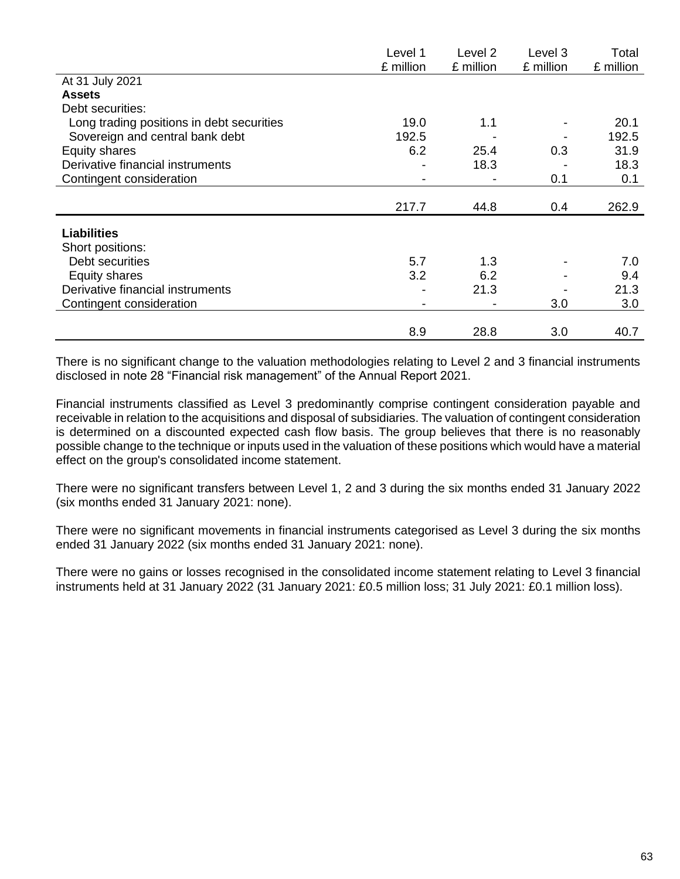| | Level 1 £ million | Level 2 £ million | Level 3 £ million | Total £ million |
|---|---|---|---|---|
| At 31 July 2021 | | | | |
| **Assets** | | | | |
| Debt securities: | | | | |
| Long trading positions in debt securities | 19.0 | 1.1 | - | 20.1 |
| Sovereign and central bank debt | 192.5 | - | - | 192.5 |
| Equity shares | 6.2 | 25.4 | 0.3 | 31.9 |
| Derivative financial instruments | - | 18.3 | - | 18.3 |
| Contingent consideration | - | - | 0.1 | 0.1 |
| | 217.7 | 44.8 | 0.4 | 262.9 |
| **Liabilities** | | | | |
| Short positions: | | | | |
| Debt securities | 5.7 | 1.3 | - | 7.0 |
| Equity shares | 3.2 | 6.2 | - | 9.4 |
| Derivative financial instruments | - | 21.3 | - | 21.3 |
| Contingent consideration | - | - | 3.0 | 3.0 |
| | 8.9 | 28.8 | 3.0 | 40.7 |

There is no significant change to the valuation methodologies relating to Level 2 and 3 financial instruments disclosed in note 28 "Financial risk management" of the Annual Report 2021.

Financial instruments classified as Level 3 predominantly comprise contingent consideration payable and receivable in relation to the acquisitions and disposal of subsidiaries. The valuation of contingent consideration is determined on a discounted expected cash flow basis. The group believes that there is no reasonably possible change to the technique or inputs used in the valuation of these positions which would have a material effect on the group's consolidated income statement.

There were no significant transfers between Level 1, 2 and 3 during the six months ended 31 January 2022 (six months ended 31 January 2021: none).

There were no significant movements in financial instruments categorised as Level 3 during the six months ended 31 January 2022 (six months ended 31 January 2021: none).

There were no gains or losses recognised in the consolidated income statement relating to Level 3 financial instruments held at 31 January 2022 (31 January 2021: £0.5 million loss; 31 July 2021: £0.1 million loss).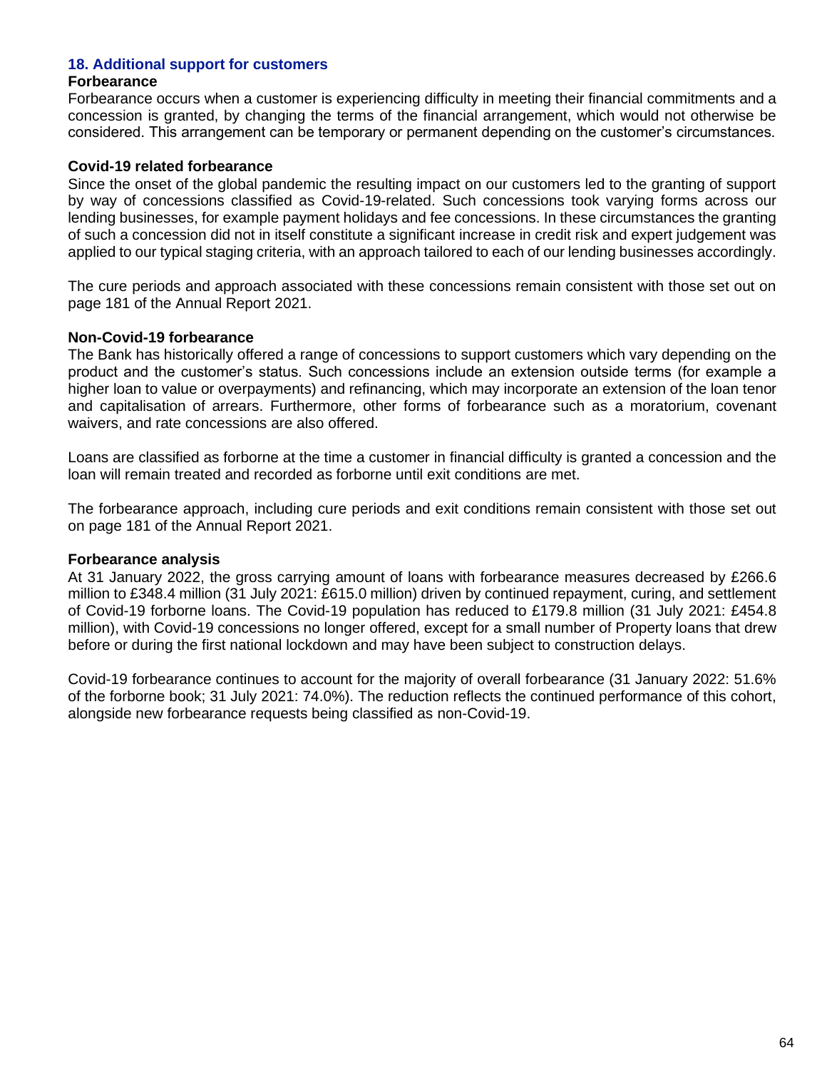## 18. Additional support for customers

### Forbearance

Forbearance occurs when a customer is experiencing difficulty in meeting their financial commitments and a concession is granted, by changing the terms of the financial arrangement, which would not otherwise be considered. This arrangement can be temporary or permanent depending on the customer's circumstances.

### Covid-19 related forbearance

Since the onset of the global pandemic the resulting impact on our customers led to the granting of support by way of concessions classified as Covid-19-related. Such concessions took varying forms across our lending businesses, for example payment holidays and fee concessions. In these circumstances the granting of such a concession did not in itself constitute a significant increase in credit risk and expert judgement was applied to our typical staging criteria, with an approach tailored to each of our lending businesses accordingly.

The cure periods and approach associated with these concessions remain consistent with those set out on page 181 of the Annual Report 2021.

### Non-Covid-19 forbearance

The Bank has historically offered a range of concessions to support customers which vary depending on the product and the customer's status. Such concessions include an extension outside terms (for example a higher loan to value or overpayments) and refinancing, which may incorporate an extension of the loan tenor and capitalisation of arrears. Furthermore, other forms of forbearance such as a moratorium, covenant waivers, and rate concessions are also offered.

Loans are classified as forborne at the time a customer in financial difficulty is granted a concession and the loan will remain treated and recorded as forborne until exit conditions are met.

The forbearance approach, including cure periods and exit conditions remain consistent with those set out on page 181 of the Annual Report 2021.

### Forbearance analysis

At 31 January 2022, the gross carrying amount of loans with forbearance measures decreased by £266.6 million to £348.4 million (31 July 2021: £615.0 million) driven by continued repayment, curing, and settlement of Covid-19 forborne loans. The Covid-19 population has reduced to £179.8 million (31 July 2021: £454.8 million), with Covid-19 concessions no longer offered, except for a small number of Property loans that drew before or during the first national lockdown and may have been subject to construction delays.

Covid-19 forbearance continues to account for the majority of overall forbearance (31 January 2022: 51.6% of the forborne book; 31 July 2021: 74.0%). The reduction reflects the continued performance of this cohort, alongside new forbearance requests being classified as non-Covid-19.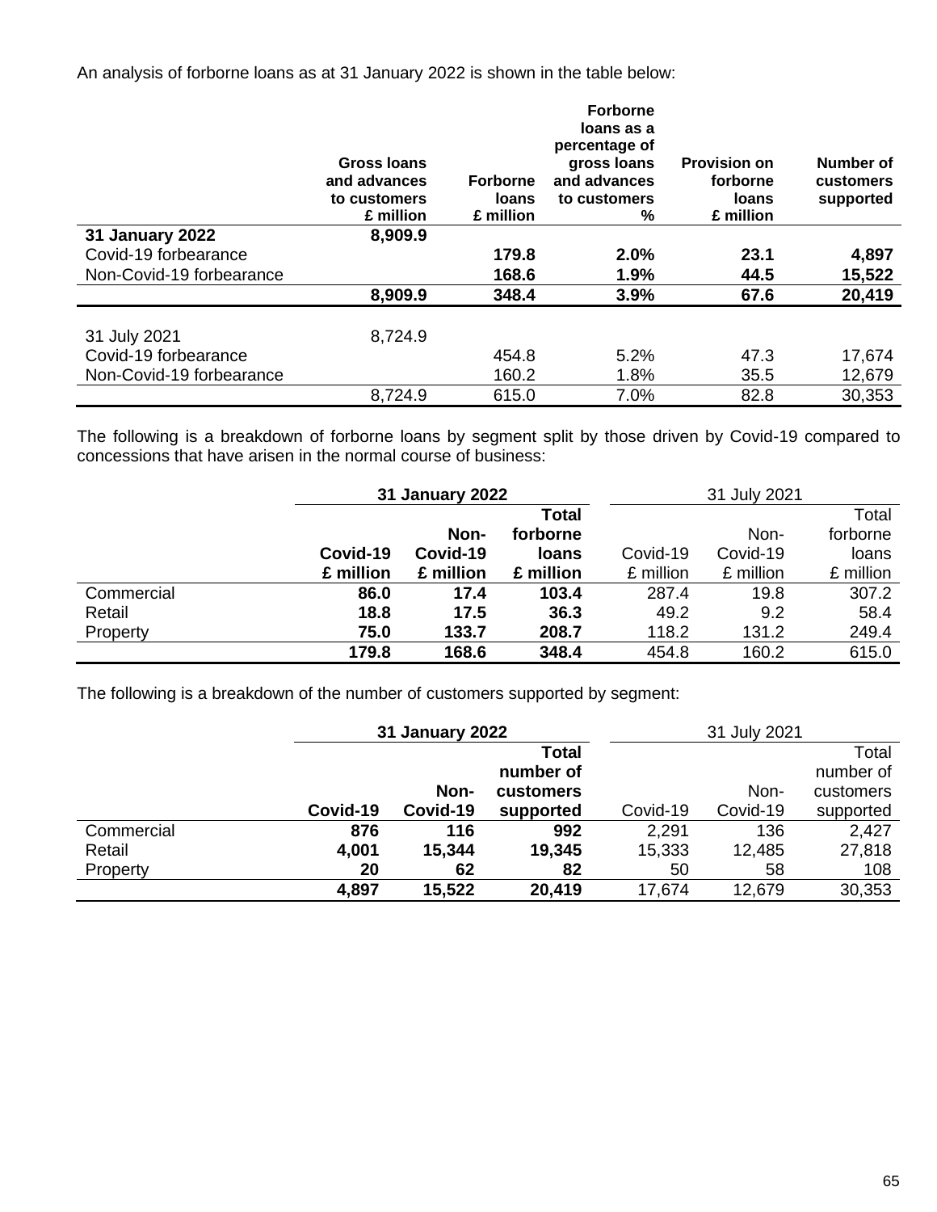An analysis of forborne loans as at 31 January 2022 is shown in the table below:

| | Gross loans and advances to customers £ million | Forborne loans £ million | Forborne loans as a percentage of gross loans and advances to customers % | Provision on forborne loans £ million | Number of customers supported |
|---|---|---|---|---|---|
| **31 January 2022** | **8,909.9** | | | | |
| Covid-19 forbearance | | **179.8** | **2.0%** | **23.1** | **4,897** |
| Non-Covid-19 forbearance | | **168.6** | **1.9%** | **44.5** | **15,522** |
| | **8,909.9** | **348.4** | **3.9%** | **67.6** | **20,419** |
| | | | | | |
| 31 July 2021 | 8,724.9 | | | | |
| Covid-19 forbearance | | 454.8 | 5.2% | 47.3 | 17,674 |
| Non-Covid-19 forbearance | | 160.2 | 1.8% | 35.5 | 12,679 |
| | 8,724.9 | 615.0 | 7.0% | 82.8 | 30,353 |

The following is a breakdown of forborne loans by segment split by those driven by Covid-19 compared to concessions that have arisen in the normal course of business:

| | **31 January 2022** | | | 31 July 2021 | | |
|---|---|---|---|---|---|---|
| | **Covid-19 £ million** | **Non-Covid-19 £ million** | **Total forborne loans £ million** | Covid-19 £ million | Non-Covid-19 £ million | Total forborne loans £ million |
| Commercial | **86.0** | **17.4** | **103.4** | 287.4 | 19.8 | 307.2 |
| Retail | **18.8** | **17.5** | **36.3** | 49.2 | 9.2 | 58.4 |
| Property | **75.0** | **133.7** | **208.7** | 118.2 | 131.2 | 249.4 |
| | **179.8** | **168.6** | **348.4** | 454.8 | 160.2 | 615.0 |

The following is a breakdown of the number of customers supported by segment:

| | **31 January 2022** | | | 31 July 2021 | | |
|---|---|---|---|---|---|---|
| | **Covid-19** | **Non-Covid-19** | **Total number of customers supported** | Covid-19 | Non-Covid-19 | Total number of customers supported |
| Commercial | **876** | **116** | **992** | 2,291 | 136 | 2,427 |
| Retail | **4,001** | **15,344** | **19,345** | 15,333 | 12,485 | 27,818 |
| Property | **20** | **62** | **82** | 50 | 58 | 108 |
| | **4,897** | **15,522** | **20,419** | 17,674 | 12,679 | 30,353 |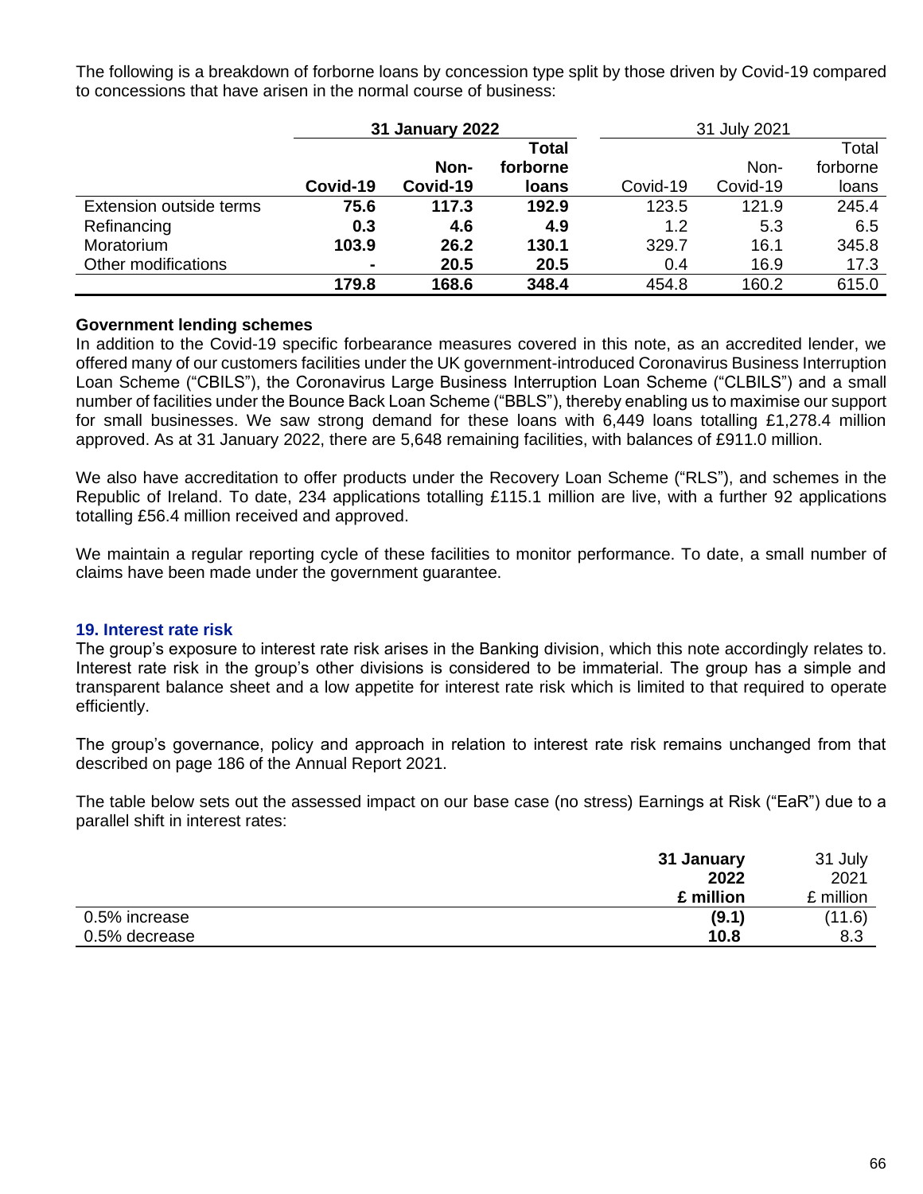The following is a breakdown of forborne loans by concession type split by those driven by Covid-19 compared to concessions that have arisen in the normal course of business:

| | **31 January 2022** | | | 31 July 2021 | | |
|---|---|---|---|---|---|---|
| | **Covid-19** | **Non-Covid-19** | **Total forborne loans** | Covid-19 | Non-Covid-19 | Total forborne loans |
| Extension outside terms | **75.6** | **117.3** | **192.9** | 123.5 | 121.9 | 245.4 |
| Refinancing | **0.3** | **4.6** | **4.9** | 1.2 | 5.3 | 6.5 |
| Moratorium | **103.9** | **26.2** | **130.1** | 329.7 | 16.1 | 345.8 |
| Other modifications | **-** | **20.5** | **20.5** | 0.4 | 16.9 | 17.3 |
| | **179.8** | **168.6** | **348.4** | 454.8 | 160.2 | 615.0 |

**Government lending schemes**

In addition to the Covid-19 specific forbearance measures covered in this note, as an accredited lender, we offered many of our customers facilities under the UK government-introduced Coronavirus Business Interruption Loan Scheme ("CBILS"), the Coronavirus Large Business Interruption Loan Scheme ("CLBILS") and a small number of facilities under the Bounce Back Loan Scheme ("BBLS"), thereby enabling us to maximise our support for small businesses. We saw strong demand for these loans with 6,449 loans totalling £1,278.4 million approved. As at 31 January 2022, there are 5,648 remaining facilities, with balances of £911.0 million.

We also have accreditation to offer products under the Recovery Loan Scheme ("RLS"), and schemes in the Republic of Ireland. To date, 234 applications totalling £115.1 million are live, with a further 92 applications totalling £56.4 million received and approved.

We maintain a regular reporting cycle of these facilities to monitor performance. To date, a small number of claims have been made under the government guarantee.

## 19. Interest rate risk

The group's exposure to interest rate risk arises in the Banking division, which this note accordingly relates to. Interest rate risk in the group's other divisions is considered to be immaterial. The group has a simple and transparent balance sheet and a low appetite for interest rate risk which is limited to that required to operate efficiently.

The group's governance, policy and approach in relation to interest rate risk remains unchanged from that described on page 186 of the Annual Report 2021.

The table below sets out the assessed impact on our base case (no stress) Earnings at Risk ("EaR") due to a parallel shift in interest rates:

| | **31 January 2022 £ million** | 31 July 2021 £ million |
|---|---|---|
| 0.5% increase | **(9.1)** | (11.6) |
| 0.5% decrease | **10.8** | 8.3 |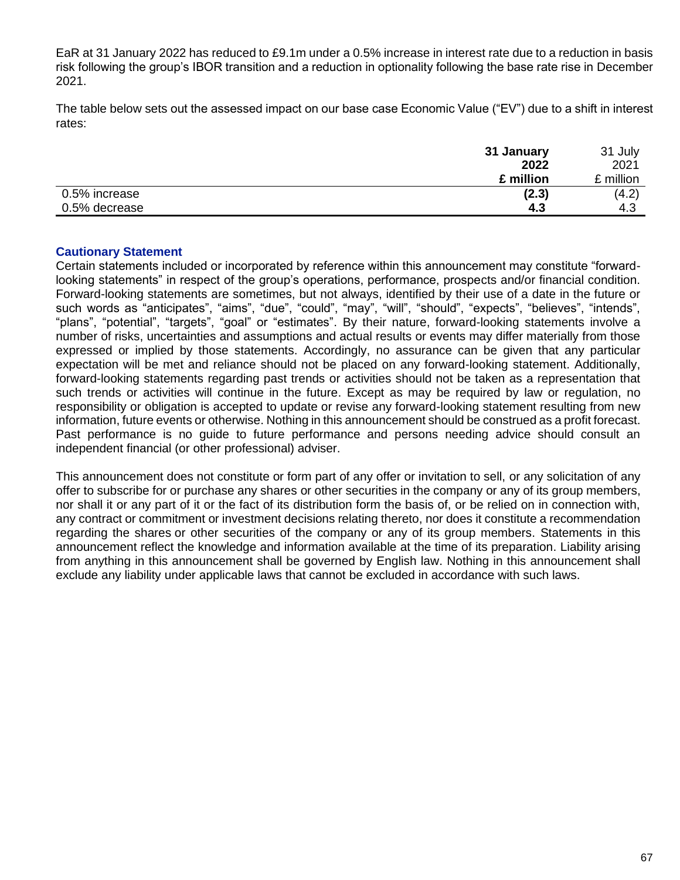EaR at 31 January 2022 has reduced to £9.1m under a 0.5% increase in interest rate due to a reduction in basis risk following the group's IBOR transition and a reduction in optionality following the base rate rise in December 2021.

The table below sets out the assessed impact on our base case Economic Value ("EV") due to a shift in interest rates:

| | **31 January 2022 £ million** | 31 July 2021 £ million |
|---|---|---|
| 0.5% increase | **(2.3)** | (4.2) |
| 0.5% decrease | **4.3** | 4.3 |

### Cautionary Statement

Certain statements included or incorporated by reference within this announcement may constitute "forward-looking statements" in respect of the group's operations, performance, prospects and/or financial condition. Forward-looking statements are sometimes, but not always, identified by their use of a date in the future or such words as "anticipates", "aims", "due", "could", "may", "will", "should", "expects", "believes", "intends", "plans", "potential", "targets", "goal" or "estimates". By their nature, forward-looking statements involve a number of risks, uncertainties and assumptions and actual results or events may differ materially from those expressed or implied by those statements. Accordingly, no assurance can be given that any particular expectation will be met and reliance should not be placed on any forward-looking statement. Additionally, forward-looking statements regarding past trends or activities should not be taken as a representation that such trends or activities will continue in the future. Except as may be required by law or regulation, no responsibility or obligation is accepted to update or revise any forward-looking statement resulting from new information, future events or otherwise. Nothing in this announcement should be construed as a profit forecast. Past performance is no guide to future performance and persons needing advice should consult an independent financial (or other professional) adviser.

This announcement does not constitute or form part of any offer or invitation to sell, or any solicitation of any offer to subscribe for or purchase any shares or other securities in the company or any of its group members, nor shall it or any part of it or the fact of its distribution form the basis of, or be relied on in connection with, any contract or commitment or investment decisions relating thereto, nor does it constitute a recommendation regarding the shares or other securities of the company or any of its group members. Statements in this announcement reflect the knowledge and information available at the time of its preparation. Liability arising from anything in this announcement shall be governed by English law. Nothing in this announcement shall exclude any liability under applicable laws that cannot be excluded in accordance with such laws.